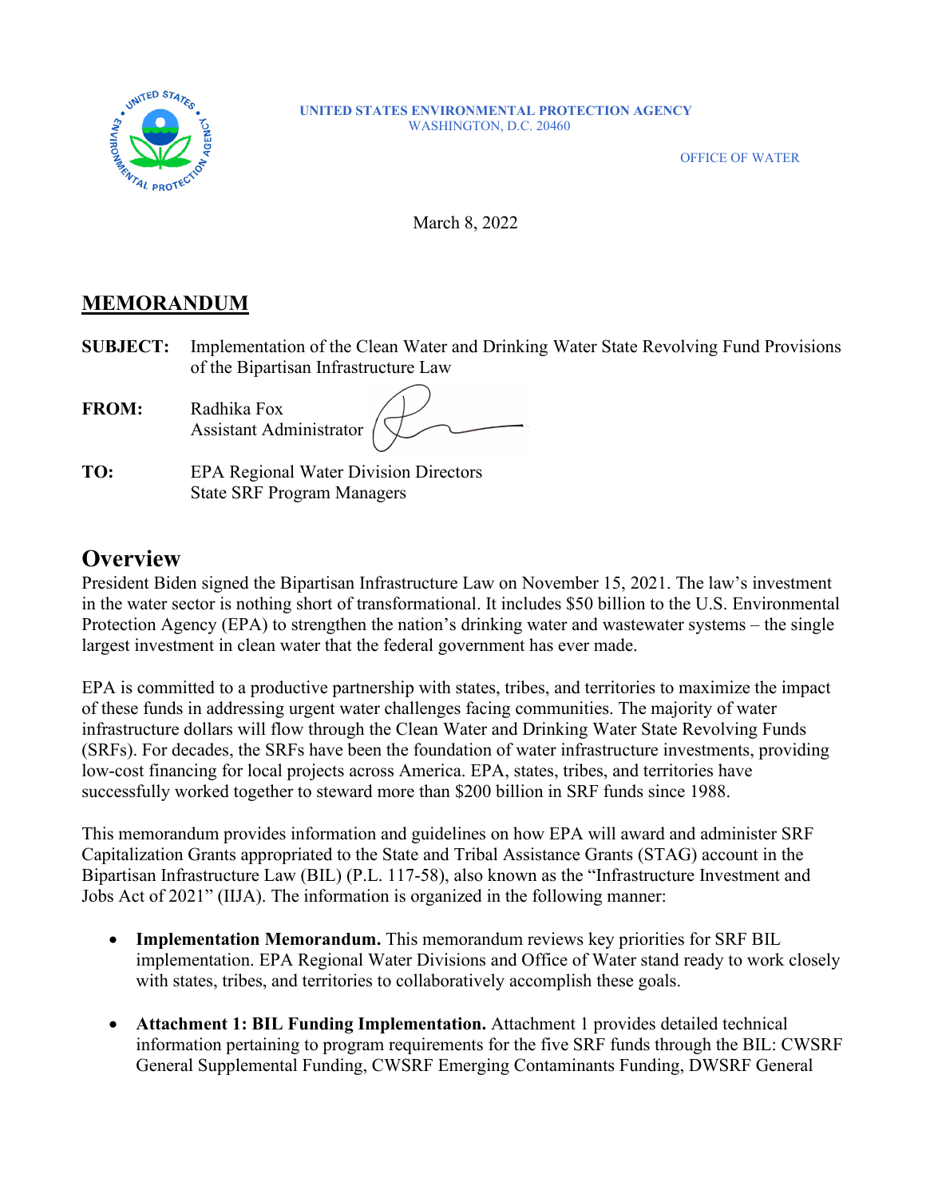UNITED STATES ENVIRONMENTAL PROTECTION AGENCY
WASHINGTON, D.C. 20460

OFFICE OF WATER

March 8, 2022

## MEMORANDUM

**SUBJECT:** Implementation of the Clean Water and Drinking Water State Revolving Fund Provisions of the Bipartisan Infrastructure Law

**FROM:** Radhika Fox
Assistant Administrator

**TO:** EPA Regional Water Division Directors
State SRF Program Managers

## Overview

President Biden signed the Bipartisan Infrastructure Law on November 15, 2021. The law's investment in the water sector is nothing short of transformational. It includes $50 billion to the U.S. Environmental Protection Agency (EPA) to strengthen the nation's drinking water and wastewater systems – the single largest investment in clean water that the federal government has ever made.

EPA is committed to a productive partnership with states, tribes, and territories to maximize the impact of these funds in addressing urgent water challenges facing communities. The majority of water infrastructure dollars will flow through the Clean Water and Drinking Water State Revolving Funds (SRFs). For decades, the SRFs have been the foundation of water infrastructure investments, providing low-cost financing for local projects across America. EPA, states, tribes, and territories have successfully worked together to steward more than $200 billion in SRF funds since 1988.

This memorandum provides information and guidelines on how EPA will award and administer SRF Capitalization Grants appropriated to the State and Tribal Assistance Grants (STAG) account in the Bipartisan Infrastructure Law (BIL) (P.L. 117-58), also known as the "Infrastructure Investment and Jobs Act of 2021" (IIJA). The information is organized in the following manner:

- **Implementation Memorandum.** This memorandum reviews key priorities for SRF BIL implementation. EPA Regional Water Divisions and Office of Water stand ready to work closely with states, tribes, and territories to collaboratively accomplish these goals.
- **Attachment 1: BIL Funding Implementation.** Attachment 1 provides detailed technical information pertaining to program requirements for the five SRF funds through the BIL: CWSRF General Supplemental Funding, CWSRF Emerging Contaminants Funding, DWSRF General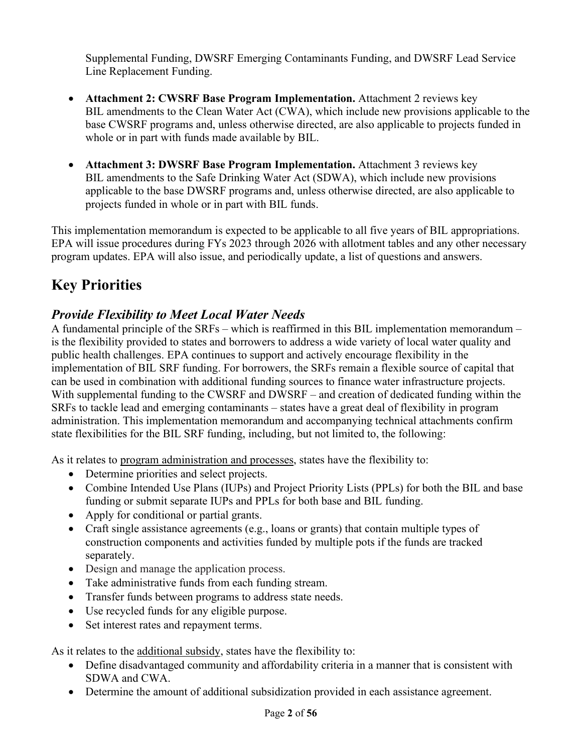Supplemental Funding, DWSRF Emerging Contaminants Funding, and DWSRF Lead Service Line Replacement Funding.

- **Attachment 2: CWSRF Base Program Implementation.** Attachment 2 reviews key BIL amendments to the Clean Water Act (CWA), which include new provisions applicable to the base CWSRF programs and, unless otherwise directed, are also applicable to projects funded in whole or in part with funds made available by BIL.

- **Attachment 3: DWSRF Base Program Implementation.** Attachment 3 reviews key BIL amendments to the Safe Drinking Water Act (SDWA), which include new provisions applicable to the base DWSRF programs and, unless otherwise directed, are also applicable to projects funded in whole or in part with BIL funds.

This implementation memorandum is expected to be applicable to all five years of BIL appropriations. EPA will issue procedures during FYs 2023 through 2026 with allotment tables and any other necessary program updates. EPA will also issue, and periodically update, a list of questions and answers.

# Key Priorities

## *Provide Flexibility to Meet Local Water Needs*

A fundamental principle of the SRFs – which is reaffirmed in this BIL implementation memorandum – is the flexibility provided to states and borrowers to address a wide variety of local water quality and public health challenges. EPA continues to support and actively encourage flexibility in the implementation of BIL SRF funding. For borrowers, the SRFs remain a flexible source of capital that can be used in combination with additional funding sources to finance water infrastructure projects. With supplemental funding to the CWSRF and DWSRF – and creation of dedicated funding within the SRFs to tackle lead and emerging contaminants – states have a great deal of flexibility in program administration. This implementation memorandum and accompanying technical attachments confirm state flexibilities for the BIL SRF funding, including, but not limited to, the following:

As it relates to program administration and processes, states have the flexibility to:

- Determine priorities and select projects.
- Combine Intended Use Plans (IUPs) and Project Priority Lists (PPLs) for both the BIL and base funding or submit separate IUPs and PPLs for both base and BIL funding.
- Apply for conditional or partial grants.
- Craft single assistance agreements (e.g., loans or grants) that contain multiple types of construction components and activities funded by multiple pots if the funds are tracked separately.
- Design and manage the application process.
- Take administrative funds from each funding stream.
- Transfer funds between programs to address state needs.
- Use recycled funds for any eligible purpose.
- Set interest rates and repayment terms.

As it relates to the additional subsidy, states have the flexibility to:

- Define disadvantaged community and affordability criteria in a manner that is consistent with SDWA and CWA.
- Determine the amount of additional subsidization provided in each assistance agreement.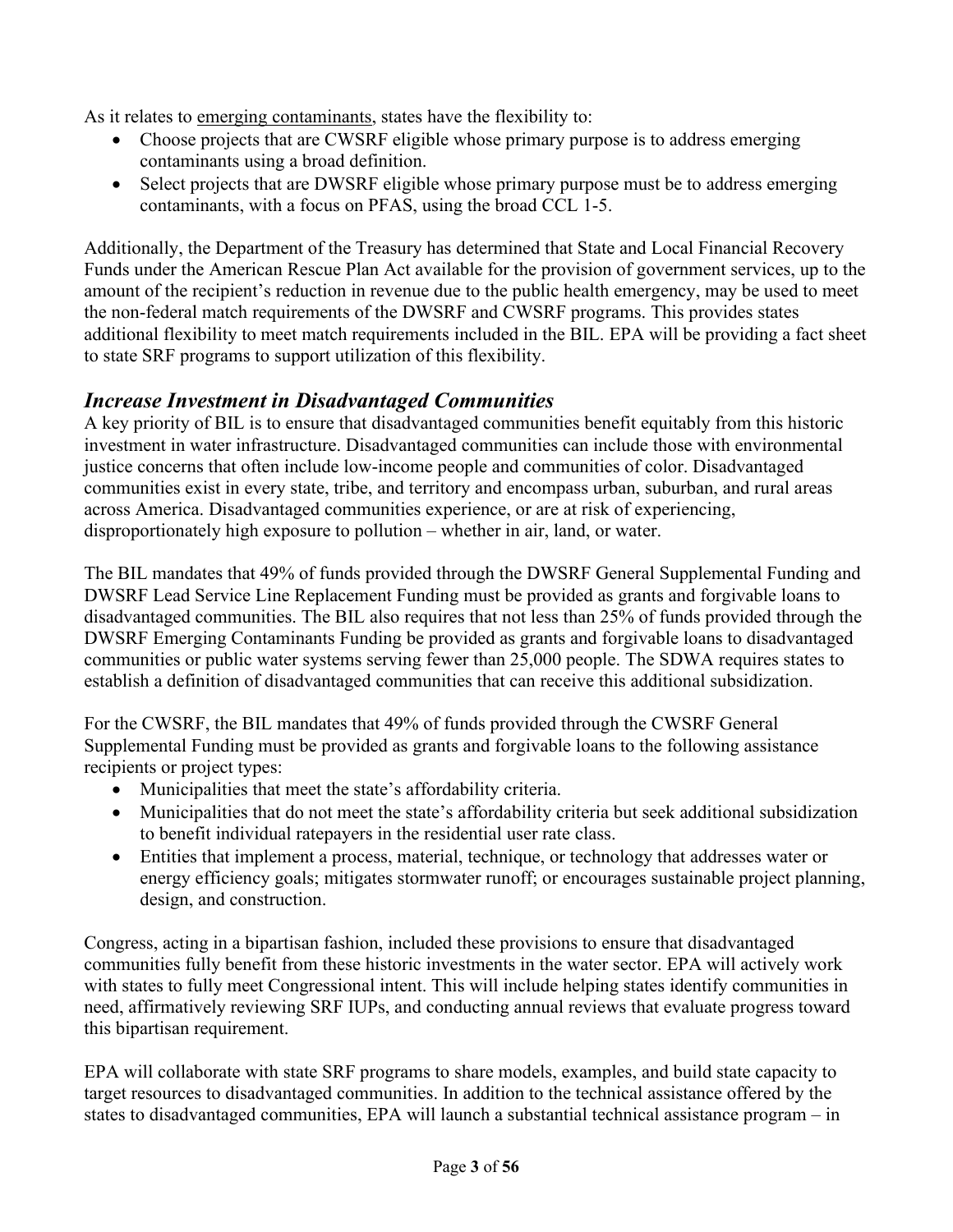As it relates to emerging contaminants, states have the flexibility to:

- Choose projects that are CWSRF eligible whose primary purpose is to address emerging contaminants using a broad definition.
- Select projects that are DWSRF eligible whose primary purpose must be to address emerging contaminants, with a focus on PFAS, using the broad CCL 1-5.

Additionally, the Department of the Treasury has determined that State and Local Financial Recovery Funds under the American Rescue Plan Act available for the provision of government services, up to the amount of the recipient's reduction in revenue due to the public health emergency, may be used to meet the non-federal match requirements of the DWSRF and CWSRF programs. This provides states additional flexibility to meet match requirements included in the BIL. EPA will be providing a fact sheet to state SRF programs to support utilization of this flexibility.

## *Increase Investment in Disadvantaged Communities*

A key priority of BIL is to ensure that disadvantaged communities benefit equitably from this historic investment in water infrastructure. Disadvantaged communities can include those with environmental justice concerns that often include low-income people and communities of color. Disadvantaged communities exist in every state, tribe, and territory and encompass urban, suburban, and rural areas across America. Disadvantaged communities experience, or are at risk of experiencing, disproportionately high exposure to pollution – whether in air, land, or water.

The BIL mandates that 49% of funds provided through the DWSRF General Supplemental Funding and DWSRF Lead Service Line Replacement Funding must be provided as grants and forgivable loans to disadvantaged communities. The BIL also requires that not less than 25% of funds provided through the DWSRF Emerging Contaminants Funding be provided as grants and forgivable loans to disadvantaged communities or public water systems serving fewer than 25,000 people. The SDWA requires states to establish a definition of disadvantaged communities that can receive this additional subsidization.

For the CWSRF, the BIL mandates that 49% of funds provided through the CWSRF General Supplemental Funding must be provided as grants and forgivable loans to the following assistance recipients or project types:

- Municipalities that meet the state's affordability criteria.
- Municipalities that do not meet the state's affordability criteria but seek additional subsidization to benefit individual ratepayers in the residential user rate class.
- Entities that implement a process, material, technique, or technology that addresses water or energy efficiency goals; mitigates stormwater runoff; or encourages sustainable project planning, design, and construction.

Congress, acting in a bipartisan fashion, included these provisions to ensure that disadvantaged communities fully benefit from these historic investments in the water sector. EPA will actively work with states to fully meet Congressional intent. This will include helping states identify communities in need, affirmatively reviewing SRF IUPs, and conducting annual reviews that evaluate progress toward this bipartisan requirement.

EPA will collaborate with state SRF programs to share models, examples, and build state capacity to target resources to disadvantaged communities. In addition to the technical assistance offered by the states to disadvantaged communities, EPA will launch a substantial technical assistance program – in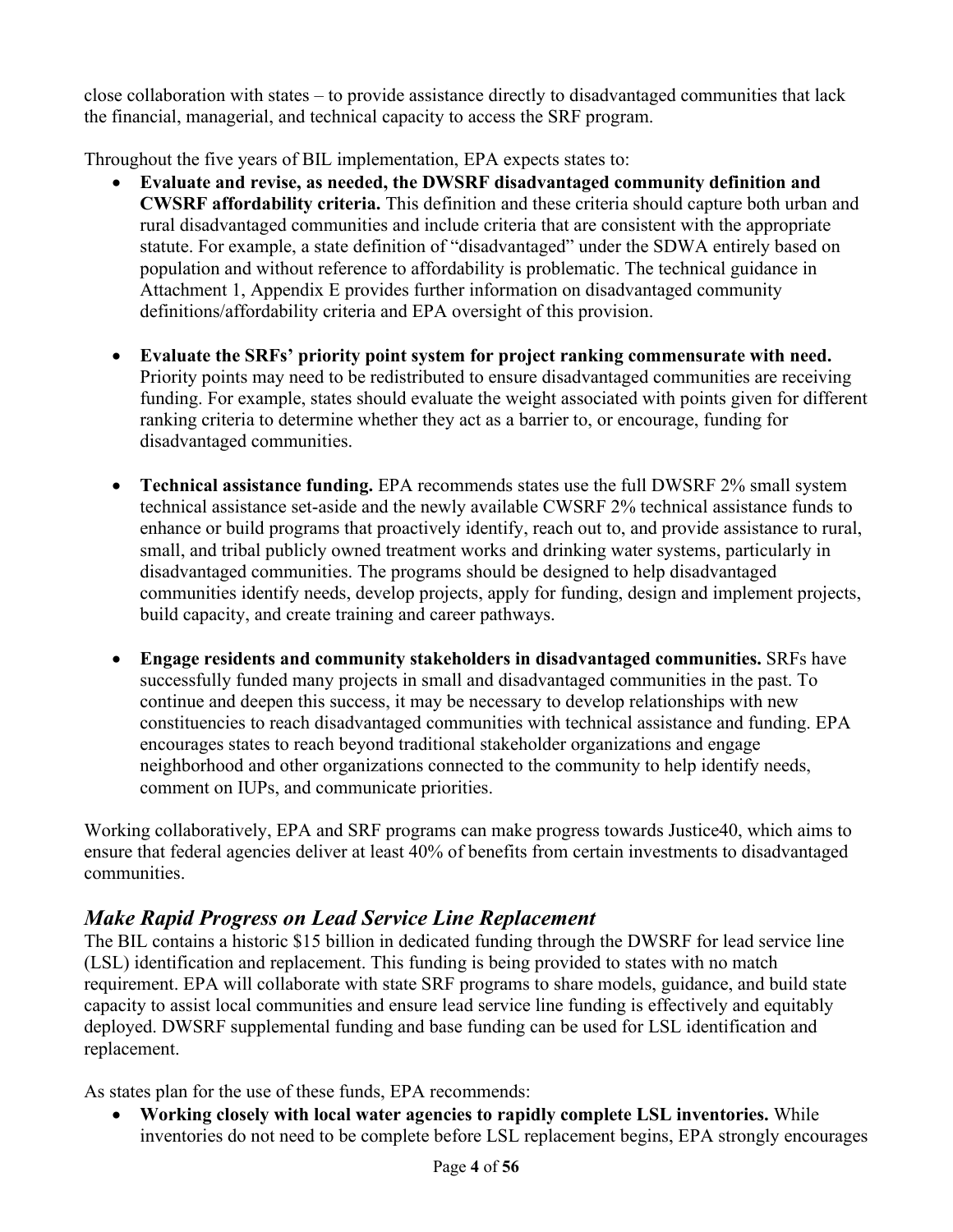close collaboration with states – to provide assistance directly to disadvantaged communities that lack the financial, managerial, and technical capacity to access the SRF program.

Throughout the five years of BIL implementation, EPA expects states to:

- **Evaluate and revise, as needed, the DWSRF disadvantaged community definition and CWSRF affordability criteria.** This definition and these criteria should capture both urban and rural disadvantaged communities and include criteria that are consistent with the appropriate statute. For example, a state definition of "disadvantaged" under the SDWA entirely based on population and without reference to affordability is problematic. The technical guidance in Attachment 1, Appendix E provides further information on disadvantaged community definitions/affordability criteria and EPA oversight of this provision.

- **Evaluate the SRFs' priority point system for project ranking commensurate with need.** Priority points may need to be redistributed to ensure disadvantaged communities are receiving funding. For example, states should evaluate the weight associated with points given for different ranking criteria to determine whether they act as a barrier to, or encourage, funding for disadvantaged communities.

- **Technical assistance funding.** EPA recommends states use the full DWSRF 2% small system technical assistance set-aside and the newly available CWSRF 2% technical assistance funds to enhance or build programs that proactively identify, reach out to, and provide assistance to rural, small, and tribal publicly owned treatment works and drinking water systems, particularly in disadvantaged communities. The programs should be designed to help disadvantaged communities identify needs, develop projects, apply for funding, design and implement projects, build capacity, and create training and career pathways.

- **Engage residents and community stakeholders in disadvantaged communities.** SRFs have successfully funded many projects in small and disadvantaged communities in the past. To continue and deepen this success, it may be necessary to develop relationships with new constituencies to reach disadvantaged communities with technical assistance and funding. EPA encourages states to reach beyond traditional stakeholder organizations and engage neighborhood and other organizations connected to the community to help identify needs, comment on IUPs, and communicate priorities.

Working collaboratively, EPA and SRF programs can make progress towards Justice40, which aims to ensure that federal agencies deliver at least 40% of benefits from certain investments to disadvantaged communities.

## *Make Rapid Progress on Lead Service Line Replacement*

The BIL contains a historic $15 billion in dedicated funding through the DWSRF for lead service line (LSL) identification and replacement. This funding is being provided to states with no match requirement. EPA will collaborate with state SRF programs to share models, guidance, and build state capacity to assist local communities and ensure lead service line funding is effectively and equitably deployed. DWSRF supplemental funding and base funding can be used for LSL identification and replacement.

As states plan for the use of these funds, EPA recommends:

- **Working closely with local water agencies to rapidly complete LSL inventories.** While inventories do not need to be complete before LSL replacement begins, EPA strongly encourages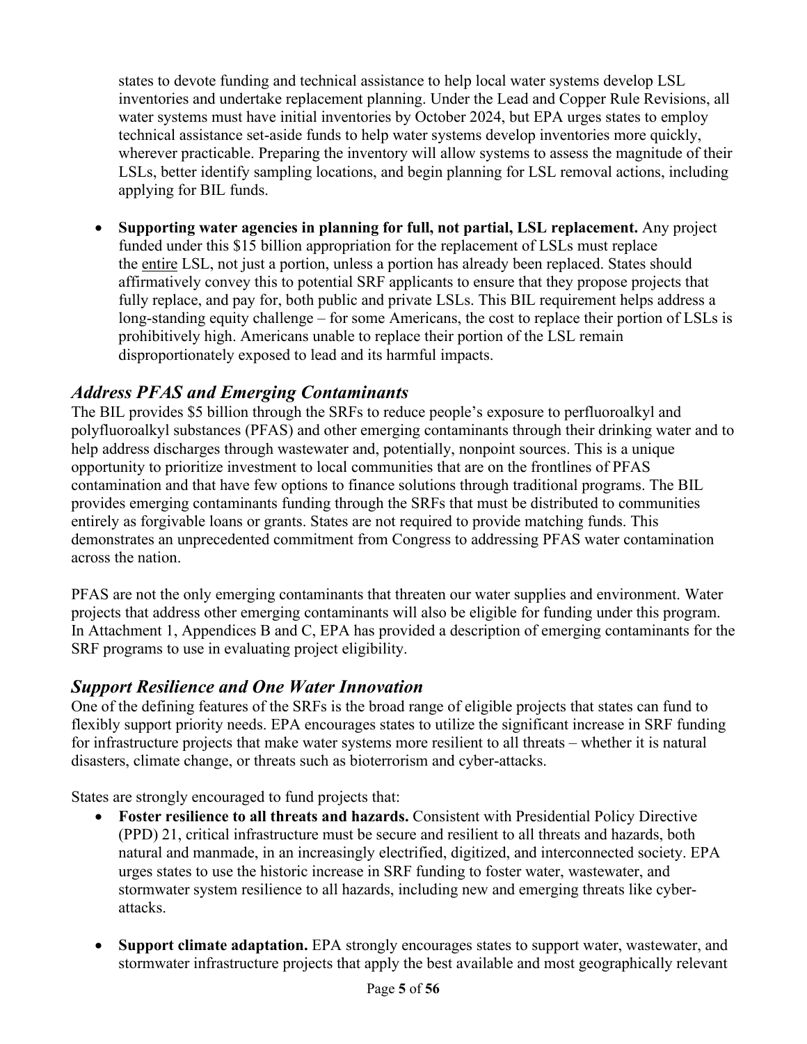states to devote funding and technical assistance to help local water systems develop LSL inventories and undertake replacement planning. Under the Lead and Copper Rule Revisions, all water systems must have initial inventories by October 2024, but EPA urges states to employ technical assistance set-aside funds to help water systems develop inventories more quickly, wherever practicable. Preparing the inventory will allow systems to assess the magnitude of their LSLs, better identify sampling locations, and begin planning for LSL removal actions, including applying for BIL funds.

- **Supporting water agencies in planning for full, not partial, LSL replacement.** Any project funded under this $15 billion appropriation for the replacement of LSLs must replace the <u>entire</u> LSL, not just a portion, unless a portion has already been replaced. States should affirmatively convey this to potential SRF applicants to ensure that they propose projects that fully replace, and pay for, both public and private LSLs. This BIL requirement helps address a long-standing equity challenge – for some Americans, the cost to replace their portion of LSLs is prohibitively high. Americans unable to replace their portion of the LSL remain disproportionately exposed to lead and its harmful impacts.

## *Address PFAS and Emerging Contaminants*

The BIL provides $5 billion through the SRFs to reduce people's exposure to perfluoroalkyl and polyfluoroalkyl substances (PFAS) and other emerging contaminants through their drinking water and to help address discharges through wastewater and, potentially, nonpoint sources. This is a unique opportunity to prioritize investment to local communities that are on the frontlines of PFAS contamination and that have few options to finance solutions through traditional programs. The BIL provides emerging contaminants funding through the SRFs that must be distributed to communities entirely as forgivable loans or grants. States are not required to provide matching funds. This demonstrates an unprecedented commitment from Congress to addressing PFAS water contamination across the nation.

PFAS are not the only emerging contaminants that threaten our water supplies and environment. Water projects that address other emerging contaminants will also be eligible for funding under this program. In Attachment 1, Appendices B and C, EPA has provided a description of emerging contaminants for the SRF programs to use in evaluating project eligibility.

## *Support Resilience and One Water Innovation*

One of the defining features of the SRFs is the broad range of eligible projects that states can fund to flexibly support priority needs. EPA encourages states to utilize the significant increase in SRF funding for infrastructure projects that make water systems more resilient to all threats – whether it is natural disasters, climate change, or threats such as bioterrorism and cyber-attacks.

States are strongly encouraged to fund projects that:

- **Foster resilience to all threats and hazards.** Consistent with Presidential Policy Directive (PPD) 21, critical infrastructure must be secure and resilient to all threats and hazards, both natural and manmade, in an increasingly electrified, digitized, and interconnected society. EPA urges states to use the historic increase in SRF funding to foster water, wastewater, and stormwater system resilience to all hazards, including new and emerging threats like cyber-attacks.

- **Support climate adaptation.** EPA strongly encourages states to support water, wastewater, and stormwater infrastructure projects that apply the best available and most geographically relevant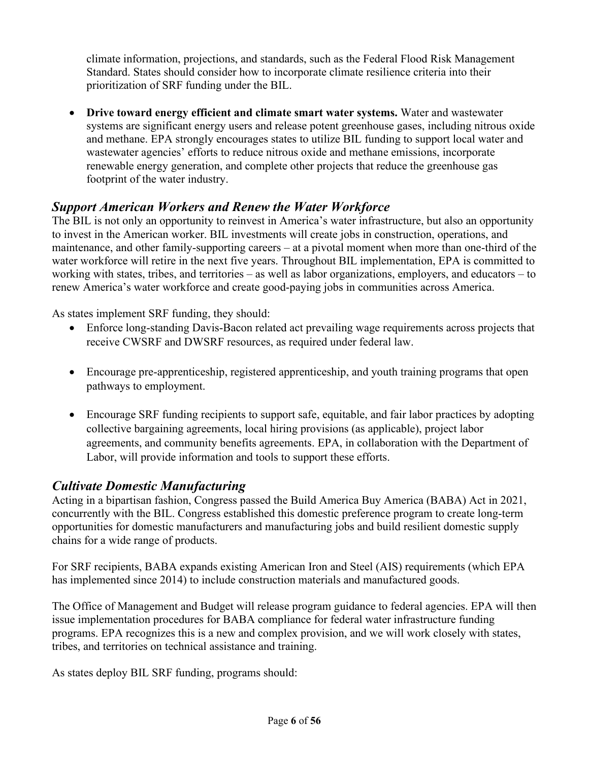climate information, projections, and standards, such as the Federal Flood Risk Management Standard. States should consider how to incorporate climate resilience criteria into their prioritization of SRF funding under the BIL.

- **Drive toward energy efficient and climate smart water systems.** Water and wastewater systems are significant energy users and release potent greenhouse gases, including nitrous oxide and methane. EPA strongly encourages states to utilize BIL funding to support local water and wastewater agencies' efforts to reduce nitrous oxide and methane emissions, incorporate renewable energy generation, and complete other projects that reduce the greenhouse gas footprint of the water industry.

## *Support American Workers and Renew the Water Workforce*

The BIL is not only an opportunity to reinvest in America's water infrastructure, but also an opportunity to invest in the American worker. BIL investments will create jobs in construction, operations, and maintenance, and other family-supporting careers – at a pivotal moment when more than one-third of the water workforce will retire in the next five years. Throughout BIL implementation, EPA is committed to working with states, tribes, and territories – as well as labor organizations, employers, and educators – to renew America's water workforce and create good-paying jobs in communities across America.

As states implement SRF funding, they should:

- Enforce long-standing Davis-Bacon related act prevailing wage requirements across projects that receive CWSRF and DWSRF resources, as required under federal law.
- Encourage pre-apprenticeship, registered apprenticeship, and youth training programs that open pathways to employment.
- Encourage SRF funding recipients to support safe, equitable, and fair labor practices by adopting collective bargaining agreements, local hiring provisions (as applicable), project labor agreements, and community benefits agreements. EPA, in collaboration with the Department of Labor, will provide information and tools to support these efforts.

## *Cultivate Domestic Manufacturing*

Acting in a bipartisan fashion, Congress passed the Build America Buy America (BABA) Act in 2021, concurrently with the BIL. Congress established this domestic preference program to create long-term opportunities for domestic manufacturers and manufacturing jobs and build resilient domestic supply chains for a wide range of products.

For SRF recipients, BABA expands existing American Iron and Steel (AIS) requirements (which EPA has implemented since 2014) to include construction materials and manufactured goods.

The Office of Management and Budget will release program guidance to federal agencies. EPA will then issue implementation procedures for BABA compliance for federal water infrastructure funding programs. EPA recognizes this is a new and complex provision, and we will work closely with states, tribes, and territories on technical assistance and training.

As states deploy BIL SRF funding, programs should: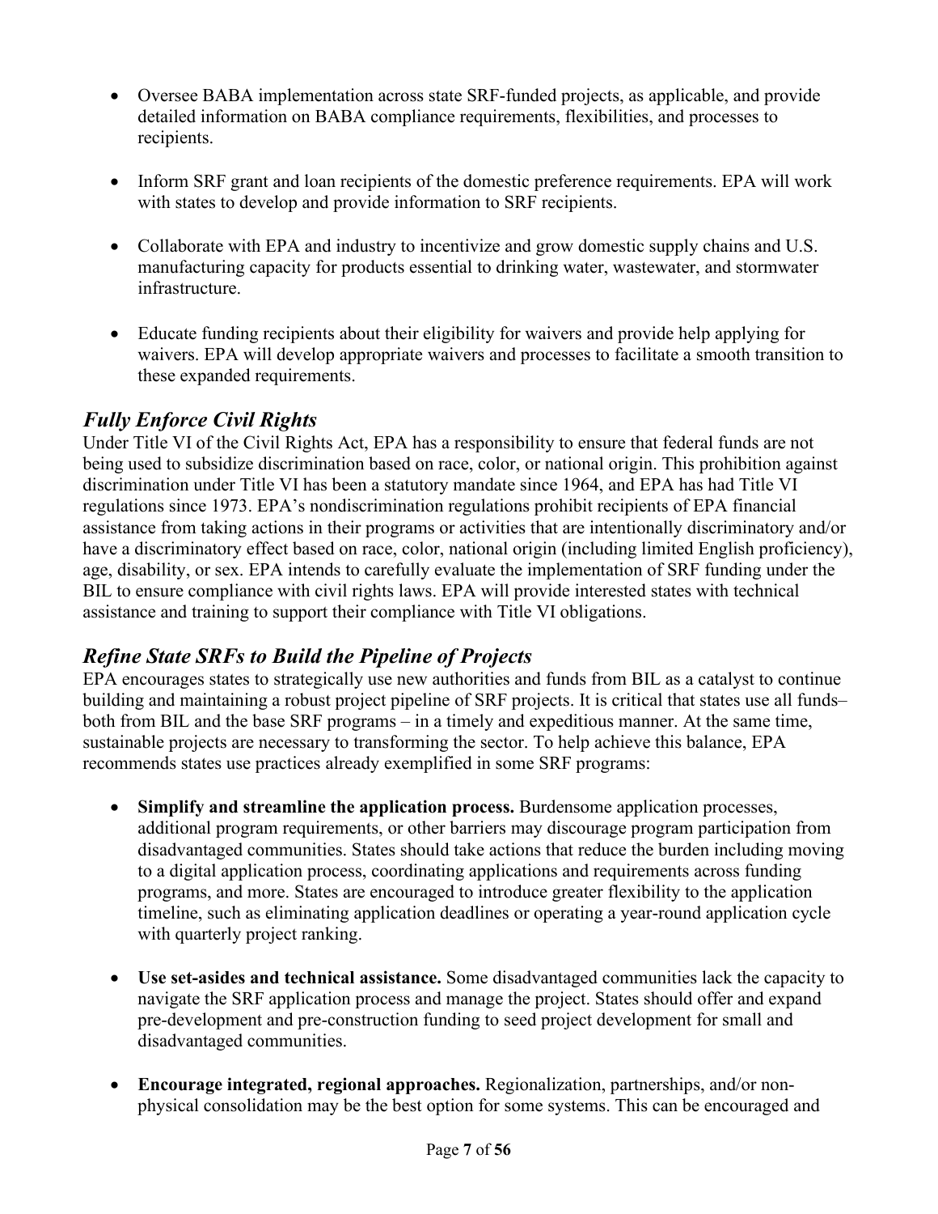- Oversee BABA implementation across state SRF-funded projects, as applicable, and provide detailed information on BABA compliance requirements, flexibilities, and processes to recipients.

- Inform SRF grant and loan recipients of the domestic preference requirements. EPA will work with states to develop and provide information to SRF recipients.

- Collaborate with EPA and industry to incentivize and grow domestic supply chains and U.S. manufacturing capacity for products essential to drinking water, wastewater, and stormwater infrastructure.

- Educate funding recipients about their eligibility for waivers and provide help applying for waivers. EPA will develop appropriate waivers and processes to facilitate a smooth transition to these expanded requirements.

## *Fully Enforce Civil Rights*

Under Title VI of the Civil Rights Act, EPA has a responsibility to ensure that federal funds are not being used to subsidize discrimination based on race, color, or national origin. This prohibition against discrimination under Title VI has been a statutory mandate since 1964, and EPA has had Title VI regulations since 1973. EPA's nondiscrimination regulations prohibit recipients of EPA financial assistance from taking actions in their programs or activities that are intentionally discriminatory and/or have a discriminatory effect based on race, color, national origin (including limited English proficiency), age, disability, or sex. EPA intends to carefully evaluate the implementation of SRF funding under the BIL to ensure compliance with civil rights laws. EPA will provide interested states with technical assistance and training to support their compliance with Title VI obligations.

## *Refine State SRFs to Build the Pipeline of Projects*

EPA encourages states to strategically use new authorities and funds from BIL as a catalyst to continue building and maintaining a robust project pipeline of SRF projects. It is critical that states use all funds– both from BIL and the base SRF programs – in a timely and expeditious manner. At the same time, sustainable projects are necessary to transforming the sector. To help achieve this balance, EPA recommends states use practices already exemplified in some SRF programs:

- **Simplify and streamline the application process.** Burdensome application processes, additional program requirements, or other barriers may discourage program participation from disadvantaged communities. States should take actions that reduce the burden including moving to a digital application process, coordinating applications and requirements across funding programs, and more. States are encouraged to introduce greater flexibility to the application timeline, such as eliminating application deadlines or operating a year-round application cycle with quarterly project ranking.

- **Use set-asides and technical assistance.** Some disadvantaged communities lack the capacity to navigate the SRF application process and manage the project. States should offer and expand pre-development and pre-construction funding to seed project development for small and disadvantaged communities.

- **Encourage integrated, regional approaches.** Regionalization, partnerships, and/or non-physical consolidation may be the best option for some systems. This can be encouraged and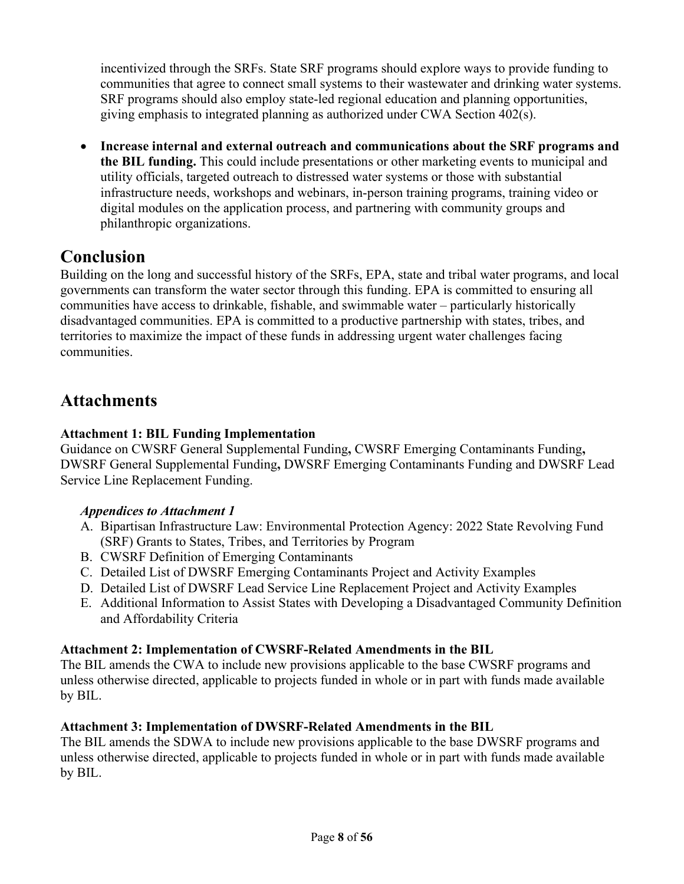incentivized through the SRFs. State SRF programs should explore ways to provide funding to communities that agree to connect small systems to their wastewater and drinking water systems. SRF programs should also employ state-led regional education and planning opportunities, giving emphasis to integrated planning as authorized under CWA Section 402(s).

- **Increase internal and external outreach and communications about the SRF programs and the BIL funding.** This could include presentations or other marketing events to municipal and utility officials, targeted outreach to distressed water systems or those with substantial infrastructure needs, workshops and webinars, in-person training programs, training video or digital modules on the application process, and partnering with community groups and philanthropic organizations.

## Conclusion

Building on the long and successful history of the SRFs, EPA, state and tribal water programs, and local governments can transform the water sector through this funding. EPA is committed to ensuring all communities have access to drinkable, fishable, and swimmable water – particularly historically disadvantaged communities. EPA is committed to a productive partnership with states, tribes, and territories to maximize the impact of these funds in addressing urgent water challenges facing communities.

## Attachments

**Attachment 1: BIL Funding Implementation**
Guidance on CWSRF General Supplemental Funding**,** CWSRF Emerging Contaminants Funding**,** DWSRF General Supplemental Funding**,** DWSRF Emerging Contaminants Funding and DWSRF Lead Service Line Replacement Funding.

***Appendices to Attachment 1***

A. Bipartisan Infrastructure Law: Environmental Protection Agency: 2022 State Revolving Fund (SRF) Grants to States, Tribes, and Territories by Program
B. CWSRF Definition of Emerging Contaminants
C. Detailed List of DWSRF Emerging Contaminants Project and Activity Examples
D. Detailed List of DWSRF Lead Service Line Replacement Project and Activity Examples
E. Additional Information to Assist States with Developing a Disadvantaged Community Definition and Affordability Criteria

**Attachment 2: Implementation of CWSRF-Related Amendments in the BIL**
The BIL amends the CWA to include new provisions applicable to the base CWSRF programs and unless otherwise directed, applicable to projects funded in whole or in part with funds made available by BIL.

**Attachment 3: Implementation of DWSRF-Related Amendments in the BIL**
The BIL amends the SDWA to include new provisions applicable to the base DWSRF programs and unless otherwise directed, applicable to projects funded in whole or in part with funds made available by BIL.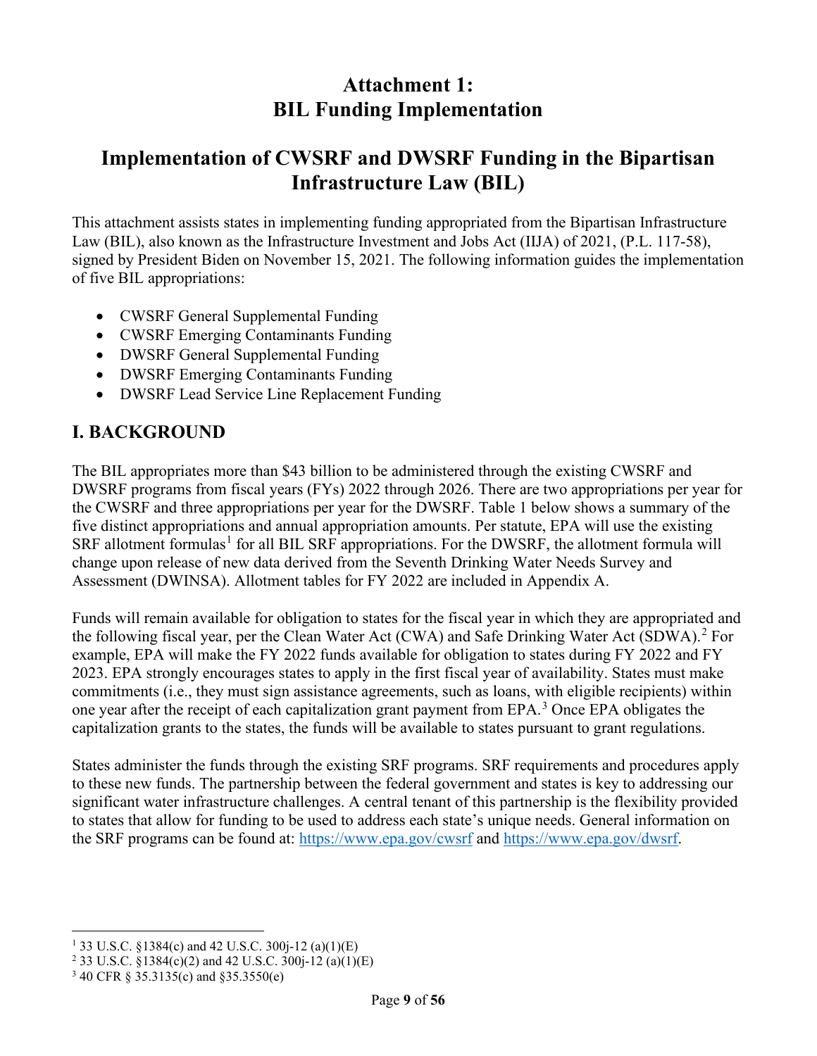# Attachment 1: BIL Funding Implementation

# Implementation of CWSRF and DWSRF Funding in the Bipartisan Infrastructure Law (BIL)

This attachment assists states in implementing funding appropriated from the Bipartisan Infrastructure Law (BIL), also known as the Infrastructure Investment and Jobs Act (IIJA) of 2021, (P.L. 117-58), signed by President Biden on November 15, 2021. The following information guides the implementation of five BIL appropriations:

- CWSRF General Supplemental Funding
- CWSRF Emerging Contaminants Funding
- DWSRF General Supplemental Funding
- DWSRF Emerging Contaminants Funding
- DWSRF Lead Service Line Replacement Funding

## I. BACKGROUND

The BIL appropriates more than $43 billion to be administered through the existing CWSRF and DWSRF programs from fiscal years (FYs) 2022 through 2026. There are two appropriations per year for the CWSRF and three appropriations per year for the DWSRF. Table 1 below shows a summary of the five distinct appropriations and annual appropriation amounts. Per statute, EPA will use the existing SRF allotment formulas[1] for all BIL SRF appropriations. For the DWSRF, the allotment formula will change upon release of new data derived from the Seventh Drinking Water Needs Survey and Assessment (DWINSA). Allotment tables for FY 2022 are included in Appendix A.

Funds will remain available for obligation to states for the fiscal year in which they are appropriated and the following fiscal year, per the Clean Water Act (CWA) and Safe Drinking Water Act (SDWA).[2] For example, EPA will make the FY 2022 funds available for obligation to states during FY 2022 and FY 2023. EPA strongly encourages states to apply in the first fiscal year of availability. States must make commitments (i.e., they must sign assistance agreements, such as loans, with eligible recipients) within one year after the receipt of each capitalization grant payment from EPA.[3] Once EPA obligates the capitalization grants to the states, the funds will be available to states pursuant to grant regulations.

States administer the funds through the existing SRF programs. SRF requirements and procedures apply to these new funds. The partnership between the federal government and states is key to addressing our significant water infrastructure challenges. A central tenant of this partnership is the flexibility provided to states that allow for funding to be used to address each state's unique needs. General information on the SRF programs can be found at: https://www.epa.gov/cwsrf and https://www.epa.gov/dwsrf.

---

[1] 33 U.S.C. §1384(c) and 42 U.S.C. 300j-12 (a)(1)(E)

[2] 33 U.S.C. §1384(c)(2) and 42 U.S.C. 300j-12 (a)(1)(E)

[3] 40 CFR § 35.3135(c) and §35.3550(e)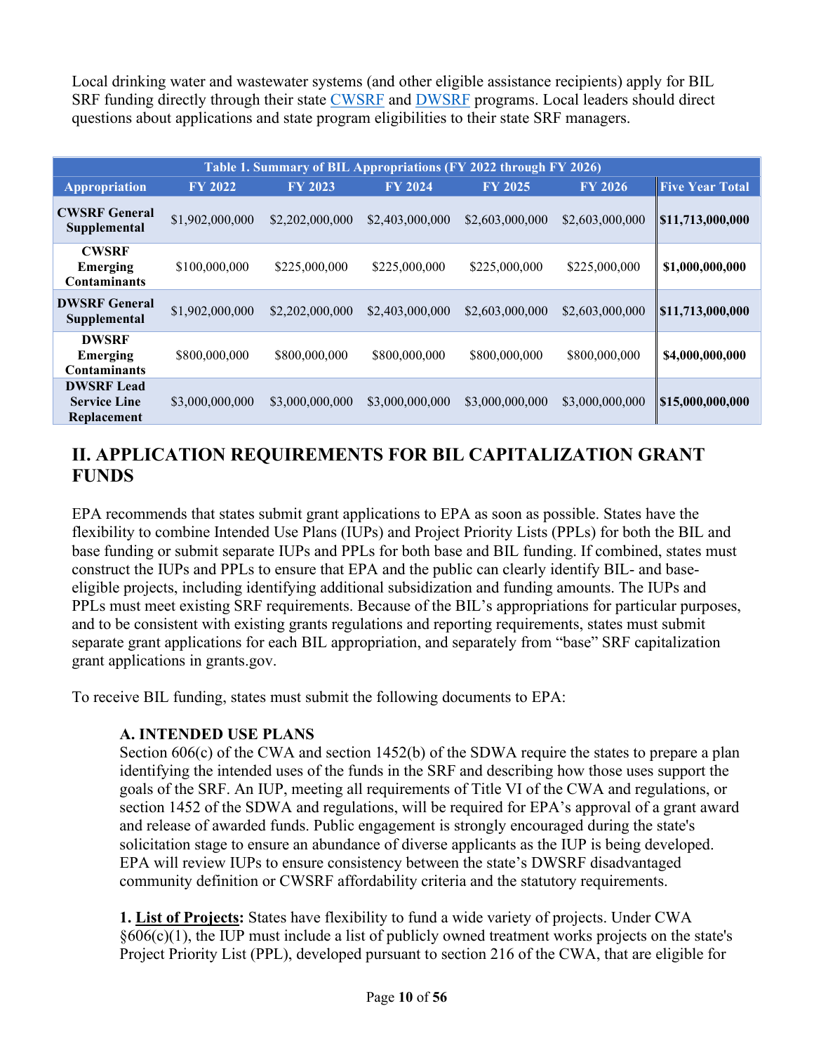Local drinking water and wastewater systems (and other eligible assistance recipients) apply for BIL SRF funding directly through their state CWSRF and DWSRF programs. Local leaders should direct questions about applications and state program eligibilities to their state SRF managers.

**Table 1. Summary of BIL Appropriations (FY 2022 through FY 2026)**

| Appropriation | FY 2022 | FY 2023 | FY 2024 | FY 2025 | FY 2026 | Five Year Total |
|---|---|---|---|---|---|---|
| **CWSRF General Supplemental** | $1,902,000,000 | $2,202,000,000 | $2,403,000,000 | $2,603,000,000 | $2,603,000,000 | **$11,713,000,000** |
| **CWSRF Emerging Contaminants** | $100,000,000 | $225,000,000 | $225,000,000 | $225,000,000 | $225,000,000 | **$1,000,000,000** |
| **DWSRF General Supplemental** | $1,902,000,000 | $2,202,000,000 | $2,403,000,000 | $2,603,000,000 | $2,603,000,000 | **$11,713,000,000** |
| **DWSRF Emerging Contaminants** | $800,000,000 | $800,000,000 | $800,000,000 | $800,000,000 | $800,000,000 | **$4,000,000,000** |
| **DWSRF Lead Service Line Replacement** | $3,000,000,000 | $3,000,000,000 | $3,000,000,000 | $3,000,000,000 | $3,000,000,000 | **$15,000,000,000** |

## II. APPLICATION REQUIREMENTS FOR BIL CAPITALIZATION GRANT FUNDS

EPA recommends that states submit grant applications to EPA as soon as possible. States have the flexibility to combine Intended Use Plans (IUPs) and Project Priority Lists (PPLs) for both the BIL and base funding or submit separate IUPs and PPLs for both base and BIL funding. If combined, states must construct the IUPs and PPLs to ensure that EPA and the public can clearly identify BIL- and base-eligible projects, including identifying additional subsidization and funding amounts. The IUPs and PPLs must meet existing SRF requirements. Because of the BIL's appropriations for particular purposes, and to be consistent with existing grants regulations and reporting requirements, states must submit separate grant applications for each BIL appropriation, and separately from "base" SRF capitalization grant applications in grants.gov.

To receive BIL funding, states must submit the following documents to EPA:

### A. INTENDED USE PLANS

Section 606(c) of the CWA and section 1452(b) of the SDWA require the states to prepare a plan identifying the intended uses of the funds in the SRF and describing how those uses support the goals of the SRF. An IUP, meeting all requirements of Title VI of the CWA and regulations, or section 1452 of the SDWA and regulations, will be required for EPA's approval of a grant award and release of awarded funds. Public engagement is strongly encouraged during the state's solicitation stage to ensure an abundance of diverse applicants as the IUP is being developed. EPA will review IUPs to ensure consistency between the state's DWSRF disadvantaged community definition or CWSRF affordability criteria and the statutory requirements.

**1. List of Projects:** States have flexibility to fund a wide variety of projects. Under CWA §606(c)(1), the IUP must include a list of publicly owned treatment works projects on the state's Project Priority List (PPL), developed pursuant to section 216 of the CWA, that are eligible for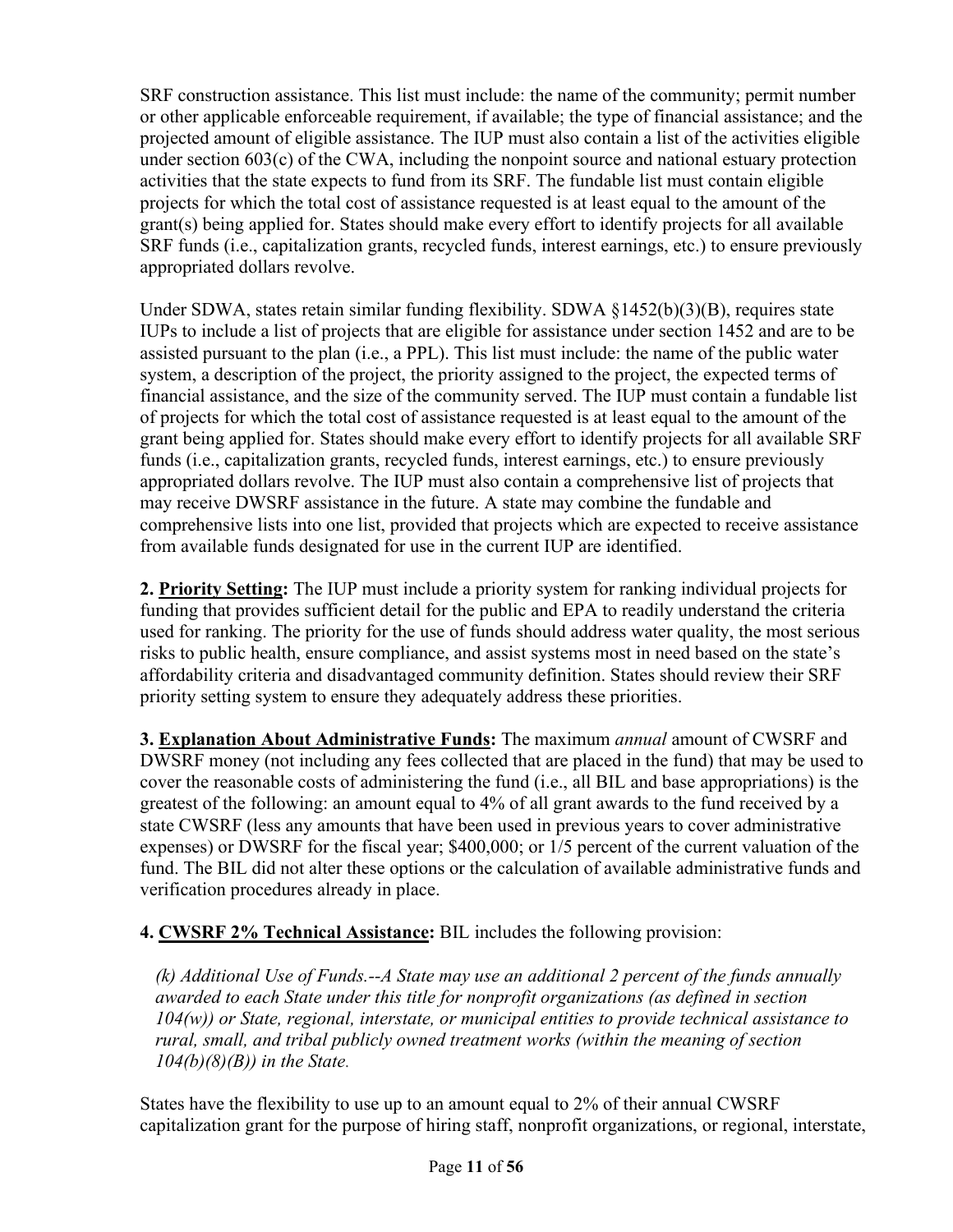SRF construction assistance. This list must include: the name of the community; permit number or other applicable enforceable requirement, if available; the type of financial assistance; and the projected amount of eligible assistance. The IUP must also contain a list of the activities eligible under section 603(c) of the CWA, including the nonpoint source and national estuary protection activities that the state expects to fund from its SRF. The fundable list must contain eligible projects for which the total cost of assistance requested is at least equal to the amount of the grant(s) being applied for. States should make every effort to identify projects for all available SRF funds (i.e., capitalization grants, recycled funds, interest earnings, etc.) to ensure previously appropriated dollars revolve.

Under SDWA, states retain similar funding flexibility. SDWA §1452(b)(3)(B), requires state IUPs to include a list of projects that are eligible for assistance under section 1452 and are to be assisted pursuant to the plan (i.e., a PPL). This list must include: the name of the public water system, a description of the project, the priority assigned to the project, the expected terms of financial assistance, and the size of the community served. The IUP must contain a fundable list of projects for which the total cost of assistance requested is at least equal to the amount of the grant being applied for. States should make every effort to identify projects for all available SRF funds (i.e., capitalization grants, recycled funds, interest earnings, etc.) to ensure previously appropriated dollars revolve. The IUP must also contain a comprehensive list of projects that may receive DWSRF assistance in the future. A state may combine the fundable and comprehensive lists into one list, provided that projects which are expected to receive assistance from available funds designated for use in the current IUP are identified.

**2. Priority Setting:** The IUP must include a priority system for ranking individual projects for funding that provides sufficient detail for the public and EPA to readily understand the criteria used for ranking. The priority for the use of funds should address water quality, the most serious risks to public health, ensure compliance, and assist systems most in need based on the state's affordability criteria and disadvantaged community definition. States should review their SRF priority setting system to ensure they adequately address these priorities.

**3. Explanation About Administrative Funds:** The maximum *annual* amount of CWSRF and DWSRF money (not including any fees collected that are placed in the fund) that may be used to cover the reasonable costs of administering the fund (i.e., all BIL and base appropriations) is the greatest of the following: an amount equal to 4% of all grant awards to the fund received by a state CWSRF (less any amounts that have been used in previous years to cover administrative expenses) or DWSRF for the fiscal year; $400,000; or 1/5 percent of the current valuation of the fund. The BIL did not alter these options or the calculation of available administrative funds and verification procedures already in place.

**4. CWSRF 2% Technical Assistance:** BIL includes the following provision:

> *(k) Additional Use of Funds.--A State may use an additional 2 percent of the funds annually awarded to each State under this title for nonprofit organizations (as defined in section 104(w)) or State, regional, interstate, or municipal entities to provide technical assistance to rural, small, and tribal publicly owned treatment works (within the meaning of section 104(b)(8)(B)) in the State.*

States have the flexibility to use up to an amount equal to 2% of their annual CWSRF capitalization grant for the purpose of hiring staff, nonprofit organizations, or regional, interstate,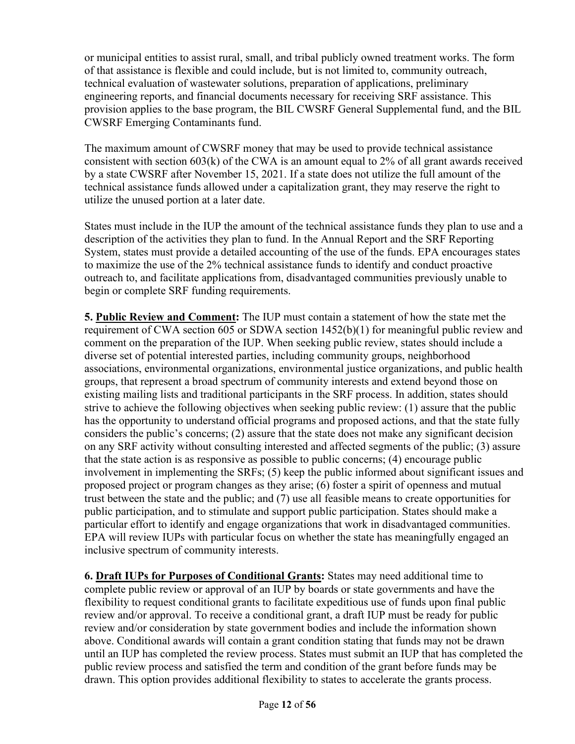or municipal entities to assist rural, small, and tribal publicly owned treatment works. The form of that assistance is flexible and could include, but is not limited to, community outreach, technical evaluation of wastewater solutions, preparation of applications, preliminary engineering reports, and financial documents necessary for receiving SRF assistance. This provision applies to the base program, the BIL CWSRF General Supplemental fund, and the BIL CWSRF Emerging Contaminants fund.

The maximum amount of CWSRF money that may be used to provide technical assistance consistent with section 603(k) of the CWA is an amount equal to 2% of all grant awards received by a state CWSRF after November 15, 2021. If a state does not utilize the full amount of the technical assistance funds allowed under a capitalization grant, they may reserve the right to utilize the unused portion at a later date.

States must include in the IUP the amount of the technical assistance funds they plan to use and a description of the activities they plan to fund. In the Annual Report and the SRF Reporting System, states must provide a detailed accounting of the use of the funds. EPA encourages states to maximize the use of the 2% technical assistance funds to identify and conduct proactive outreach to, and facilitate applications from, disadvantaged communities previously unable to begin or complete SRF funding requirements.

**5. <u>Public Review and Comment</u>:** The IUP must contain a statement of how the state met the requirement of CWA section 605 or SDWA section 1452(b)(1) for meaningful public review and comment on the preparation of the IUP. When seeking public review, states should include a diverse set of potential interested parties, including community groups, neighborhood associations, environmental organizations, environmental justice organizations, and public health groups, that represent a broad spectrum of community interests and extend beyond those on existing mailing lists and traditional participants in the SRF process. In addition, states should strive to achieve the following objectives when seeking public review: (1) assure that the public has the opportunity to understand official programs and proposed actions, and that the state fully considers the public's concerns; (2) assure that the state does not make any significant decision on any SRF activity without consulting interested and affected segments of the public; (3) assure that the state action is as responsive as possible to public concerns; (4) encourage public involvement in implementing the SRFs; (5) keep the public informed about significant issues and proposed project or program changes as they arise; (6) foster a spirit of openness and mutual trust between the state and the public; and (7) use all feasible means to create opportunities for public participation, and to stimulate and support public participation. States should make a particular effort to identify and engage organizations that work in disadvantaged communities. EPA will review IUPs with particular focus on whether the state has meaningfully engaged an inclusive spectrum of community interests.

**6. <u>Draft IUPs for Purposes of Conditional Grants</u>:** States may need additional time to complete public review or approval of an IUP by boards or state governments and have the flexibility to request conditional grants to facilitate expeditious use of funds upon final public review and/or approval. To receive a conditional grant, a draft IUP must be ready for public review and/or consideration by state government bodies and include the information shown above. Conditional awards will contain a grant condition stating that funds may not be drawn until an IUP has completed the review process. States must submit an IUP that has completed the public review process and satisfied the term and condition of the grant before funds may be drawn. This option provides additional flexibility to states to accelerate the grants process.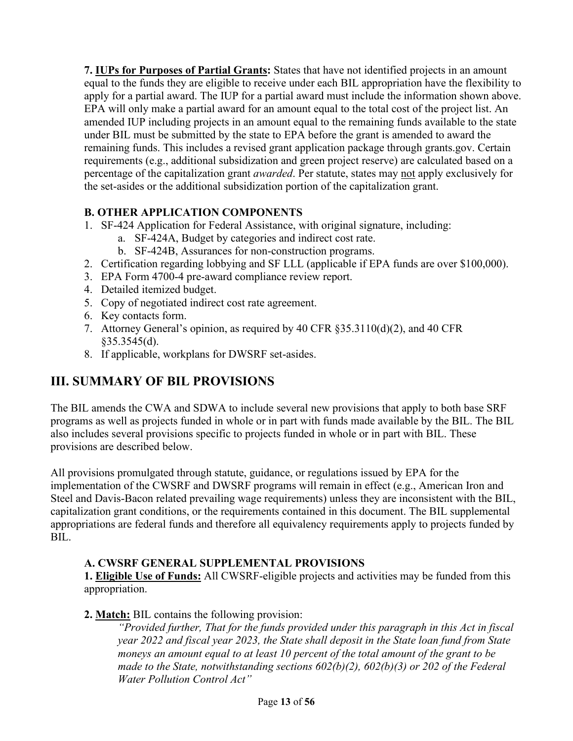**7. <u>IUPs for Purposes of Partial Grants</u>:** States that have not identified projects in an amount equal to the funds they are eligible to receive under each BIL appropriation have the flexibility to apply for a partial award. The IUP for a partial award must include the information shown above. EPA will only make a partial award for an amount equal to the total cost of the project list. An amended IUP including projects in an amount equal to the remaining funds available to the state under BIL must be submitted by the state to EPA before the grant is amended to award the remaining funds. This includes a revised grant application package through grants.gov. Certain requirements (e.g., additional subsidization and green project reserve) are calculated based on a percentage of the capitalization grant *awarded*. Per statute, states may <u>not</u> apply exclusively for the set-asides or the additional subsidization portion of the capitalization grant.

### B. OTHER APPLICATION COMPONENTS

1. SF-424 Application for Federal Assistance, with original signature, including:
   a. SF-424A, Budget by categories and indirect cost rate.
   b. SF-424B, Assurances for non-construction programs.
2. Certification regarding lobbying and SF LLL (applicable if EPA funds are over $100,000).
3. EPA Form 4700-4 pre-award compliance review report.
4. Detailed itemized budget.
5. Copy of negotiated indirect cost rate agreement.
6. Key contacts form.
7. Attorney General's opinion, as required by 40 CFR §35.3110(d)(2), and 40 CFR §35.3545(d).
8. If applicable, workplans for DWSRF set-asides.

## III. SUMMARY OF BIL PROVISIONS

The BIL amends the CWA and SDWA to include several new provisions that apply to both base SRF programs as well as projects funded in whole or in part with funds made available by the BIL. The BIL also includes several provisions specific to projects funded in whole or in part with BIL. These provisions are described below.

All provisions promulgated through statute, guidance, or regulations issued by EPA for the implementation of the CWSRF and DWSRF programs will remain in effect (e.g., American Iron and Steel and Davis-Bacon related prevailing wage requirements) unless they are inconsistent with the BIL, capitalization grant conditions, or the requirements contained in this document. The BIL supplemental appropriations are federal funds and therefore all equivalency requirements apply to projects funded by BIL.

### A. CWSRF GENERAL SUPPLEMENTAL PROVISIONS

**1. <u>Eligible Use of Funds:</u>** All CWSRF-eligible projects and activities may be funded from this appropriation.

**2. <u>Match:</u>** BIL contains the following provision:

> *"Provided further, That for the funds provided under this paragraph in this Act in fiscal year 2022 and fiscal year 2023, the State shall deposit in the State loan fund from State moneys an amount equal to at least 10 percent of the total amount of the grant to be made to the State, notwithstanding sections 602(b)(2), 602(b)(3) or 202 of the Federal Water Pollution Control Act"*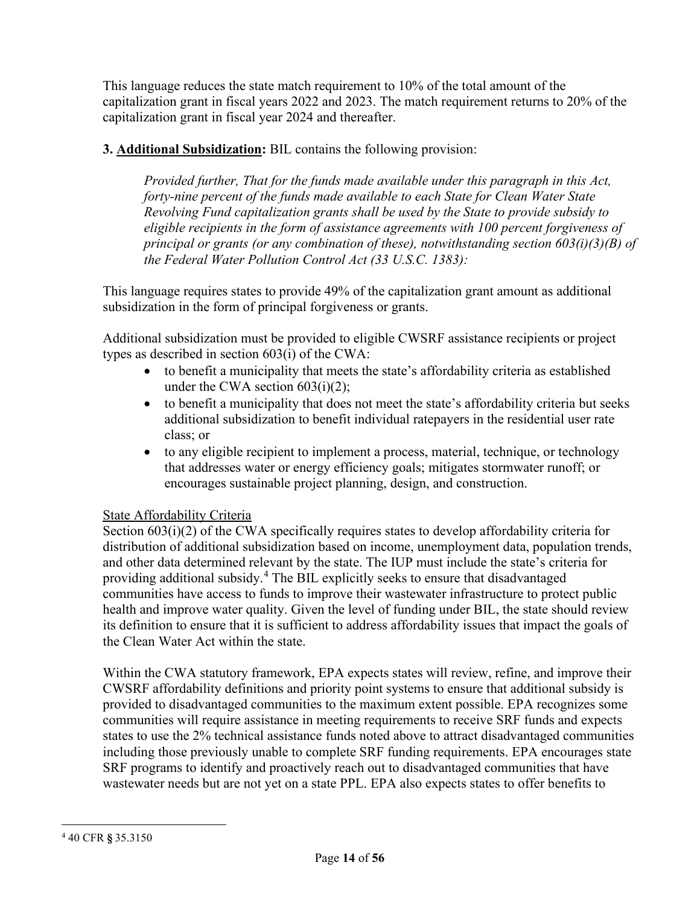This language reduces the state match requirement to 10% of the total amount of the capitalization grant in fiscal years 2022 and 2023. The match requirement returns to 20% of the capitalization grant in fiscal year 2024 and thereafter.

**3. Additional Subsidization:** BIL contains the following provision:

> *Provided further, That for the funds made available under this paragraph in this Act, forty-nine percent of the funds made available to each State for Clean Water State Revolving Fund capitalization grants shall be used by the State to provide subsidy to eligible recipients in the form of assistance agreements with 100 percent forgiveness of principal or grants (or any combination of these), notwithstanding section 603(i)(3)(B) of the Federal Water Pollution Control Act (33 U.S.C. 1383):*

This language requires states to provide 49% of the capitalization grant amount as additional subsidization in the form of principal forgiveness or grants.

Additional subsidization must be provided to eligible CWSRF assistance recipients or project types as described in section 603(i) of the CWA:

- to benefit a municipality that meets the state's affordability criteria as established under the CWA section 603(i)(2);
- to benefit a municipality that does not meet the state's affordability criteria but seeks additional subsidization to benefit individual ratepayers in the residential user rate class; or
- to any eligible recipient to implement a process, material, technique, or technology that addresses water or energy efficiency goals; mitigates stormwater runoff; or encourages sustainable project planning, design, and construction.

State Affordability Criteria

Section 603(i)(2) of the CWA specifically requires states to develop affordability criteria for distribution of additional subsidization based on income, unemployment data, population trends, and other data determined relevant by the state. The IUP must include the state's criteria for providing additional subsidy.[4] The BIL explicitly seeks to ensure that disadvantaged communities have access to funds to improve their wastewater infrastructure to protect public health and improve water quality. Given the level of funding under BIL, the state should review its definition to ensure that it is sufficient to address affordability issues that impact the goals of the Clean Water Act within the state.

Within the CWA statutory framework, EPA expects states will review, refine, and improve their CWSRF affordability definitions and priority point systems to ensure that additional subsidy is provided to disadvantaged communities to the maximum extent possible. EPA recognizes some communities will require assistance in meeting requirements to receive SRF funds and expects states to use the 2% technical assistance funds noted above to attract disadvantaged communities including those previously unable to complete SRF funding requirements. EPA encourages state SRF programs to identify and proactively reach out to disadvantaged communities that have wastewater needs but are not yet on a state PPL. EPA also expects states to offer benefits to

[4] 40 CFR § 35.3150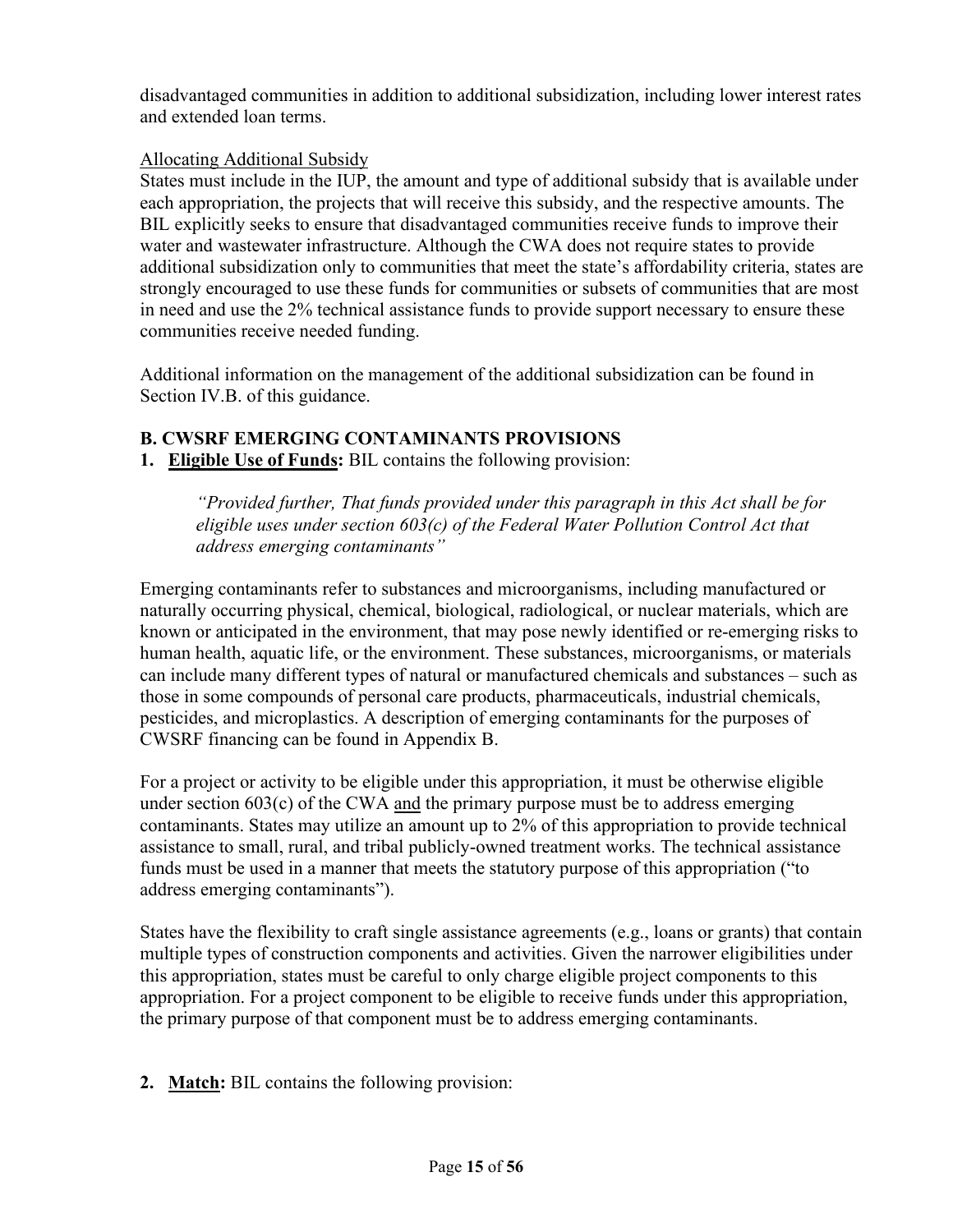disadvantaged communities in addition to additional subsidization, including lower interest rates and extended loan terms.

<u>Allocating Additional Subsidy</u>

States must include in the IUP, the amount and type of additional subsidy that is available under each appropriation, the projects that will receive this subsidy, and the respective amounts. The BIL explicitly seeks to ensure that disadvantaged communities receive funds to improve their water and wastewater infrastructure. Although the CWA does not require states to provide additional subsidization only to communities that meet the state's affordability criteria, states are strongly encouraged to use these funds for communities or subsets of communities that are most in need and use the 2% technical assistance funds to provide support necessary to ensure these communities receive needed funding.

Additional information on the management of the additional subsidization can be found in Section IV.B. of this guidance.

## B. CWSRF EMERGING CONTAMINANTS PROVISIONS

1. **<u>Eligible Use of Funds</u>:** BIL contains the following provision:

> *"Provided further, That funds provided under this paragraph in this Act shall be for eligible uses under section 603(c) of the Federal Water Pollution Control Act that address emerging contaminants"*

Emerging contaminants refer to substances and microorganisms, including manufactured or naturally occurring physical, chemical, biological, radiological, or nuclear materials, which are known or anticipated in the environment, that may pose newly identified or re-emerging risks to human health, aquatic life, or the environment. These substances, microorganisms, or materials can include many different types of natural or manufactured chemicals and substances – such as those in some compounds of personal care products, pharmaceuticals, industrial chemicals, pesticides, and microplastics. A description of emerging contaminants for the purposes of CWSRF financing can be found in Appendix B.

For a project or activity to be eligible under this appropriation, it must be otherwise eligible under section 603(c) of the CWA <u>and</u> the primary purpose must be to address emerging contaminants. States may utilize an amount up to 2% of this appropriation to provide technical assistance to small, rural, and tribal publicly-owned treatment works. The technical assistance funds must be used in a manner that meets the statutory purpose of this appropriation ("to address emerging contaminants").

States have the flexibility to craft single assistance agreements (e.g., loans or grants) that contain multiple types of construction components and activities. Given the narrower eligibilities under this appropriation, states must be careful to only charge eligible project components to this appropriation. For a project component to be eligible to receive funds under this appropriation, the primary purpose of that component must be to address emerging contaminants.

2. **<u>Match</u>:** BIL contains the following provision: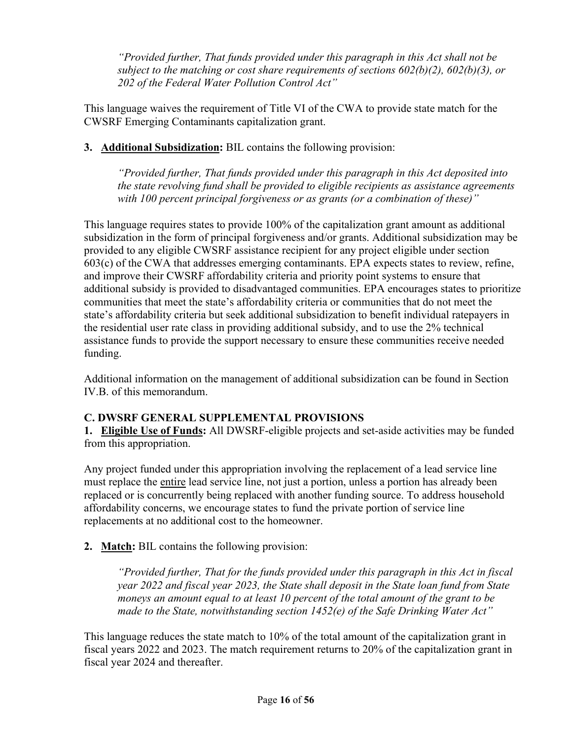> *"Provided further, That funds provided under this paragraph in this Act shall not be subject to the matching or cost share requirements of sections 602(b)(2), 602(b)(3), or 202 of the Federal Water Pollution Control Act"*

This language waives the requirement of Title VI of the CWA to provide state match for the CWSRF Emerging Contaminants capitalization grant.

**3. <u>Additional Subsidization</u>:** BIL contains the following provision:

> *"Provided further, That funds provided under this paragraph in this Act deposited into the state revolving fund shall be provided to eligible recipients as assistance agreements with 100 percent principal forgiveness or as grants (or a combination of these)"*

This language requires states to provide 100% of the capitalization grant amount as additional subsidization in the form of principal forgiveness and/or grants. Additional subsidization may be provided to any eligible CWSRF assistance recipient for any project eligible under section 603(c) of the CWA that addresses emerging contaminants. EPA expects states to review, refine, and improve their CWSRF affordability criteria and priority point systems to ensure that additional subsidy is provided to disadvantaged communities. EPA encourages states to prioritize communities that meet the state's affordability criteria or communities that do not meet the state's affordability criteria but seek additional subsidization to benefit individual ratepayers in the residential user rate class in providing additional subsidy, and to use the 2% technical assistance funds to provide the support necessary to ensure these communities receive needed funding.

Additional information on the management of additional subsidization can be found in Section IV.B. of this memorandum.

## C. DWSRF GENERAL SUPPLEMENTAL PROVISIONS

**1. <u>Eligible Use of Funds</u>:** All DWSRF-eligible projects and set-aside activities may be funded from this appropriation.

Any project funded under this appropriation involving the replacement of a lead service line must replace the <u>entire</u> lead service line, not just a portion, unless a portion has already been replaced or is concurrently being replaced with another funding source. To address household affordability concerns, we encourage states to fund the private portion of service line replacements at no additional cost to the homeowner.

**2. <u>Match</u>:** BIL contains the following provision:

> *"Provided further, That for the funds provided under this paragraph in this Act in fiscal year 2022 and fiscal year 2023, the State shall deposit in the State loan fund from State moneys an amount equal to at least 10 percent of the total amount of the grant to be made to the State, notwithstanding section 1452(e) of the Safe Drinking Water Act"*

This language reduces the state match to 10% of the total amount of the capitalization grant in fiscal years 2022 and 2023. The match requirement returns to 20% of the capitalization grant in fiscal year 2024 and thereafter.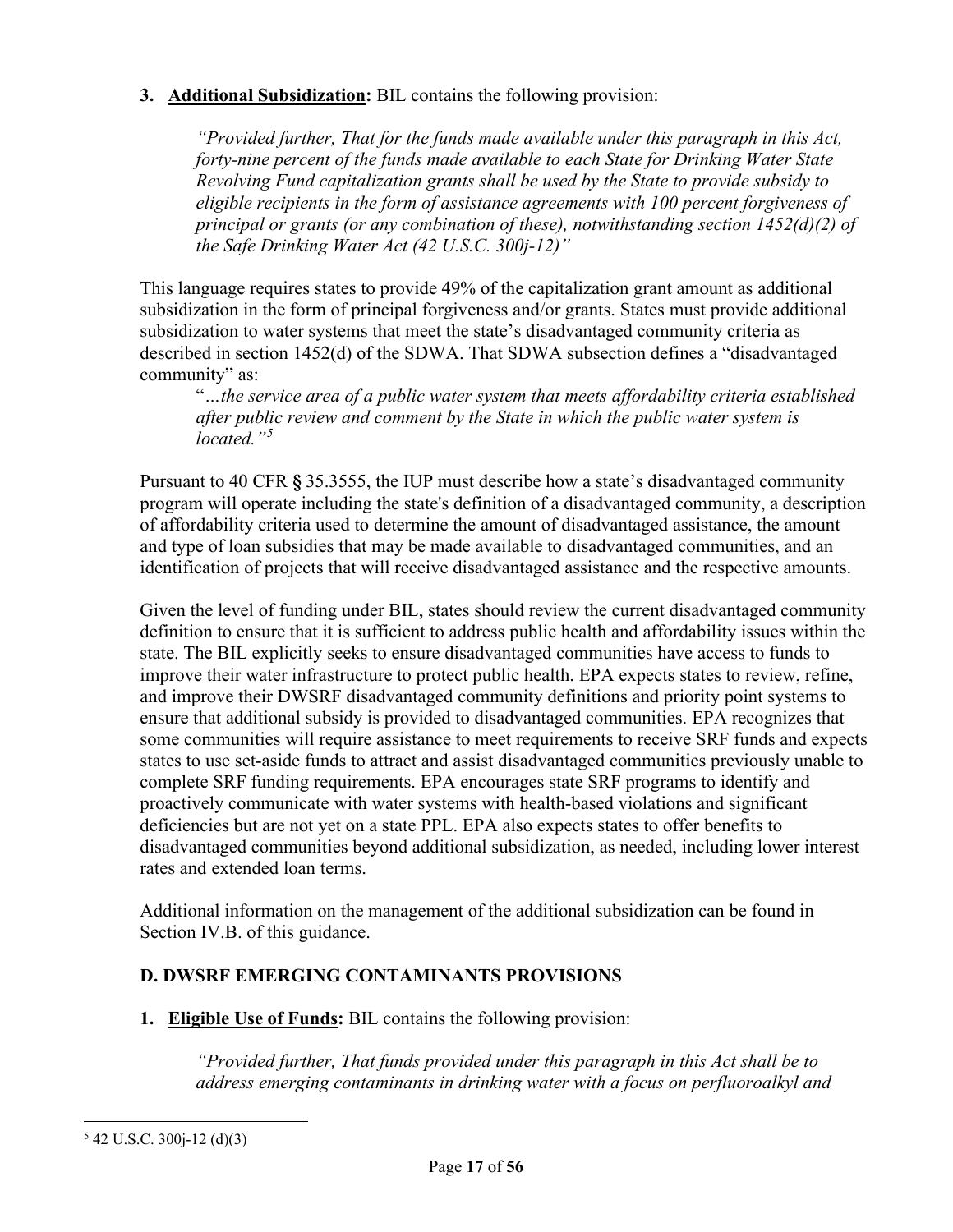3. **Additional Subsidization:** BIL contains the following provision:

> *"Provided further, That for the funds made available under this paragraph in this Act, forty-nine percent of the funds made available to each State for Drinking Water State Revolving Fund capitalization grants shall be used by the State to provide subsidy to eligible recipients in the form of assistance agreements with 100 percent forgiveness of principal or grants (or any combination of these), notwithstanding section 1452(d)(2) of the Safe Drinking Water Act (42 U.S.C. 300j-12)"*

This language requires states to provide 49% of the capitalization grant amount as additional subsidization in the form of principal forgiveness and/or grants. States must provide additional subsidization to water systems that meet the state's disadvantaged community criteria as described in section 1452(d) of the SDWA. That SDWA subsection defines a "disadvantaged community" as:

> "*…the service area of a public water system that meets affordability criteria established after public review and comment by the State in which the public water system is located."*[5]

Pursuant to 40 CFR § 35.3555, the IUP must describe how a state's disadvantaged community program will operate including the state's definition of a disadvantaged community, a description of affordability criteria used to determine the amount of disadvantaged assistance, the amount and type of loan subsidies that may be made available to disadvantaged communities, and an identification of projects that will receive disadvantaged assistance and the respective amounts.

Given the level of funding under BIL, states should review the current disadvantaged community definition to ensure that it is sufficient to address public health and affordability issues within the state. The BIL explicitly seeks to ensure disadvantaged communities have access to funds to improve their water infrastructure to protect public health. EPA expects states to review, refine, and improve their DWSRF disadvantaged community definitions and priority point systems to ensure that additional subsidy is provided to disadvantaged communities. EPA recognizes that some communities will require assistance to meet requirements to receive SRF funds and expects states to use set-aside funds to attract and assist disadvantaged communities previously unable to complete SRF funding requirements. EPA encourages state SRF programs to identify and proactively communicate with water systems with health-based violations and significant deficiencies but are not yet on a state PPL. EPA also expects states to offer benefits to disadvantaged communities beyond additional subsidization, as needed, including lower interest rates and extended loan terms.

Additional information on the management of the additional subsidization can be found in Section IV.B. of this guidance.

## D. DWSRF EMERGING CONTAMINANTS PROVISIONS

1. **Eligible Use of Funds:** BIL contains the following provision:

> *"Provided further, That funds provided under this paragraph in this Act shall be to address emerging contaminants in drinking water with a focus on perfluoroalkyl and*

---

[5] 42 U.S.C. 300j-12 (d)(3)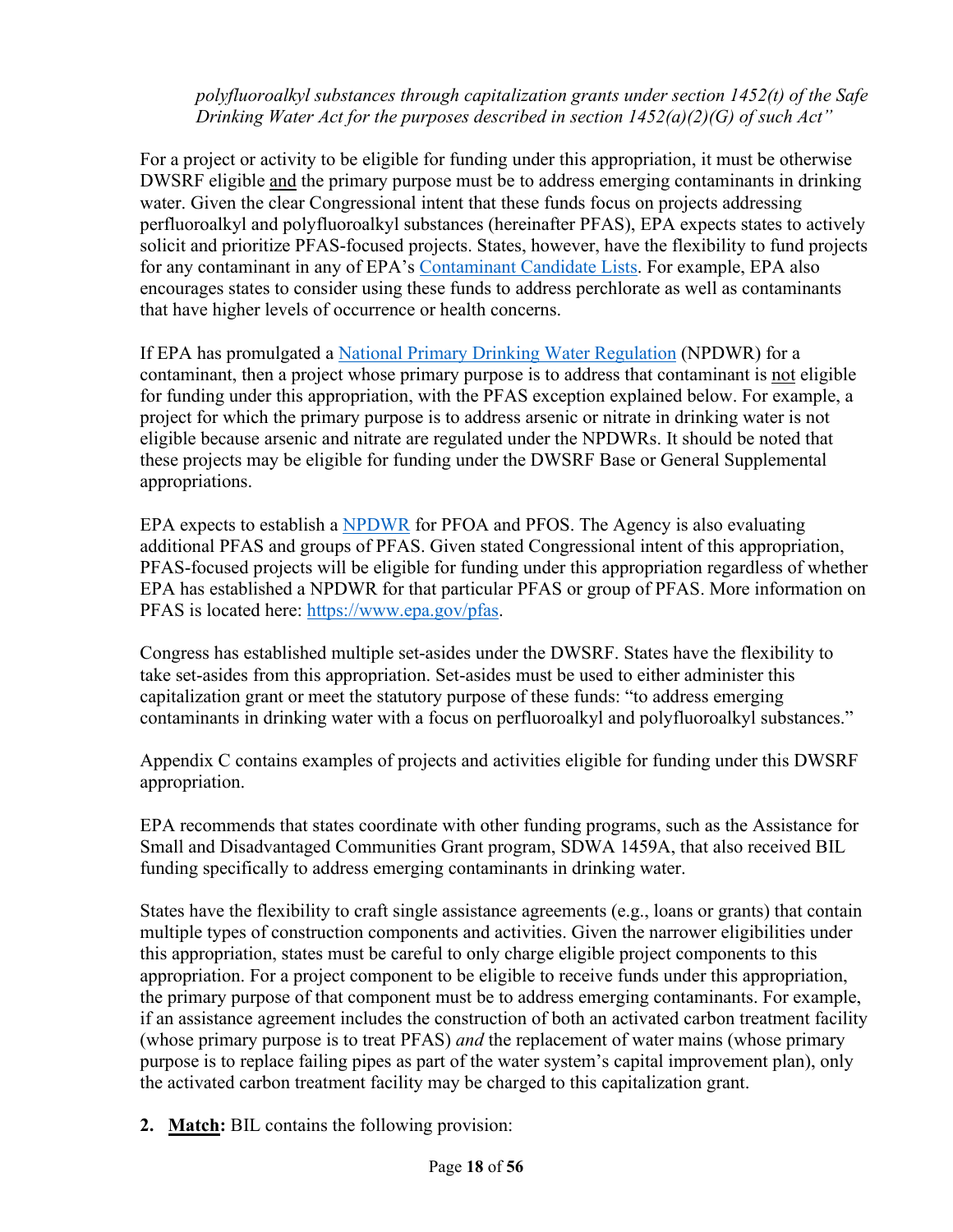*polyfluoroalkyl substances through capitalization grants under section 1452(t) of the Safe Drinking Water Act for the purposes described in section 1452(a)(2)(G) of such Act"*

For a project or activity to be eligible for funding under this appropriation, it must be otherwise DWSRF eligible <u>and</u> the primary purpose must be to address emerging contaminants in drinking water. Given the clear Congressional intent that these funds focus on projects addressing perfluoroalkyl and polyfluoroalkyl substances (hereinafter PFAS), EPA expects states to actively solicit and prioritize PFAS-focused projects. States, however, have the flexibility to fund projects for any contaminant in any of EPA's [Contaminant Candidate Lists](). For example, EPA also encourages states to consider using these funds to address perchlorate as well as contaminants that have higher levels of occurrence or health concerns.

If EPA has promulgated a [National Primary Drinking Water Regulation]() (NPDWR) for a contaminant, then a project whose primary purpose is to address that contaminant is <u>not</u> eligible for funding under this appropriation, with the PFAS exception explained below. For example, a project for which the primary purpose is to address arsenic or nitrate in drinking water is not eligible because arsenic and nitrate are regulated under the NPDWRs. It should be noted that these projects may be eligible for funding under the DWSRF Base or General Supplemental appropriations.

EPA expects to establish a [NPDWR]() for PFOA and PFOS. The Agency is also evaluating additional PFAS and groups of PFAS. Given stated Congressional intent of this appropriation, PFAS-focused projects will be eligible for funding under this appropriation regardless of whether EPA has established a NPDWR for that particular PFAS or group of PFAS. More information on PFAS is located here: [https://www.epa.gov/pfas](https://www.epa.gov/pfas).

Congress has established multiple set-asides under the DWSRF. States have the flexibility to take set-asides from this appropriation. Set-asides must be used to either administer this capitalization grant or meet the statutory purpose of these funds: "to address emerging contaminants in drinking water with a focus on perfluoroalkyl and polyfluoroalkyl substances."

Appendix C contains examples of projects and activities eligible for funding under this DWSRF appropriation.

EPA recommends that states coordinate with other funding programs, such as the Assistance for Small and Disadvantaged Communities Grant program, SDWA 1459A, that also received BIL funding specifically to address emerging contaminants in drinking water.

States have the flexibility to craft single assistance agreements (e.g., loans or grants) that contain multiple types of construction components and activities. Given the narrower eligibilities under this appropriation, states must be careful to only charge eligible project components to this appropriation. For a project component to be eligible to receive funds under this appropriation, the primary purpose of that component must be to address emerging contaminants. For example, if an assistance agreement includes the construction of both an activated carbon treatment facility (whose primary purpose is to treat PFAS) *and* the replacement of water mains (whose primary purpose is to replace failing pipes as part of the water system's capital improvement plan), only the activated carbon treatment facility may be charged to this capitalization grant.

2. **<u>Match</u>:** BIL contains the following provision: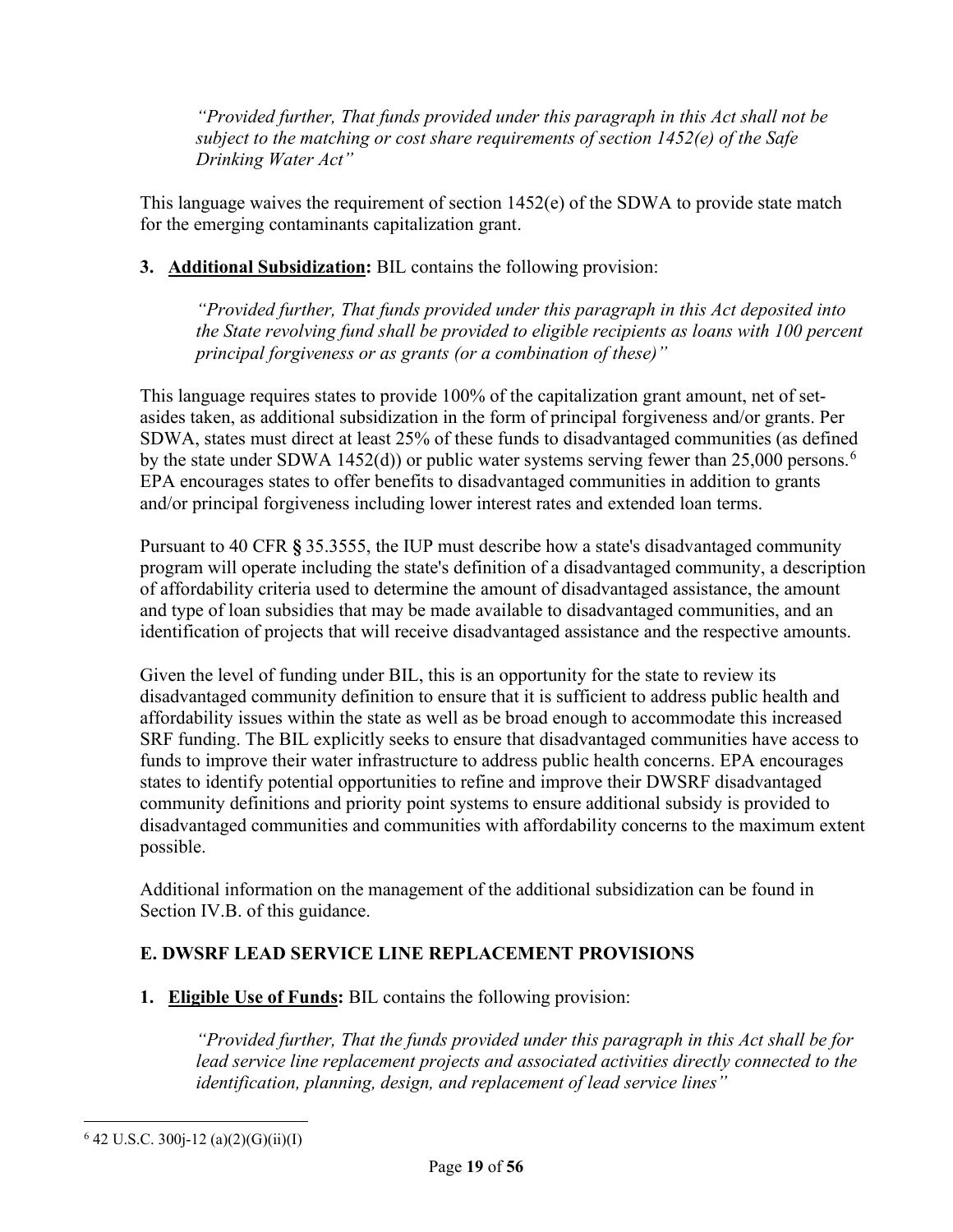*"Provided further, That funds provided under this paragraph in this Act shall not be subject to the matching or cost share requirements of section 1452(e) of the Safe Drinking Water Act"*

This language waives the requirement of section 1452(e) of the SDWA to provide state match for the emerging contaminants capitalization grant.

3. **Additional Subsidization:** BIL contains the following provision:

*"Provided further, That funds provided under this paragraph in this Act deposited into the State revolving fund shall be provided to eligible recipients as loans with 100 percent principal forgiveness or as grants (or a combination of these)"*

This language requires states to provide 100% of the capitalization grant amount, net of set-asides taken, as additional subsidization in the form of principal forgiveness and/or grants. Per SDWA, states must direct at least 25% of these funds to disadvantaged communities (as defined by the state under SDWA 1452(d)) or public water systems serving fewer than 25,000 persons.[6] EPA encourages states to offer benefits to disadvantaged communities in addition to grants and/or principal forgiveness including lower interest rates and extended loan terms.

Pursuant to 40 CFR § 35.3555, the IUP must describe how a state's disadvantaged community program will operate including the state's definition of a disadvantaged community, a description of affordability criteria used to determine the amount of disadvantaged assistance, the amount and type of loan subsidies that may be made available to disadvantaged communities, and an identification of projects that will receive disadvantaged assistance and the respective amounts.

Given the level of funding under BIL, this is an opportunity for the state to review its disadvantaged community definition to ensure that it is sufficient to address public health and affordability issues within the state as well as be broad enough to accommodate this increased SRF funding. The BIL explicitly seeks to ensure that disadvantaged communities have access to funds to improve their water infrastructure to address public health concerns. EPA encourages states to identify potential opportunities to refine and improve their DWSRF disadvantaged community definitions and priority point systems to ensure additional subsidy is provided to disadvantaged communities and communities with affordability concerns to the maximum extent possible.

Additional information on the management of the additional subsidization can be found in Section IV.B. of this guidance.

## E. DWSRF LEAD SERVICE LINE REPLACEMENT PROVISIONS

1. **Eligible Use of Funds:** BIL contains the following provision:

*"Provided further, That the funds provided under this paragraph in this Act shall be for lead service line replacement projects and associated activities directly connected to the identification, planning, design, and replacement of lead service lines"*

---

[6] 42 U.S.C. 300j-12 (a)(2)(G)(ii)(I)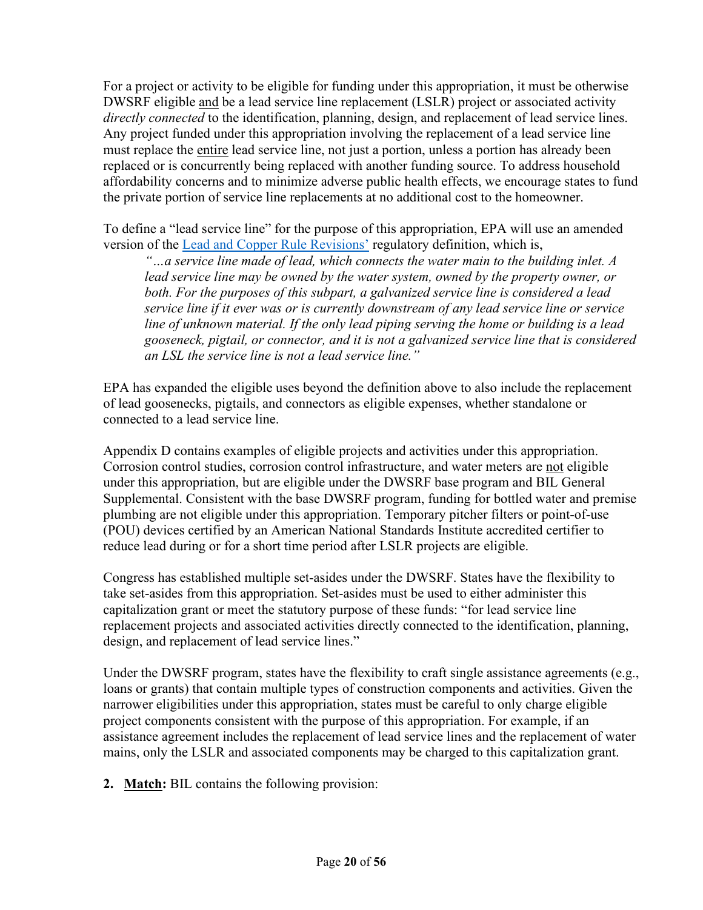For a project or activity to be eligible for funding under this appropriation, it must be otherwise DWSRF eligible <u>and</u> be a lead service line replacement (LSLR) project or associated activity *directly connected* to the identification, planning, design, and replacement of lead service lines. Any project funded under this appropriation involving the replacement of a lead service line must replace the <u>entire</u> lead service line, not just a portion, unless a portion has already been replaced or is concurrently being replaced with another funding source. To address household affordability concerns and to minimize adverse public health effects, we encourage states to fund the private portion of service line replacements at no additional cost to the homeowner.

To define a "lead service line" for the purpose of this appropriation, EPA will use an amended version of the Lead and Copper Rule Revisions' regulatory definition, which is,

> *"…a service line made of lead, which connects the water main to the building inlet. A lead service line may be owned by the water system, owned by the property owner, or both. For the purposes of this subpart, a galvanized service line is considered a lead service line if it ever was or is currently downstream of any lead service line or service line of unknown material. If the only lead piping serving the home or building is a lead gooseneck, pigtail, or connector, and it is not a galvanized service line that is considered an LSL the service line is not a lead service line."*

EPA has expanded the eligible uses beyond the definition above to also include the replacement of lead goosenecks, pigtails, and connectors as eligible expenses, whether standalone or connected to a lead service line.

Appendix D contains examples of eligible projects and activities under this appropriation. Corrosion control studies, corrosion control infrastructure, and water meters are <u>not</u> eligible under this appropriation, but are eligible under the DWSRF base program and BIL General Supplemental. Consistent with the base DWSRF program, funding for bottled water and premise plumbing are not eligible under this appropriation. Temporary pitcher filters or point-of-use (POU) devices certified by an American National Standards Institute accredited certifier to reduce lead during or for a short time period after LSLR projects are eligible.

Congress has established multiple set-asides under the DWSRF. States have the flexibility to take set-asides from this appropriation. Set-asides must be used to either administer this capitalization grant or meet the statutory purpose of these funds: "for lead service line replacement projects and associated activities directly connected to the identification, planning, design, and replacement of lead service lines."

Under the DWSRF program, states have the flexibility to craft single assistance agreements (e.g., loans or grants) that contain multiple types of construction components and activities. Given the narrower eligibilities under this appropriation, states must be careful to only charge eligible project components consistent with the purpose of this appropriation. For example, if an assistance agreement includes the replacement of lead service lines and the replacement of water mains, only the LSLR and associated components may be charged to this capitalization grant.

2. **<u>Match</u>:** BIL contains the following provision: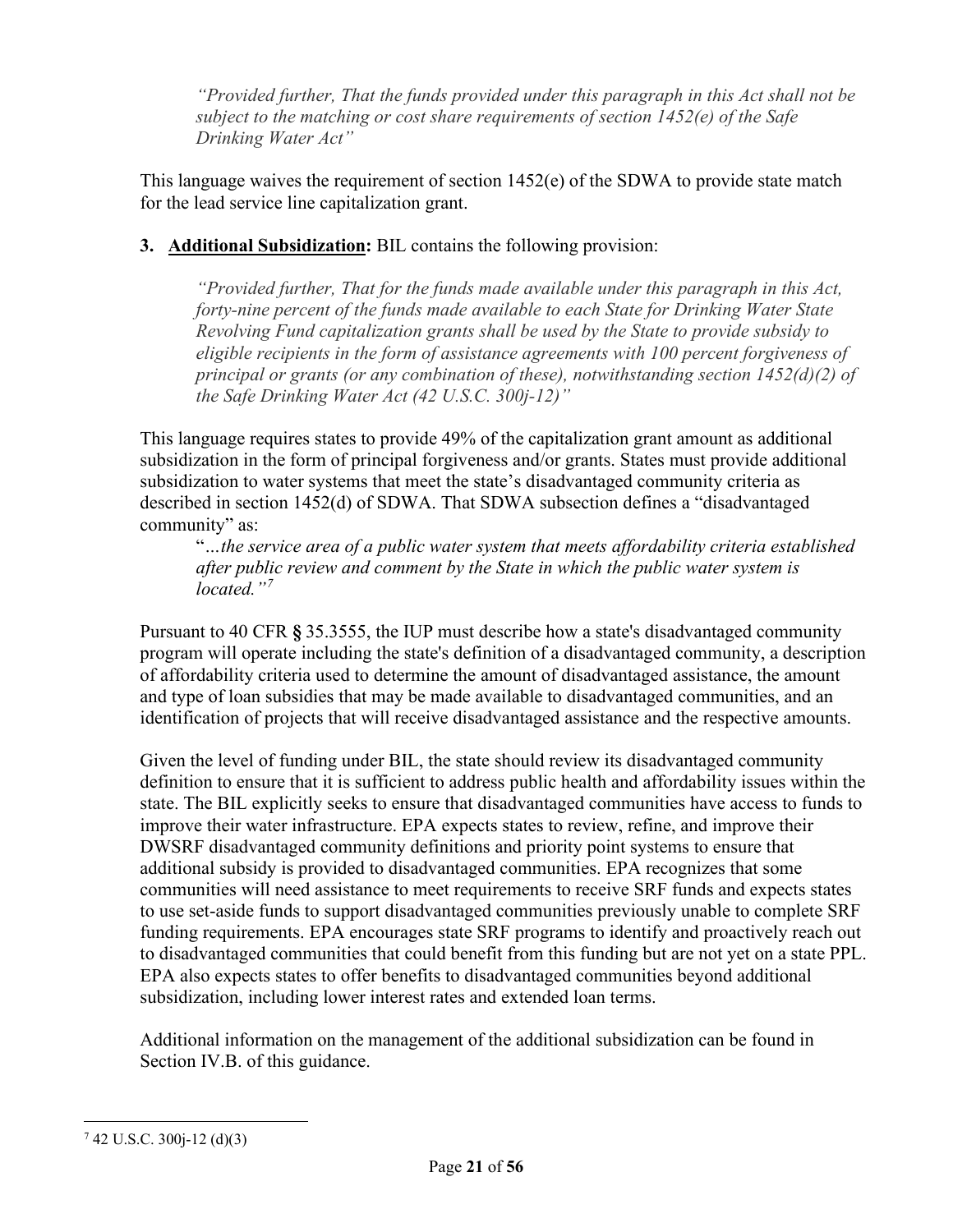*"Provided further, That the funds provided under this paragraph in this Act shall not be subject to the matching or cost share requirements of section 1452(e) of the Safe Drinking Water Act"*

This language waives the requirement of section 1452(e) of the SDWA to provide state match for the lead service line capitalization grant.

3. **Additional Subsidization:** BIL contains the following provision:

*"Provided further, That for the funds made available under this paragraph in this Act, forty-nine percent of the funds made available to each State for Drinking Water State Revolving Fund capitalization grants shall be used by the State to provide subsidy to eligible recipients in the form of assistance agreements with 100 percent forgiveness of principal or grants (or any combination of these), notwithstanding section 1452(d)(2) of the Safe Drinking Water Act (42 U.S.C. 300j-12)"*

This language requires states to provide 49% of the capitalization grant amount as additional subsidization in the form of principal forgiveness and/or grants. States must provide additional subsidization to water systems that meet the state's disadvantaged community criteria as described in section 1452(d) of SDWA. That SDWA subsection defines a "disadvantaged community" as:

"*…the service area of a public water system that meets affordability criteria established after public review and comment by the State in which the public water system is located."*[7]

Pursuant to 40 CFR **§** 35.3555, the IUP must describe how a state's disadvantaged community program will operate including the state's definition of a disadvantaged community, a description of affordability criteria used to determine the amount of disadvantaged assistance, the amount and type of loan subsidies that may be made available to disadvantaged communities, and an identification of projects that will receive disadvantaged assistance and the respective amounts.

Given the level of funding under BIL, the state should review its disadvantaged community definition to ensure that it is sufficient to address public health and affordability issues within the state. The BIL explicitly seeks to ensure that disadvantaged communities have access to funds to improve their water infrastructure. EPA expects states to review, refine, and improve their DWSRF disadvantaged community definitions and priority point systems to ensure that additional subsidy is provided to disadvantaged communities. EPA recognizes that some communities will need assistance to meet requirements to receive SRF funds and expects states to use set-aside funds to support disadvantaged communities previously unable to complete SRF funding requirements. EPA encourages state SRF programs to identify and proactively reach out to disadvantaged communities that could benefit from this funding but are not yet on a state PPL. EPA also expects states to offer benefits to disadvantaged communities beyond additional subsidization, including lower interest rates and extended loan terms.

Additional information on the management of the additional subsidization can be found in Section IV.B. of this guidance.

---

[7] 42 U.S.C. 300j-12 (d)(3)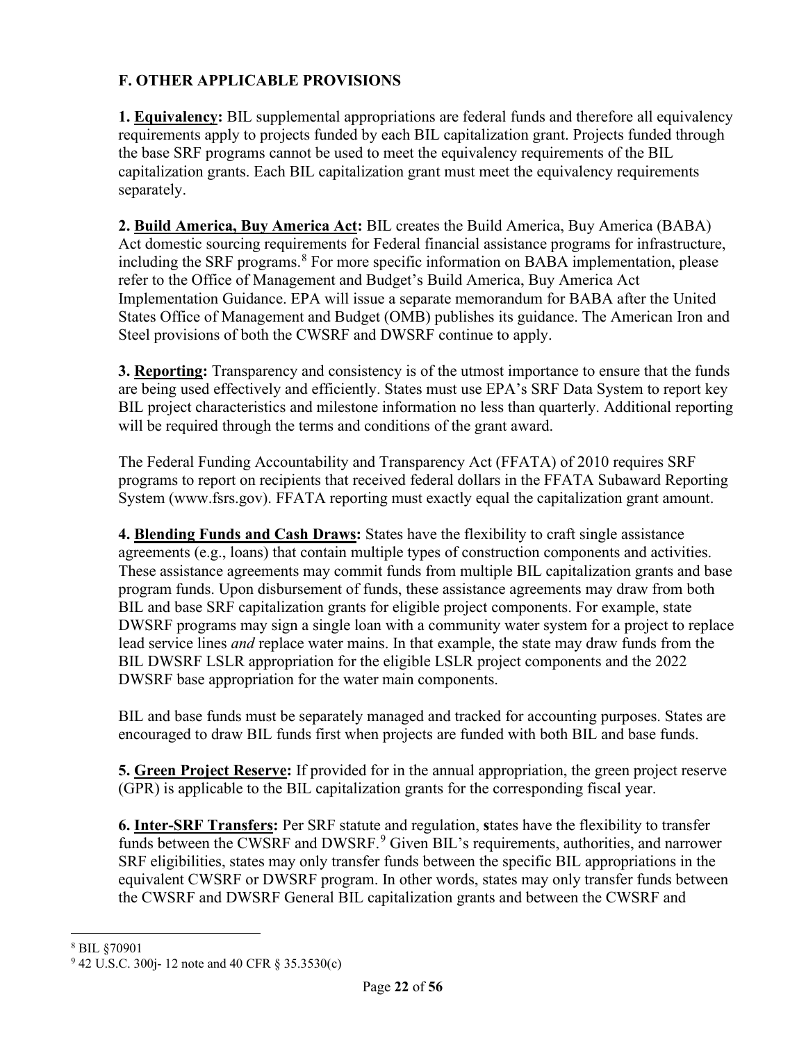## F. OTHER APPLICABLE PROVISIONS

**1. Equivalency:** BIL supplemental appropriations are federal funds and therefore all equivalency requirements apply to projects funded by each BIL capitalization grant. Projects funded through the base SRF programs cannot be used to meet the equivalency requirements of the BIL capitalization grants. Each BIL capitalization grant must meet the equivalency requirements separately.

**2. Build America, Buy America Act:** BIL creates the Build America, Buy America (BABA) Act domestic sourcing requirements for Federal financial assistance programs for infrastructure, including the SRF programs.[8] For more specific information on BABA implementation, please refer to the Office of Management and Budget's Build America, Buy America Act Implementation Guidance. EPA will issue a separate memorandum for BABA after the United States Office of Management and Budget (OMB) publishes its guidance. The American Iron and Steel provisions of both the CWSRF and DWSRF continue to apply.

**3. Reporting:** Transparency and consistency is of the utmost importance to ensure that the funds are being used effectively and efficiently. States must use EPA's SRF Data System to report key BIL project characteristics and milestone information no less than quarterly. Additional reporting will be required through the terms and conditions of the grant award.

The Federal Funding Accountability and Transparency Act (FFATA) of 2010 requires SRF programs to report on recipients that received federal dollars in the FFATA Subaward Reporting System (www.fsrs.gov). FFATA reporting must exactly equal the capitalization grant amount.

**4. Blending Funds and Cash Draws:** States have the flexibility to craft single assistance agreements (e.g., loans) that contain multiple types of construction components and activities. These assistance agreements may commit funds from multiple BIL capitalization grants and base program funds. Upon disbursement of funds, these assistance agreements may draw from both BIL and base SRF capitalization grants for eligible project components. For example, state DWSRF programs may sign a single loan with a community water system for a project to replace lead service lines *and* replace water mains. In that example, the state may draw funds from the BIL DWSRF LSLR appropriation for the eligible LSLR project components and the 2022 DWSRF base appropriation for the water main components.

BIL and base funds must be separately managed and tracked for accounting purposes. States are encouraged to draw BIL funds first when projects are funded with both BIL and base funds.

**5. Green Project Reserve:** If provided for in the annual appropriation, the green project reserve (GPR) is applicable to the BIL capitalization grants for the corresponding fiscal year.

**6. Inter-SRF Transfers:** Per SRF statute and regulation, states have the flexibility to transfer funds between the CWSRF and DWSRF.[9] Given BIL's requirements, authorities, and narrower SRF eligibilities, states may only transfer funds between the specific BIL appropriations in the equivalent CWSRF or DWSRF program. In other words, states may only transfer funds between the CWSRF and DWSRF General BIL capitalization grants and between the CWSRF and

---

[8] BIL §70901

[9] 42 U.S.C. 300j- 12 note and 40 CFR § 35.3530(c)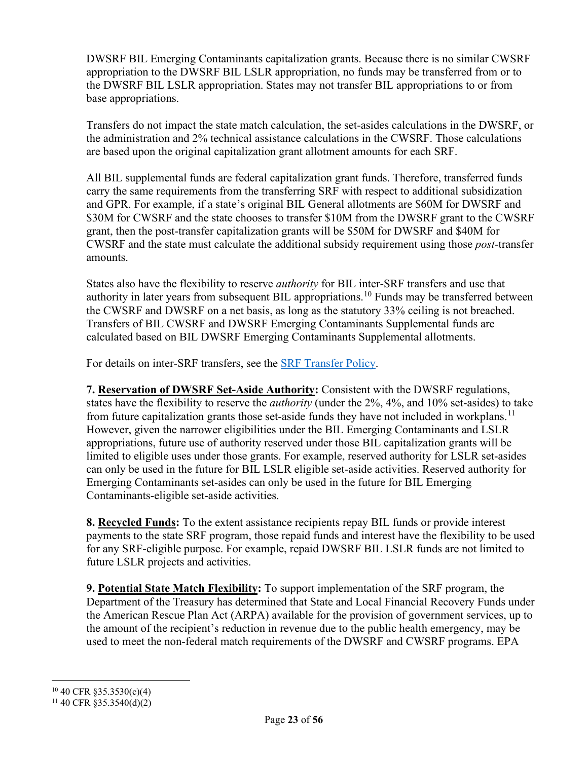DWSRF BIL Emerging Contaminants capitalization grants. Because there is no similar CWSRF appropriation to the DWSRF BIL LSLR appropriation, no funds may be transferred from or to the DWSRF BIL LSLR appropriation. States may not transfer BIL appropriations to or from base appropriations.

Transfers do not impact the state match calculation, the set-asides calculations in the DWSRF, or the administration and 2% technical assistance calculations in the CWSRF. Those calculations are based upon the original capitalization grant allotment amounts for each SRF.

All BIL supplemental funds are federal capitalization grant funds. Therefore, transferred funds carry the same requirements from the transferring SRF with respect to additional subsidization and GPR. For example, if a state's original BIL General allotments are $60M for DWSRF and $30M for CWSRF and the state chooses to transfer $10M from the DWSRF grant to the CWSRF grant, then the post-transfer capitalization grants will be $50M for DWSRF and $40M for CWSRF and the state must calculate the additional subsidy requirement using those *post*-transfer amounts.

States also have the flexibility to reserve *authority* for BIL inter-SRF transfers and use that authority in later years from subsequent BIL appropriations.[10] Funds may be transferred between the CWSRF and DWSRF on a net basis, as long as the statutory 33% ceiling is not breached. Transfers of BIL CWSRF and DWSRF Emerging Contaminants Supplemental funds are calculated based on BIL DWSRF Emerging Contaminants Supplemental allotments.

For details on inter-SRF transfers, see the [SRF Transfer Policy](SRF Transfer Policy).

**7. <u>Reservation of DWSRF Set-Aside Authority</u>:** Consistent with the DWSRF regulations, states have the flexibility to reserve the *authority* (under the 2%, 4%, and 10% set-asides) to take from future capitalization grants those set-aside funds they have not included in workplans.[11] However, given the narrower eligibilities under the BIL Emerging Contaminants and LSLR appropriations, future use of authority reserved under those BIL capitalization grants will be limited to eligible uses under those grants. For example, reserved authority for LSLR set-asides can only be used in the future for BIL LSLR eligible set-aside activities. Reserved authority for Emerging Contaminants set-asides can only be used in the future for BIL Emerging Contaminants-eligible set-aside activities.

**8. <u>Recycled Funds</u>:** To the extent assistance recipients repay BIL funds or provide interest payments to the state SRF program, those repaid funds and interest have the flexibility to be used for any SRF-eligible purpose. For example, repaid DWSRF BIL LSLR funds are not limited to future LSLR projects and activities.

**9. <u>Potential State Match Flexibility</u>:** To support implementation of the SRF program, the Department of the Treasury has determined that State and Local Financial Recovery Funds under the American Rescue Plan Act (ARPA) available for the provision of government services, up to the amount of the recipient's reduction in revenue due to the public health emergency, may be used to meet the non-federal match requirements of the DWSRF and CWSRF programs. EPA

---

[10] 40 CFR §35.3530(c)(4)

[11] 40 CFR §35.3540(d)(2)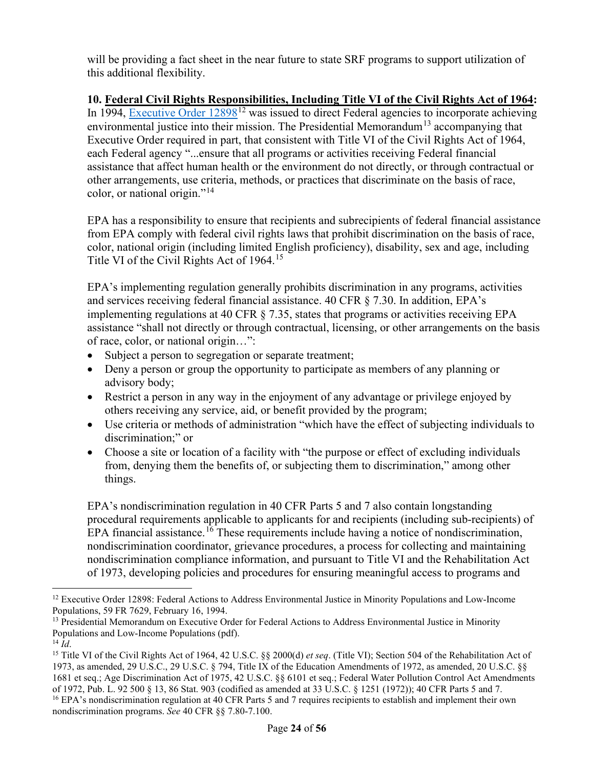will be providing a fact sheet in the near future to state SRF programs to support utilization of this additional flexibility.

**10. Federal Civil Rights Responsibilities, Including Title VI of the Civil Rights Act of 1964:** In 1994, [Executive Order 12898][12] was issued to direct Federal agencies to incorporate achieving environmental justice into their mission. The Presidential Memorandum[13] accompanying that Executive Order required in part, that consistent with Title VI of the Civil Rights Act of 1964, each Federal agency "...ensure that all programs or activities receiving Federal financial assistance that affect human health or the environment do not directly, or through contractual or other arrangements, use criteria, methods, or practices that discriminate on the basis of race, color, or national origin."[14]

EPA has a responsibility to ensure that recipients and subrecipients of federal financial assistance from EPA comply with federal civil rights laws that prohibit discrimination on the basis of race, color, national origin (including limited English proficiency), disability, sex and age, including Title VI of the Civil Rights Act of 1964.[15]

EPA's implementing regulation generally prohibits discrimination in any programs, activities and services receiving federal financial assistance. 40 CFR § 7.30. In addition, EPA's implementing regulations at 40 CFR § 7.35, states that programs or activities receiving EPA assistance "shall not directly or through contractual, licensing, or other arrangements on the basis of race, color, or national origin…":

- Subject a person to segregation or separate treatment;
- Deny a person or group the opportunity to participate as members of any planning or advisory body;
- Restrict a person in any way in the enjoyment of any advantage or privilege enjoyed by others receiving any service, aid, or benefit provided by the program;
- Use criteria or methods of administration "which have the effect of subjecting individuals to discrimination;" or
- Choose a site or location of a facility with "the purpose or effect of excluding individuals from, denying them the benefits of, or subjecting them to discrimination," among other things.

EPA's nondiscrimination regulation in 40 CFR Parts 5 and 7 also contain longstanding procedural requirements applicable to applicants for and recipients (including sub-recipients) of EPA financial assistance.[16] These requirements include having a notice of nondiscrimination, nondiscrimination coordinator, grievance procedures, a process for collecting and maintaining nondiscrimination compliance information, and pursuant to Title VI and the Rehabilitation Act of 1973, developing policies and procedures for ensuring meaningful access to programs and

---

[12] Executive Order 12898: Federal Actions to Address Environmental Justice in Minority Populations and Low-Income Populations, 59 FR 7629, February 16, 1994.

[13] Presidential Memorandum on Executive Order for Federal Actions to Address Environmental Justice in Minority Populations and Low-Income Populations (pdf).

[14] *Id*.

[15] Title VI of the Civil Rights Act of 1964, 42 U.S.C. §§ 2000(d) *et seq*. (Title VI); Section 504 of the Rehabilitation Act of 1973, as amended, 29 U.S.C., 29 U.S.C. § 794, Title IX of the Education Amendments of 1972, as amended, 20 U.S.C. §§ 1681 et seq.; Age Discrimination Act of 1975, 42 U.S.C. §§ 6101 et seq.; Federal Water Pollution Control Act Amendments of 1972, Pub. L. 92 500 § 13, 86 Stat. 903 (codified as amended at 33 U.S.C. § 1251 (1972)); 40 CFR Parts 5 and 7.

[16] EPA's nondiscrimination regulation at 40 CFR Parts 5 and 7 requires recipients to establish and implement their own nondiscrimination programs. *See* 40 CFR §§ 7.80-7.100.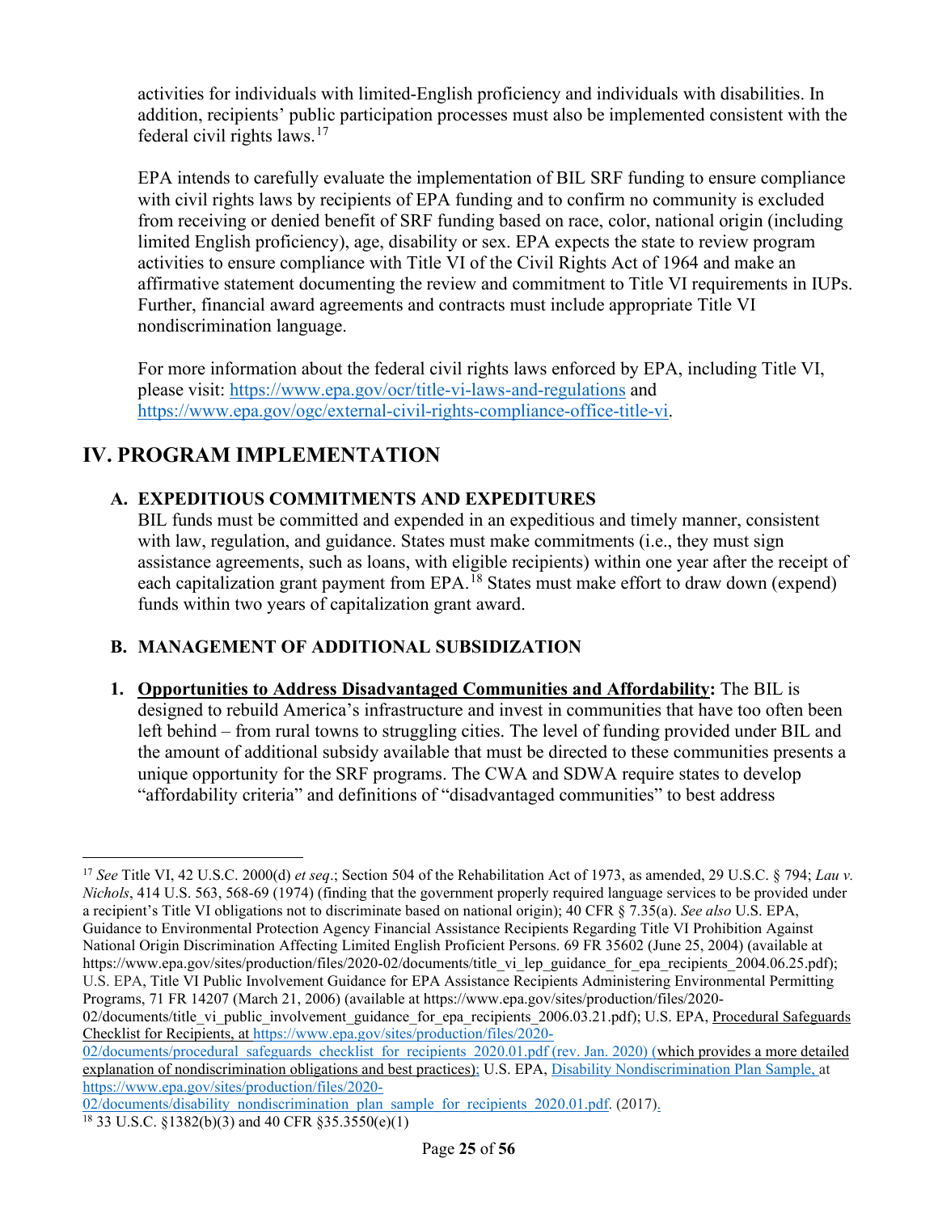activities for individuals with limited-English proficiency and individuals with disabilities. In addition, recipients' public participation processes must also be implemented consistent with the federal civil rights laws.[17]

EPA intends to carefully evaluate the implementation of BIL SRF funding to ensure compliance with civil rights laws by recipients of EPA funding and to confirm no community is excluded from receiving or denied benefit of SRF funding based on race, color, national origin (including limited English proficiency), age, disability or sex. EPA expects the state to review program activities to ensure compliance with Title VI of the Civil Rights Act of 1964 and make an affirmative statement documenting the review and commitment to Title VI requirements in IUPs. Further, financial award agreements and contracts must include appropriate Title VI nondiscrimination language.

For more information about the federal civil rights laws enforced by EPA, including Title VI, please visit: https://www.epa.gov/ocr/title-vi-laws-and-regulations and https://www.epa.gov/ogc/external-civil-rights-compliance-office-title-vi.

# IV. PROGRAM IMPLEMENTATION

## A. EXPEDITIOUS COMMITMENTS AND EXPEDITURES

BIL funds must be committed and expended in an expeditious and timely manner, consistent with law, regulation, and guidance. States must make commitments (i.e., they must sign assistance agreements, such as loans, with eligible recipients) within one year after the receipt of each capitalization grant payment from EPA.[18] States must make effort to draw down (expend) funds within two years of capitalization grant award.

## B. MANAGEMENT OF ADDITIONAL SUBSIDIZATION

1. **Opportunities to Address Disadvantaged Communities and Affordability:** The BIL is designed to rebuild America's infrastructure and invest in communities that have too often been left behind – from rural towns to struggling cities. The level of funding provided under BIL and the amount of additional subsidy available that must be directed to these communities presents a unique opportunity for the SRF programs. The CWA and SDWA require states to develop "affordability criteria" and definitions of "disadvantaged communities" to best address

---

[17] *See* Title VI, 42 U.S.C. 2000(d) *et seq*.; Section 504 of the Rehabilitation Act of 1973, as amended, 29 U.S.C. § 794; *Lau v. Nichols*, 414 U.S. 563, 568-69 (1974) (finding that the government properly required language services to be provided under a recipient's Title VI obligations not to discriminate based on national origin); 40 CFR § 7.35(a). *See also* U.S. EPA, Guidance to Environmental Protection Agency Financial Assistance Recipients Regarding Title VI Prohibition Against National Origin Discrimination Affecting Limited English Proficient Persons. 69 FR 35602 (June 25, 2004) (available at https://www.epa.gov/sites/production/files/2020-02/documents/title_vi_lep_guidance_for_epa_recipients_2004.06.25.pdf); U.S. EPA, Title VI Public Involvement Guidance for EPA Assistance Recipients Administering Environmental Permitting Programs, 71 FR 14207 (March 21, 2006) (available at https://www.epa.gov/sites/production/files/2020-02/documents/title_vi_public_involvement_guidance_for_epa_recipients_2006.03.21.pdf); U.S. EPA, Procedural Safeguards Checklist for Recipients, at https://www.epa.gov/sites/production/files/2020-02/documents/procedural_safeguards_checklist_for_recipients_2020.01.pdf (rev. Jan. 2020) (which provides a more detailed explanation of nondiscrimination obligations and best practices); U.S. EPA, Disability Nondiscrimination Plan Sample, at https://www.epa.gov/sites/production/files/2020-02/documents/disability_nondiscrimination_plan_sample_for_recipients_2020.01.pdf. (2017).

[18] 33 U.S.C. §1382(b)(3) and 40 CFR §35.3550(e)(1)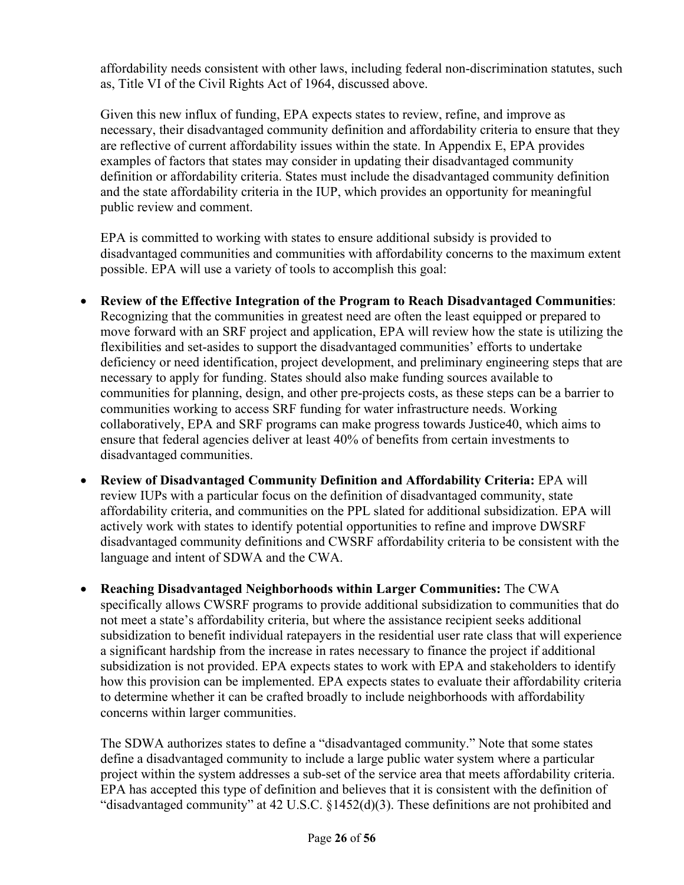affordability needs consistent with other laws, including federal non-discrimination statutes, such as, Title VI of the Civil Rights Act of 1964, discussed above.

Given this new influx of funding, EPA expects states to review, refine, and improve as necessary, their disadvantaged community definition and affordability criteria to ensure that they are reflective of current affordability issues within the state. In Appendix E, EPA provides examples of factors that states may consider in updating their disadvantaged community definition or affordability criteria. States must include the disadvantaged community definition and the state affordability criteria in the IUP, which provides an opportunity for meaningful public review and comment.

EPA is committed to working with states to ensure additional subsidy is provided to disadvantaged communities and communities with affordability concerns to the maximum extent possible. EPA will use a variety of tools to accomplish this goal:

- **Review of the Effective Integration of the Program to Reach Disadvantaged Communities**: Recognizing that the communities in greatest need are often the least equipped or prepared to move forward with an SRF project and application, EPA will review how the state is utilizing the flexibilities and set-asides to support the disadvantaged communities' efforts to undertake deficiency or need identification, project development, and preliminary engineering steps that are necessary to apply for funding. States should also make funding sources available to communities for planning, design, and other pre-projects costs, as these steps can be a barrier to communities working to access SRF funding for water infrastructure needs. Working collaboratively, EPA and SRF programs can make progress towards Justice40, which aims to ensure that federal agencies deliver at least 40% of benefits from certain investments to disadvantaged communities.
- **Review of Disadvantaged Community Definition and Affordability Criteria:** EPA will review IUPs with a particular focus on the definition of disadvantaged community, state affordability criteria, and communities on the PPL slated for additional subsidization. EPA will actively work with states to identify potential opportunities to refine and improve DWSRF disadvantaged community definitions and CWSRF affordability criteria to be consistent with the language and intent of SDWA and the CWA.
- **Reaching Disadvantaged Neighborhoods within Larger Communities:** The CWA specifically allows CWSRF programs to provide additional subsidization to communities that do not meet a state's affordability criteria, but where the assistance recipient seeks additional subsidization to benefit individual ratepayers in the residential user rate class that will experience a significant hardship from the increase in rates necessary to finance the project if additional subsidization is not provided. EPA expects states to work with EPA and stakeholders to identify how this provision can be implemented. EPA expects states to evaluate their affordability criteria to determine whether it can be crafted broadly to include neighborhoods with affordability concerns within larger communities.

  The SDWA authorizes states to define a "disadvantaged community." Note that some states define a disadvantaged community to include a large public water system where a particular project within the system addresses a sub-set of the service area that meets affordability criteria. EPA has accepted this type of definition and believes that it is consistent with the definition of "disadvantaged community" at 42 U.S.C. §1452(d)(3). These definitions are not prohibited and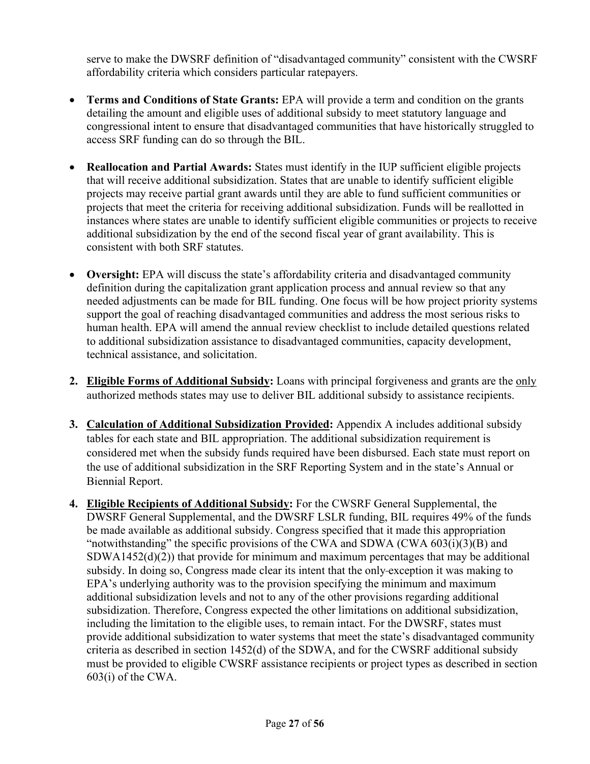serve to make the DWSRF definition of "disadvantaged community" consistent with the CWSRF affordability criteria which considers particular ratepayers.

- **Terms and Conditions of State Grants:** EPA will provide a term and condition on the grants detailing the amount and eligible uses of additional subsidy to meet statutory language and congressional intent to ensure that disadvantaged communities that have historically struggled to access SRF funding can do so through the BIL.

- **Reallocation and Partial Awards:** States must identify in the IUP sufficient eligible projects that will receive additional subsidization. States that are unable to identify sufficient eligible projects may receive partial grant awards until they are able to fund sufficient communities or projects that meet the criteria for receiving additional subsidization. Funds will be reallotted in instances where states are unable to identify sufficient eligible communities or projects to receive additional subsidization by the end of the second fiscal year of grant availability. This is consistent with both SRF statutes.

- **Oversight:** EPA will discuss the state's affordability criteria and disadvantaged community definition during the capitalization grant application process and annual review so that any needed adjustments can be made for BIL funding. One focus will be how project priority systems support the goal of reaching disadvantaged communities and address the most serious risks to human health. EPA will amend the annual review checklist to include detailed questions related to additional subsidization assistance to disadvantaged communities, capacity development, technical assistance, and solicitation.

2. **Eligible Forms of Additional Subsidy:** Loans with principal forgiveness and grants are the only authorized methods states may use to deliver BIL additional subsidy to assistance recipients.

3. **Calculation of Additional Subsidization Provided:** Appendix A includes additional subsidy tables for each state and BIL appropriation. The additional subsidization requirement is considered met when the subsidy funds required have been disbursed. Each state must report on the use of additional subsidization in the SRF Reporting System and in the state's Annual or Biennial Report.

4. **Eligible Recipients of Additional Subsidy:** For the CWSRF General Supplemental, the DWSRF General Supplemental, and the DWSRF LSLR funding, BIL requires 49% of the funds be made available as additional subsidy. Congress specified that it made this appropriation "notwithstanding" the specific provisions of the CWA and SDWA (CWA 603(i)(3)(B) and SDWA1452(d)(2)) that provide for minimum and maximum percentages that may be additional subsidy. In doing so, Congress made clear its intent that the only exception it was making to EPA's underlying authority was to the provision specifying the minimum and maximum additional subsidization levels and not to any of the other provisions regarding additional subsidization. Therefore, Congress expected the other limitations on additional subsidization, including the limitation to the eligible uses, to remain intact. For the DWSRF, states must provide additional subsidization to water systems that meet the state's disadvantaged community criteria as described in section 1452(d) of the SDWA, and for the CWSRF additional subsidy must be provided to eligible CWSRF assistance recipients or project types as described in section 603(i) of the CWA.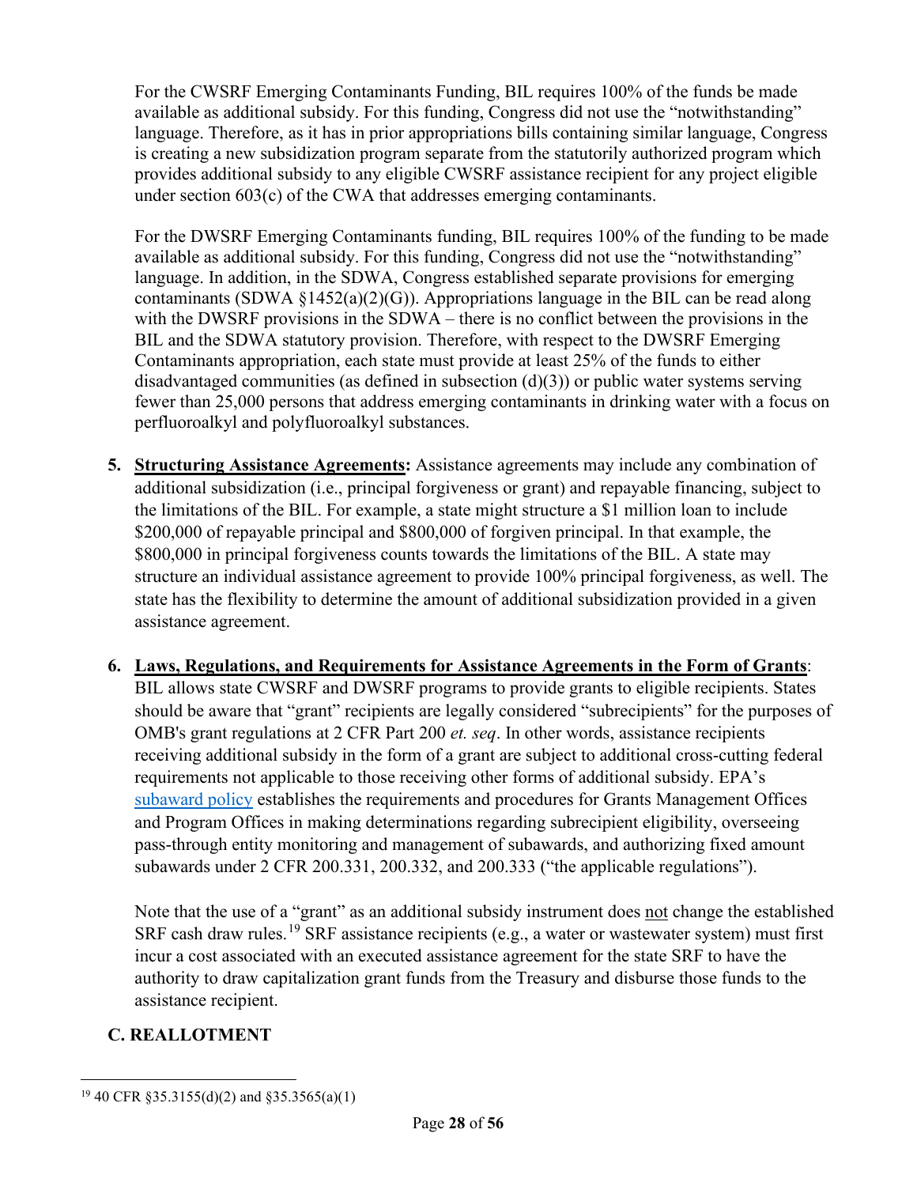For the CWSRF Emerging Contaminants Funding, BIL requires 100% of the funds be made available as additional subsidy. For this funding, Congress did not use the "notwithstanding" language. Therefore, as it has in prior appropriations bills containing similar language, Congress is creating a new subsidization program separate from the statutorily authorized program which provides additional subsidy to any eligible CWSRF assistance recipient for any project eligible under section 603(c) of the CWA that addresses emerging contaminants.

For the DWSRF Emerging Contaminants funding, BIL requires 100% of the funding to be made available as additional subsidy. For this funding, Congress did not use the "notwithstanding" language. In addition, in the SDWA, Congress established separate provisions for emerging contaminants (SDWA §1452(a)(2)(G)). Appropriations language in the BIL can be read along with the DWSRF provisions in the SDWA – there is no conflict between the provisions in the BIL and the SDWA statutory provision. Therefore, with respect to the DWSRF Emerging Contaminants appropriation, each state must provide at least 25% of the funds to either disadvantaged communities (as defined in subsection (d)(3)) or public water systems serving fewer than 25,000 persons that address emerging contaminants in drinking water with a focus on perfluoroalkyl and polyfluoroalkyl substances.

5. **Structuring Assistance Agreements:** Assistance agreements may include any combination of additional subsidization (i.e., principal forgiveness or grant) and repayable financing, subject to the limitations of the BIL. For example, a state might structure a $1 million loan to include $200,000 of repayable principal and $800,000 of forgiven principal. In that example, the $800,000 in principal forgiveness counts towards the limitations of the BIL. A state may structure an individual assistance agreement to provide 100% principal forgiveness, as well. The state has the flexibility to determine the amount of additional subsidization provided in a given assistance agreement.

6. **Laws, Regulations, and Requirements for Assistance Agreements in the Form of Grants**: BIL allows state CWSRF and DWSRF programs to provide grants to eligible recipients. States should be aware that "grant" recipients are legally considered "subrecipients" for the purposes of OMB's grant regulations at 2 CFR Part 200 *et. seq*. In other words, assistance recipients receiving additional subsidy in the form of a grant are subject to additional cross-cutting federal requirements not applicable to those receiving other forms of additional subsidy. EPA's subaward policy establishes the requirements and procedures for Grants Management Offices and Program Offices in making determinations regarding subrecipient eligibility, overseeing pass-through entity monitoring and management of subawards, and authorizing fixed amount subawards under 2 CFR 200.331, 200.332, and 200.333 ("the applicable regulations").

   Note that the use of a "grant" as an additional subsidy instrument does not change the established SRF cash draw rules.[19] SRF assistance recipients (e.g., a water or wastewater system) must first incur a cost associated with an executed assistance agreement for the state SRF to have the authority to draw capitalization grant funds from the Treasury and disburse those funds to the assistance recipient.

## C. REALLOTMENT

[19] 40 CFR §35.3155(d)(2) and §35.3565(a)(1)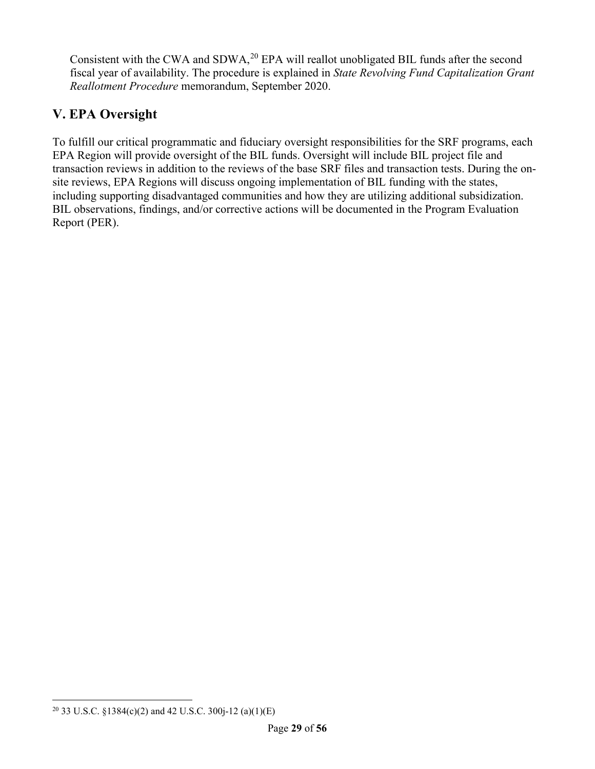Consistent with the CWA and SDWA,[20] EPA will reallot unobligated BIL funds after the second fiscal year of availability. The procedure is explained in *State Revolving Fund Capitalization Grant Reallotment Procedure* memorandum, September 2020.

## V. EPA Oversight

To fulfill our critical programmatic and fiduciary oversight responsibilities for the SRF programs, each EPA Region will provide oversight of the BIL funds. Oversight will include BIL project file and transaction reviews in addition to the reviews of the base SRF files and transaction tests. During the on-site reviews, EPA Regions will discuss ongoing implementation of BIL funding with the states, including supporting disadvantaged communities and how they are utilizing additional subsidization. BIL observations, findings, and/or corrective actions will be documented in the Program Evaluation Report (PER).

---

[20] 33 U.S.C. §1384(c)(2) and 42 U.S.C. 300j-12 (a)(1)(E)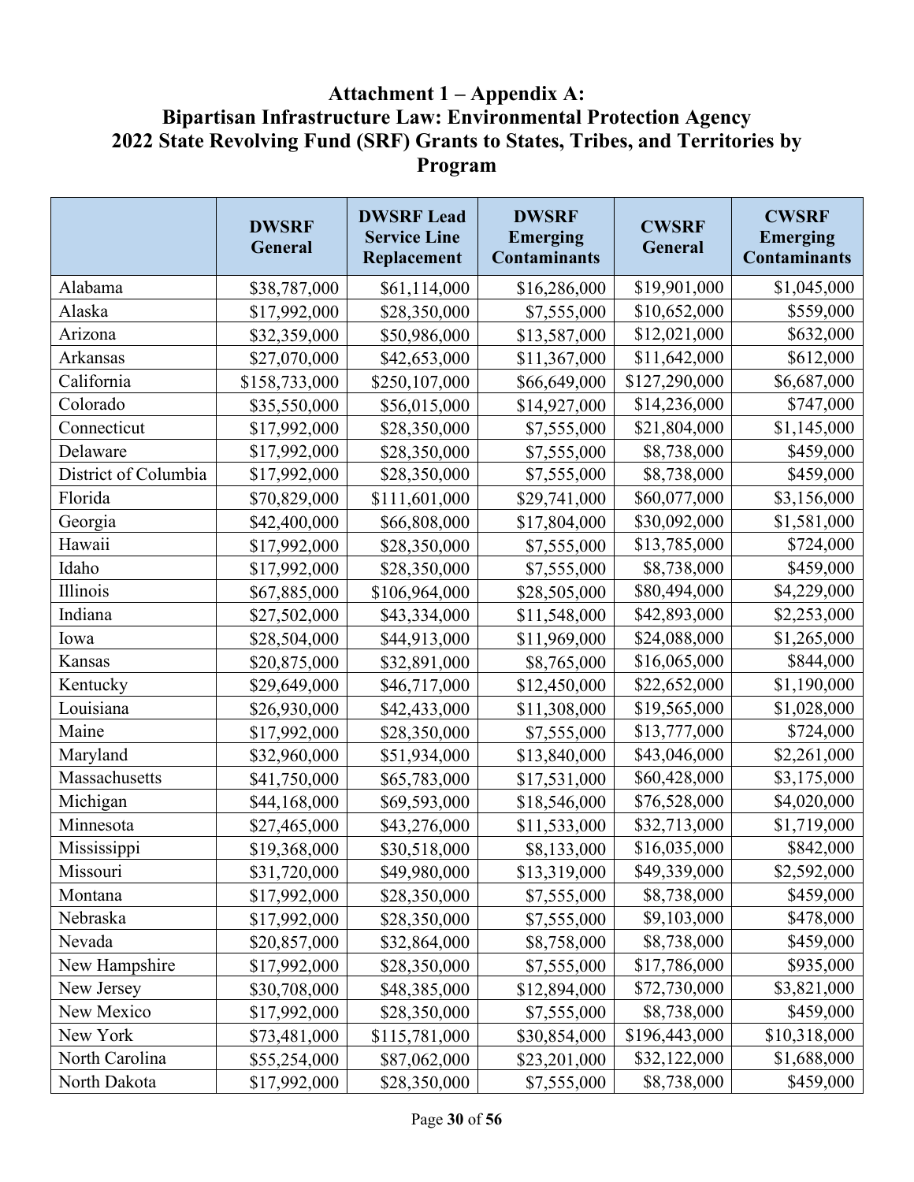## Attachment 1 – Appendix A: Bipartisan Infrastructure Law: Environmental Protection Agency 2022 State Revolving Fund (SRF) Grants to States, Tribes, and Territories by Program

| | DWSRF General | DWSRF Lead Service Line Replacement | DWSRF Emerging Contaminants | CWSRF General | CWSRF Emerging Contaminants |
|---|---|---|---|---|---|
| Alabama | $38,787,000 | $61,114,000 | $16,286,000 | $19,901,000 | $1,045,000 |
| Alaska | $17,992,000 | $28,350,000 | $7,555,000 | $10,652,000 | $559,000 |
| Arizona | $32,359,000 | $50,986,000 | $13,587,000 | $12,021,000 | $632,000 |
| Arkansas | $27,070,000 | $42,653,000 | $11,367,000 | $11,642,000 | $612,000 |
| California | $158,733,000 | $250,107,000 | $66,649,000 | $127,290,000 | $6,687,000 |
| Colorado | $35,550,000 | $56,015,000 | $14,927,000 | $14,236,000 | $747,000 |
| Connecticut | $17,992,000 | $28,350,000 | $7,555,000 | $21,804,000 | $1,145,000 |
| Delaware | $17,992,000 | $28,350,000 | $7,555,000 | $8,738,000 | $459,000 |
| District of Columbia | $17,992,000 | $28,350,000 | $7,555,000 | $8,738,000 | $459,000 |
| Florida | $70,829,000 | $111,601,000 | $29,741,000 | $60,077,000 | $3,156,000 |
| Georgia | $42,400,000 | $66,808,000 | $17,804,000 | $30,092,000 | $1,581,000 |
| Hawaii | $17,992,000 | $28,350,000 | $7,555,000 | $13,785,000 | $724,000 |
| Idaho | $17,992,000 | $28,350,000 | $7,555,000 | $8,738,000 | $459,000 |
| Illinois | $67,885,000 | $106,964,000 | $28,505,000 | $80,494,000 | $4,229,000 |
| Indiana | $27,502,000 | $43,334,000 | $11,548,000 | $42,893,000 | $2,253,000 |
| Iowa | $28,504,000 | $44,913,000 | $11,969,000 | $24,088,000 | $1,265,000 |
| Kansas | $20,875,000 | $32,891,000 | $8,765,000 | $16,065,000 | $844,000 |
| Kentucky | $29,649,000 | $46,717,000 | $12,450,000 | $22,652,000 | $1,190,000 |
| Louisiana | $26,930,000 | $42,433,000 | $11,308,000 | $19,565,000 | $1,028,000 |
| Maine | $17,992,000 | $28,350,000 | $7,555,000 | $13,777,000 | $724,000 |
| Maryland | $32,960,000 | $51,934,000 | $13,840,000 | $43,046,000 | $2,261,000 |
| Massachusetts | $41,750,000 | $65,783,000 | $17,531,000 | $60,428,000 | $3,175,000 |
| Michigan | $44,168,000 | $69,593,000 | $18,546,000 | $76,528,000 | $4,020,000 |
| Minnesota | $27,465,000 | $43,276,000 | $11,533,000 | $32,713,000 | $1,719,000 |
| Mississippi | $19,368,000 | $30,518,000 | $8,133,000 | $16,035,000 | $842,000 |
| Missouri | $31,720,000 | $49,980,000 | $13,319,000 | $49,339,000 | $2,592,000 |
| Montana | $17,992,000 | $28,350,000 | $7,555,000 | $8,738,000 | $459,000 |
| Nebraska | $17,992,000 | $28,350,000 | $7,555,000 | $9,103,000 | $478,000 |
| Nevada | $20,857,000 | $32,864,000 | $8,758,000 | $8,738,000 | $459,000 |
| New Hampshire | $17,992,000 | $28,350,000 | $7,555,000 | $17,786,000 | $935,000 |
| New Jersey | $30,708,000 | $48,385,000 | $12,894,000 | $72,730,000 | $3,821,000 |
| New Mexico | $17,992,000 | $28,350,000 | $7,555,000 | $8,738,000 | $459,000 |
| New York | $73,481,000 | $115,781,000 | $30,854,000 | $196,443,000 | $10,318,000 |
| North Carolina | $55,254,000 | $87,062,000 | $23,201,000 | $32,122,000 | $1,688,000 |
| North Dakota | $17,992,000 | $28,350,000 | $7,555,000 | $8,738,000 | $459,000 |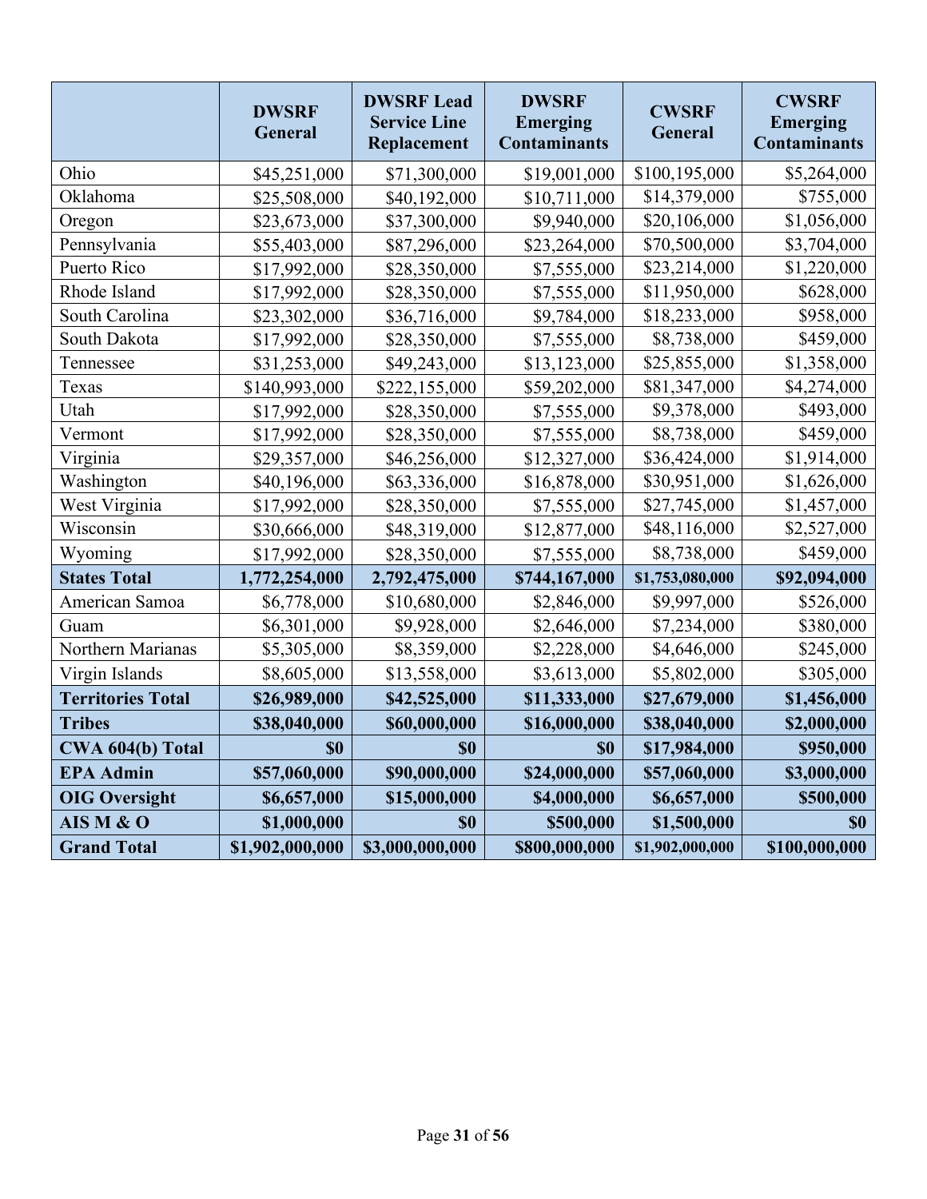| | DWSRF General | DWSRF Lead Service Line Replacement | DWSRF Emerging Contaminants | CWSRF General | CWSRF Emerging Contaminants |
|---|---|---|---|---|---|
| Ohio | $45,251,000 | $71,300,000 | $19,001,000 | $100,195,000 | $5,264,000 |
| Oklahoma | $25,508,000 | $40,192,000 | $10,711,000 | $14,379,000 | $755,000 |
| Oregon | $23,673,000 | $37,300,000 | $9,940,000 | $20,106,000 | $1,056,000 |
| Pennsylvania | $55,403,000 | $87,296,000 | $23,264,000 | $70,500,000 | $3,704,000 |
| Puerto Rico | $17,992,000 | $28,350,000 | $7,555,000 | $23,214,000 | $1,220,000 |
| Rhode Island | $17,992,000 | $28,350,000 | $7,555,000 | $11,950,000 | $628,000 |
| South Carolina | $23,302,000 | $36,716,000 | $9,784,000 | $18,233,000 | $958,000 |
| South Dakota | $17,992,000 | $28,350,000 | $7,555,000 | $8,738,000 | $459,000 |
| Tennessee | $31,253,000 | $49,243,000 | $13,123,000 | $25,855,000 | $1,358,000 |
| Texas | $140,993,000 | $222,155,000 | $59,202,000 | $81,347,000 | $4,274,000 |
| Utah | $17,992,000 | $28,350,000 | $7,555,000 | $9,378,000 | $493,000 |
| Vermont | $17,992,000 | $28,350,000 | $7,555,000 | $8,738,000 | $459,000 |
| Virginia | $29,357,000 | $46,256,000 | $12,327,000 | $36,424,000 | $1,914,000 |
| Washington | $40,196,000 | $63,336,000 | $16,878,000 | $30,951,000 | $1,626,000 |
| West Virginia | $17,992,000 | $28,350,000 | $7,555,000 | $27,745,000 | $1,457,000 |
| Wisconsin | $30,666,000 | $48,319,000 | $12,877,000 | $48,116,000 | $2,527,000 |
| Wyoming | $17,992,000 | $28,350,000 | $7,555,000 | $8,738,000 | $459,000 |
| **States Total** | **1,772,254,000** | **2,792,475,000** | **$744,167,000** | **$1,753,080,000** | **$92,094,000** |
| American Samoa | $6,778,000 | $10,680,000 | $2,846,000 | $9,997,000 | $526,000 |
| Guam | $6,301,000 | $9,928,000 | $2,646,000 | $7,234,000 | $380,000 |
| Northern Marianas | $5,305,000 | $8,359,000 | $2,228,000 | $4,646,000 | $245,000 |
| Virgin Islands | $8,605,000 | $13,558,000 | $3,613,000 | $5,802,000 | $305,000 |
| **Territories Total** | **$26,989,000** | **$42,525,000** | **$11,333,000** | **$27,679,000** | **$1,456,000** |
| **Tribes** | **$38,040,000** | **$60,000,000** | **$16,000,000** | **$38,040,000** | **$2,000,000** |
| **CWA 604(b) Total** | **$0** | **$0** | **$0** | **$17,984,000** | **$950,000** |
| **EPA Admin** | **$57,060,000** | **$90,000,000** | **$24,000,000** | **$57,060,000** | **$3,000,000** |
| **OIG Oversight** | **$6,657,000** | **$15,000,000** | **$4,000,000** | **$6,657,000** | **$500,000** |
| **AIS M & O** | **$1,000,000** | **$0** | **$500,000** | **$1,500,000** | **$0** |
| **Grand Total** | **$1,902,000,000** | **$3,000,000,000** | **$800,000,000** | **$1,902,000,000** | **$100,000,000** |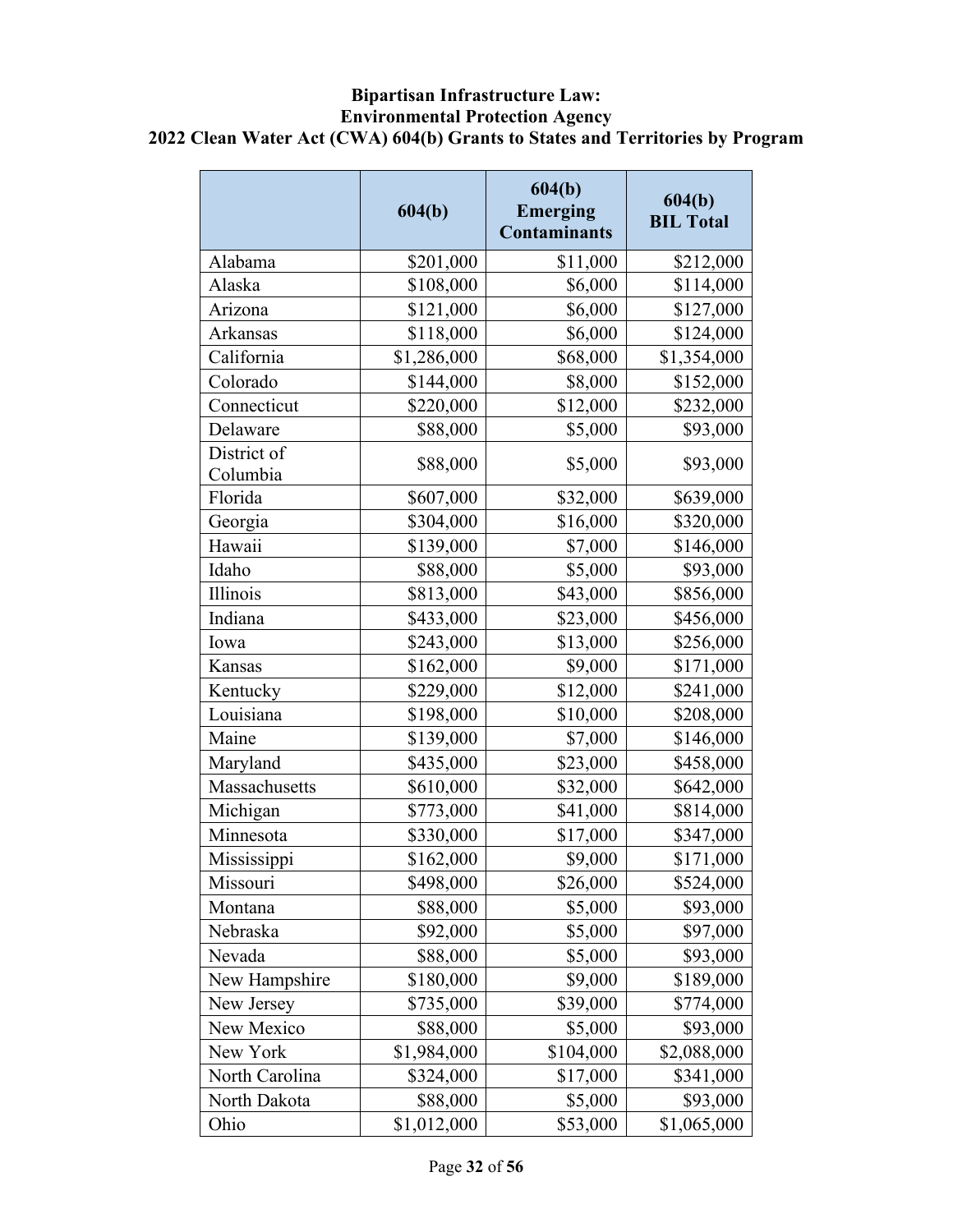**Bipartisan Infrastructure Law:**
**Environmental Protection Agency**
**2022 Clean Water Act (CWA) 604(b) Grants to States and Territories by Program**

| | 604(b) | 604(b) Emerging Contaminants | 604(b) BIL Total |
|---|---|---|---|
| Alabama | $201,000 | $11,000 | $212,000 |
| Alaska | $108,000 | $6,000 | $114,000 |
| Arizona | $121,000 | $6,000 | $127,000 |
| Arkansas | $118,000 | $6,000 | $124,000 |
| California | $1,286,000 | $68,000 | $1,354,000 |
| Colorado | $144,000 | $8,000 | $152,000 |
| Connecticut | $220,000 | $12,000 | $232,000 |
| Delaware | $88,000 | $5,000 | $93,000 |
| District of Columbia | $88,000 | $5,000 | $93,000 |
| Florida | $607,000 | $32,000 | $639,000 |
| Georgia | $304,000 | $16,000 | $320,000 |
| Hawaii | $139,000 | $7,000 | $146,000 |
| Idaho | $88,000 | $5,000 | $93,000 |
| Illinois | $813,000 | $43,000 | $856,000 |
| Indiana | $433,000 | $23,000 | $456,000 |
| Iowa | $243,000 | $13,000 | $256,000 |
| Kansas | $162,000 | $9,000 | $171,000 |
| Kentucky | $229,000 | $12,000 | $241,000 |
| Louisiana | $198,000 | $10,000 | $208,000 |
| Maine | $139,000 | $7,000 | $146,000 |
| Maryland | $435,000 | $23,000 | $458,000 |
| Massachusetts | $610,000 | $32,000 | $642,000 |
| Michigan | $773,000 | $41,000 | $814,000 |
| Minnesota | $330,000 | $17,000 | $347,000 |
| Mississippi | $162,000 | $9,000 | $171,000 |
| Missouri | $498,000 | $26,000 | $524,000 |
| Montana | $88,000 | $5,000 | $93,000 |
| Nebraska | $92,000 | $5,000 | $97,000 |
| Nevada | $88,000 | $5,000 | $93,000 |
| New Hampshire | $180,000 | $9,000 | $189,000 |
| New Jersey | $735,000 | $39,000 | $774,000 |
| New Mexico | $88,000 | $5,000 | $93,000 |
| New York | $1,984,000 | $104,000 | $2,088,000 |
| North Carolina | $324,000 | $17,000 | $341,000 |
| North Dakota | $88,000 | $5,000 | $93,000 |
| Ohio | $1,012,000 | $53,000 | $1,065,000 |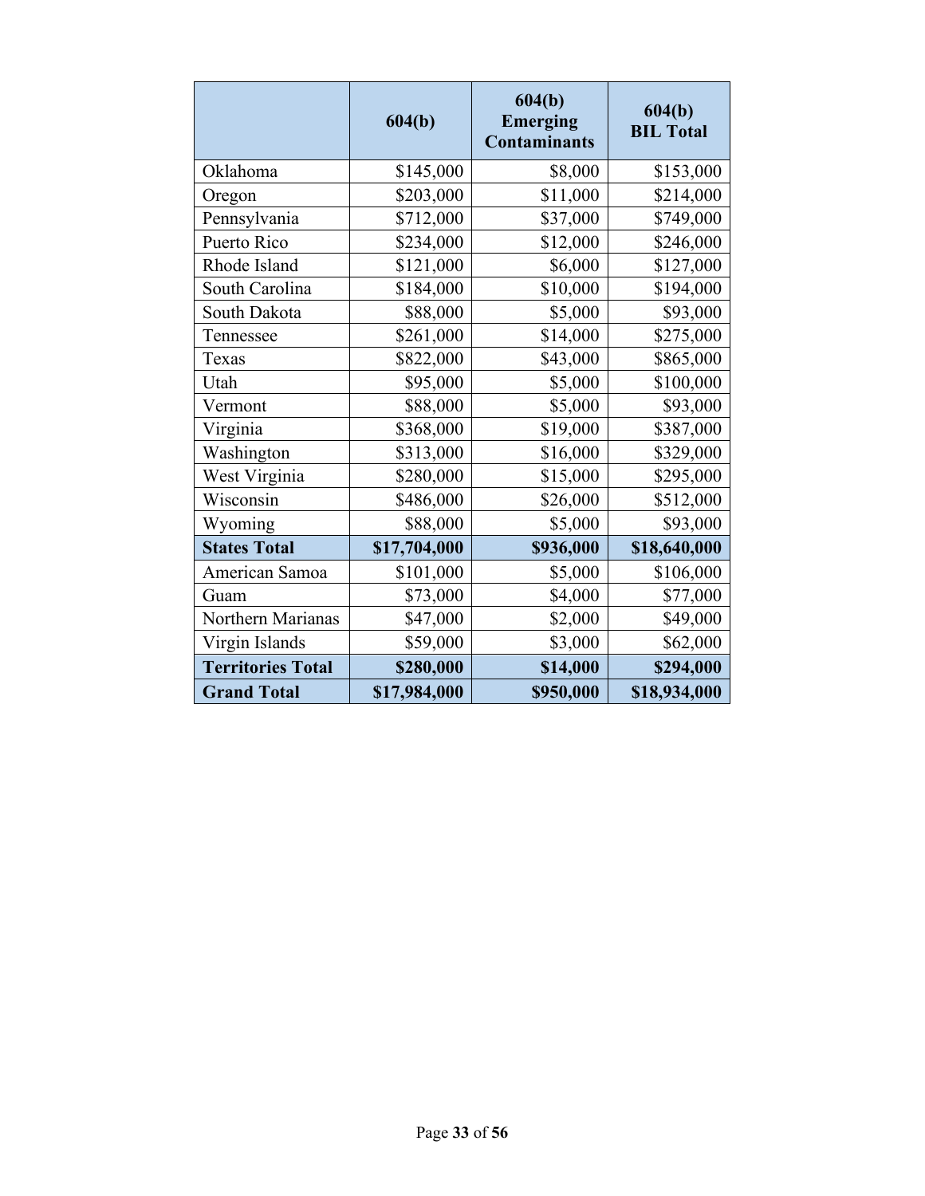| | 604(b) | 604(b) Emerging Contaminants | 604(b) BIL Total |
|---|---|---|---|
| Oklahoma | $145,000 | $8,000 | $153,000 |
| Oregon | $203,000 | $11,000 | $214,000 |
| Pennsylvania | $712,000 | $37,000 | $749,000 |
| Puerto Rico | $234,000 | $12,000 | $246,000 |
| Rhode Island | $121,000 | $6,000 | $127,000 |
| South Carolina | $184,000 | $10,000 | $194,000 |
| South Dakota | $88,000 | $5,000 | $93,000 |
| Tennessee | $261,000 | $14,000 | $275,000 |
| Texas | $822,000 | $43,000 | $865,000 |
| Utah | $95,000 | $5,000 | $100,000 |
| Vermont | $88,000 | $5,000 | $93,000 |
| Virginia | $368,000 | $19,000 | $387,000 |
| Washington | $313,000 | $16,000 | $329,000 |
| West Virginia | $280,000 | $15,000 | $295,000 |
| Wisconsin | $486,000 | $26,000 | $512,000 |
| Wyoming | $88,000 | $5,000 | $93,000 |
| **States Total** | **$17,704,000** | **$936,000** | **$18,640,000** |
| American Samoa | $101,000 | $5,000 | $106,000 |
| Guam | $73,000 | $4,000 | $77,000 |
| Northern Marianas | $47,000 | $2,000 | $49,000 |
| Virgin Islands | $59,000 | $3,000 | $62,000 |
| **Territories Total** | **$280,000** | **$14,000** | **$294,000** |
| **Grand Total** | **$17,984,000** | **$950,000** | **$18,934,000** |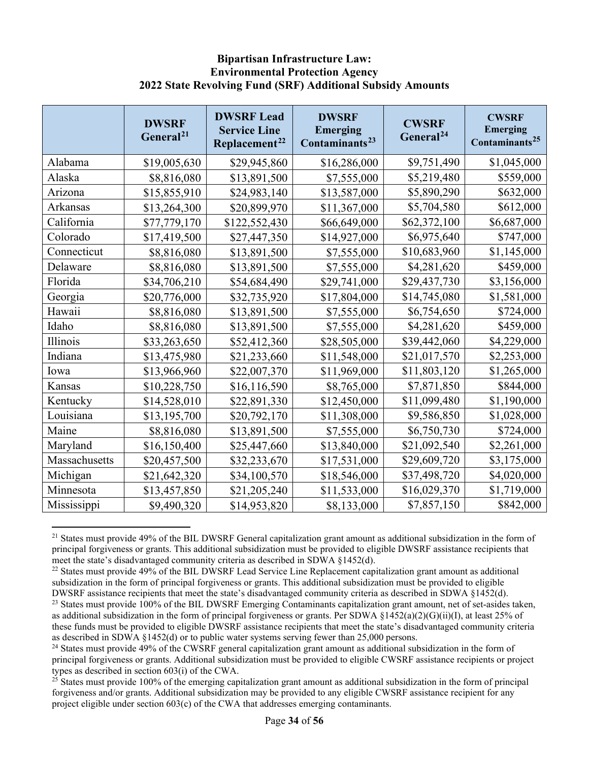**Bipartisan Infrastructure Law:**
**Environmental Protection Agency**
**2022 State Revolving Fund (SRF) Additional Subsidy Amounts**

| | DWSRF General[21] | DWSRF Lead Service Line Replacement[22] | DWSRF Emerging Contaminants[23] | CWSRF General[24] | CWSRF Emerging Contaminants[25] |
|---|---|---|---|---|---|
| Alabama | $19,005,630 | $29,945,860 | $16,286,000 | $9,751,490 | $1,045,000 |
| Alaska | $8,816,080 | $13,891,500 | $7,555,000 | $5,219,480 | $559,000 |
| Arizona | $15,855,910 | $24,983,140 | $13,587,000 | $5,890,290 | $632,000 |
| Arkansas | $13,264,300 | $20,899,970 | $11,367,000 | $5,704,580 | $612,000 |
| California | $77,779,170 | $122,552,430 | $66,649,000 | $62,372,100 | $6,687,000 |
| Colorado | $17,419,500 | $27,447,350 | $14,927,000 | $6,975,640 | $747,000 |
| Connecticut | $8,816,080 | $13,891,500 | $7,555,000 | $10,683,960 | $1,145,000 |
| Delaware | $8,816,080 | $13,891,500 | $7,555,000 | $4,281,620 | $459,000 |
| Florida | $34,706,210 | $54,684,490 | $29,741,000 | $29,437,730 | $3,156,000 |
| Georgia | $20,776,000 | $32,735,920 | $17,804,000 | $14,745,080 | $1,581,000 |
| Hawaii | $8,816,080 | $13,891,500 | $7,555,000 | $6,754,650 | $724,000 |
| Idaho | $8,816,080 | $13,891,500 | $7,555,000 | $4,281,620 | $459,000 |
| Illinois | $33,263,650 | $52,412,360 | $28,505,000 | $39,442,060 | $4,229,000 |
| Indiana | $13,475,980 | $21,233,660 | $11,548,000 | $21,017,570 | $2,253,000 |
| Iowa | $13,966,960 | $22,007,370 | $11,969,000 | $11,803,120 | $1,265,000 |
| Kansas | $10,228,750 | $16,116,590 | $8,765,000 | $7,871,850 | $844,000 |
| Kentucky | $14,528,010 | $22,891,330 | $12,450,000 | $11,099,480 | $1,190,000 |
| Louisiana | $13,195,700 | $20,792,170 | $11,308,000 | $9,586,850 | $1,028,000 |
| Maine | $8,816,080 | $13,891,500 | $7,555,000 | $6,750,730 | $724,000 |
| Maryland | $16,150,400 | $25,447,660 | $13,840,000 | $21,092,540 | $2,261,000 |
| Massachusetts | $20,457,500 | $32,233,670 | $17,531,000 | $29,609,720 | $3,175,000 |
| Michigan | $21,642,320 | $34,100,570 | $18,546,000 | $37,498,720 | $4,020,000 |
| Minnesota | $13,457,850 | $21,205,240 | $11,533,000 | $16,029,370 | $1,719,000 |
| Mississippi | $9,490,320 | $14,953,820 | $8,133,000 | $7,857,150 | $842,000 |

[21] States must provide 49% of the BIL DWSRF General capitalization grant amount as additional subsidization in the form of principal forgiveness or grants. This additional subsidization must be provided to eligible DWSRF assistance recipients that meet the state's disadvantaged community criteria as described in SDWA §1452(d).

[22] States must provide 49% of the BIL DWSRF Lead Service Line Replacement capitalization grant amount as additional subsidization in the form of principal forgiveness or grants. This additional subsidization must be provided to eligible DWSRF assistance recipients that meet the state's disadvantaged community criteria as described in SDWA §1452(d).

[23] States must provide 100% of the BIL DWSRF Emerging Contaminants capitalization grant amount, net of set-asides taken, as additional subsidization in the form of principal forgiveness or grants. Per SDWA §1452(a)(2)(G)(ii)(I), at least 25% of these funds must be provided to eligible DWSRF assistance recipients that meet the state's disadvantaged community criteria as described in SDWA §1452(d) or to public water systems serving fewer than 25,000 persons.

[24] States must provide 49% of the CWSRF general capitalization grant amount as additional subsidization in the form of principal forgiveness or grants. Additional subsidization must be provided to eligible CWSRF assistance recipients or project types as described in section 603(i) of the CWA.

[25] States must provide 100% of the emerging capitalization grant amount as additional subsidization in the form of principal forgiveness and/or grants. Additional subsidization may be provided to any eligible CWSRF assistance recipient for any project eligible under section 603(c) of the CWA that addresses emerging contaminants.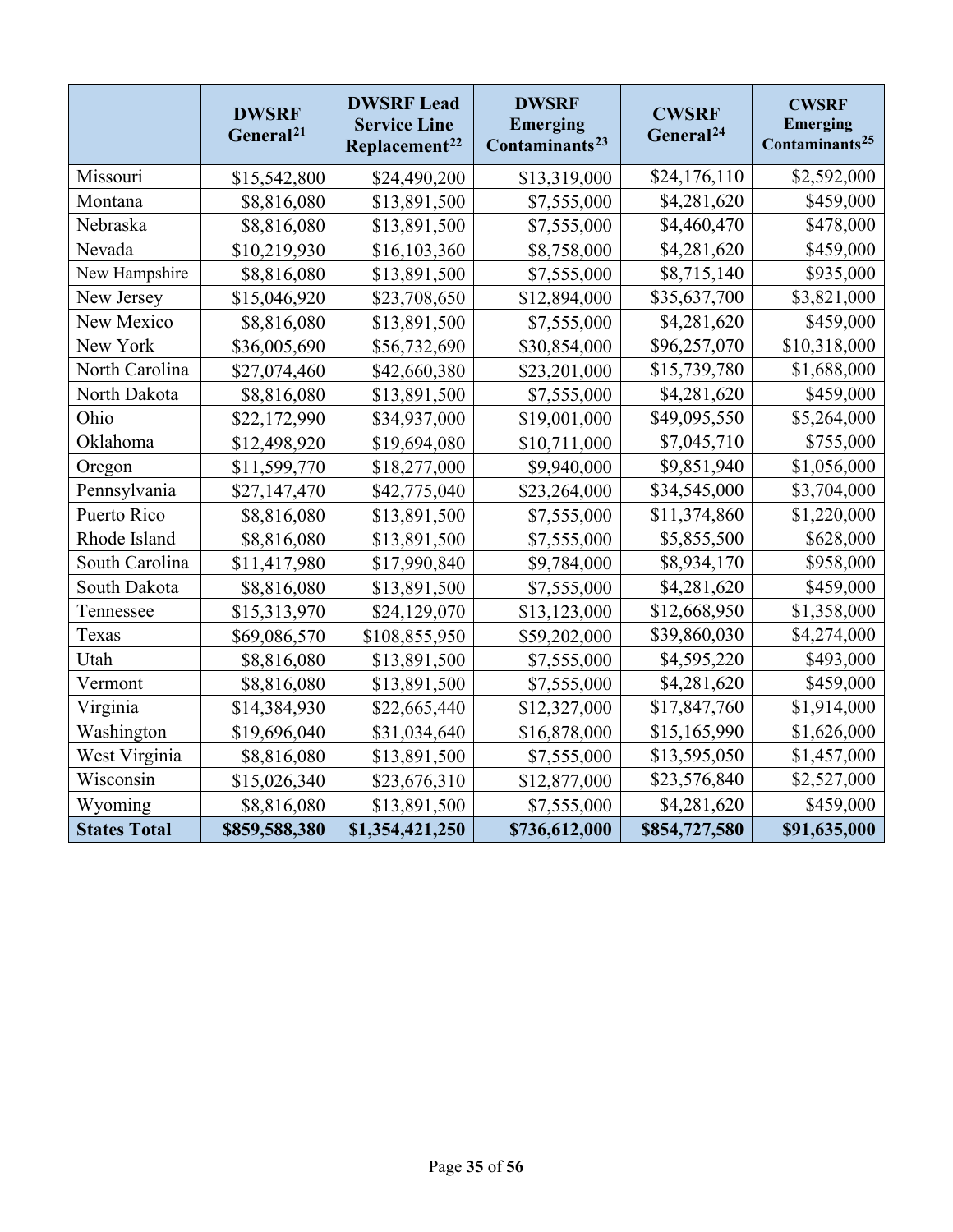| | **DWSRF General**[21] | **DWSRF Lead Service Line Replacement**[22] | **DWSRF Emerging Contaminants**[23] | **CWSRF General**[24] | **CWSRF Emerging Contaminants**[25] |
|---|---|---|---|---|---|
| Missouri | $15,542,800 | $24,490,200 | $13,319,000 | $24,176,110 | $2,592,000 |
| Montana | $8,816,080 | $13,891,500 | $7,555,000 | $4,281,620 | $459,000 |
| Nebraska | $8,816,080 | $13,891,500 | $7,555,000 | $4,460,470 | $478,000 |
| Nevada | $10,219,930 | $16,103,360 | $8,758,000 | $4,281,620 | $459,000 |
| New Hampshire | $8,816,080 | $13,891,500 | $7,555,000 | $8,715,140 | $935,000 |
| New Jersey | $15,046,920 | $23,708,650 | $12,894,000 | $35,637,700 | $3,821,000 |
| New Mexico | $8,816,080 | $13,891,500 | $7,555,000 | $4,281,620 | $459,000 |
| New York | $36,005,690 | $56,732,690 | $30,854,000 | $96,257,070 | $10,318,000 |
| North Carolina | $27,074,460 | $42,660,380 | $23,201,000 | $15,739,780 | $1,688,000 |
| North Dakota | $8,816,080 | $13,891,500 | $7,555,000 | $4,281,620 | $459,000 |
| Ohio | $22,172,990 | $34,937,000 | $19,001,000 | $49,095,550 | $5,264,000 |
| Oklahoma | $12,498,920 | $19,694,080 | $10,711,000 | $7,045,710 | $755,000 |
| Oregon | $11,599,770 | $18,277,000 | $9,940,000 | $9,851,940 | $1,056,000 |
| Pennsylvania | $27,147,470 | $42,775,040 | $23,264,000 | $34,545,000 | $3,704,000 |
| Puerto Rico | $8,816,080 | $13,891,500 | $7,555,000 | $11,374,860 | $1,220,000 |
| Rhode Island | $8,816,080 | $13,891,500 | $7,555,000 | $5,855,500 | $628,000 |
| South Carolina | $11,417,980 | $17,990,840 | $9,784,000 | $8,934,170 | $958,000 |
| South Dakota | $8,816,080 | $13,891,500 | $7,555,000 | $4,281,620 | $459,000 |
| Tennessee | $15,313,970 | $24,129,070 | $13,123,000 | $12,668,950 | $1,358,000 |
| Texas | $69,086,570 | $108,855,950 | $59,202,000 | $39,860,030 | $4,274,000 |
| Utah | $8,816,080 | $13,891,500 | $7,555,000 | $4,595,220 | $493,000 |
| Vermont | $8,816,080 | $13,891,500 | $7,555,000 | $4,281,620 | $459,000 |
| Virginia | $14,384,930 | $22,665,440 | $12,327,000 | $17,847,760 | $1,914,000 |
| Washington | $19,696,040 | $31,034,640 | $16,878,000 | $15,165,990 | $1,626,000 |
| West Virginia | $8,816,080 | $13,891,500 | $7,555,000 | $13,595,050 | $1,457,000 |
| Wisconsin | $15,026,340 | $23,676,310 | $12,877,000 | $23,576,840 | $2,527,000 |
| Wyoming | $8,816,080 | $13,891,500 | $7,555,000 | $4,281,620 | $459,000 |
| **States Total** | **$859,588,380** | **$1,354,421,250** | **$736,612,000** | **$854,727,580** | **$91,635,000** |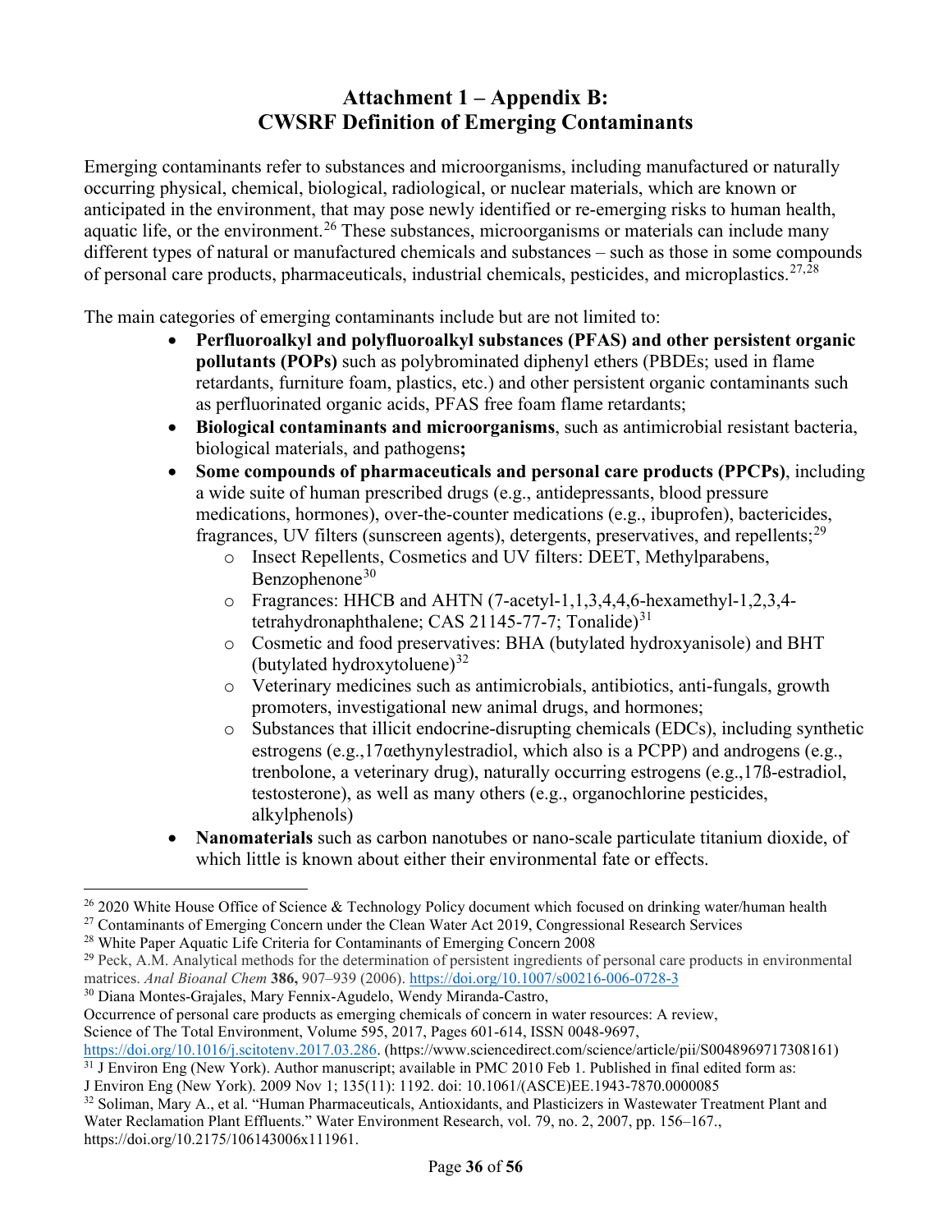# Attachment 1 – Appendix B: CWSRF Definition of Emerging Contaminants

Emerging contaminants refer to substances and microorganisms, including manufactured or naturally occurring physical, chemical, biological, radiological, or nuclear materials, which are known or anticipated in the environment, that may pose newly identified or re-emerging risks to human health, aquatic life, or the environment.[26] These substances, microorganisms or materials can include many different types of natural or manufactured chemicals and substances – such as those in some compounds of personal care products, pharmaceuticals, industrial chemicals, pesticides, and microplastics.[27,28]

The main categories of emerging contaminants include but are not limited to:

- **Perfluoroalkyl and polyfluoroalkyl substances (PFAS) and other persistent organic pollutants (POPs)** such as polybrominated diphenyl ethers (PBDEs; used in flame retardants, furniture foam, plastics, etc.) and other persistent organic contaminants such as perfluorinated organic acids, PFAS free foam flame retardants;
- **Biological contaminants and microorganisms**, such as antimicrobial resistant bacteria, biological materials, and pathogens**;**
- **Some compounds of pharmaceuticals and personal care products (PPCPs)**, including a wide suite of human prescribed drugs (e.g., antidepressants, blood pressure medications, hormones), over-the-counter medications (e.g., ibuprofen), bactericides, fragrances, UV filters (sunscreen agents), detergents, preservatives, and repellents;[29]
  - Insect Repellents, Cosmetics and UV filters: DEET, Methylparabens, Benzophenone[30]
  - Fragrances: HHCB and AHTN (7-acetyl-1,1,3,4,4,6-hexamethyl-1,2,3,4-tetrahydronaphthalene; CAS 21145-77-7; Tonalide)[31]
  - Cosmetic and food preservatives: BHA (butylated hydroxyanisole) and BHT (butylated hydroxytoluene)[32]
  - Veterinary medicines such as antimicrobials, antibiotics, anti-fungals, growth promoters, investigational new animal drugs, and hormones;
  - Substances that illicit endocrine-disrupting chemicals (EDCs), including synthetic estrogens (e.g.,17αethynylestradiol, which also is a PCPP) and androgens (e.g., trenbolone, a veterinary drug), naturally occurring estrogens (e.g.,17ß-estradiol, testosterone), as well as many others (e.g., organochlorine pesticides, alkylphenols)
- **Nanomaterials** such as carbon nanotubes or nano-scale particulate titanium dioxide, of which little is known about either their environmental fate or effects.

---

[26] 2020 White House Office of Science & Technology Policy document which focused on drinking water/human health

[27] Contaminants of Emerging Concern under the Clean Water Act 2019, Congressional Research Services

[28] White Paper Aquatic Life Criteria for Contaminants of Emerging Concern 2008

[29] Peck, A.M. Analytical methods for the determination of persistent ingredients of personal care products in environmental matrices. *Anal Bioanal Chem* **386,** 907–939 (2006). https://doi.org/10.1007/s00216-006-0728-3

[30] Diana Montes-Grajales, Mary Fennix-Agudelo, Wendy Miranda-Castro, Occurrence of personal care products as emerging chemicals of concern in water resources: A review, Science of The Total Environment, Volume 595, 2017, Pages 601-614, ISSN 0048-9697, https://doi.org/10.1016/j.scitotenv.2017.03.286. (https://www.sciencedirect.com/science/article/pii/S0048969717308161)

[31] J Environ Eng (New York). Author manuscript; available in PMC 2010 Feb 1. Published in final edited form as: J Environ Eng (New York). 2009 Nov 1; 135(11): 1192. doi: 10.1061/(ASCE)EE.1943-7870.0000085

[32] Soliman, Mary A., et al. "Human Pharmaceuticals, Antioxidants, and Plasticizers in Wastewater Treatment Plant and Water Reclamation Plant Effluents." Water Environment Research, vol. 79, no. 2, 2007, pp. 156–167., https://doi.org/10.2175/106143006x111961.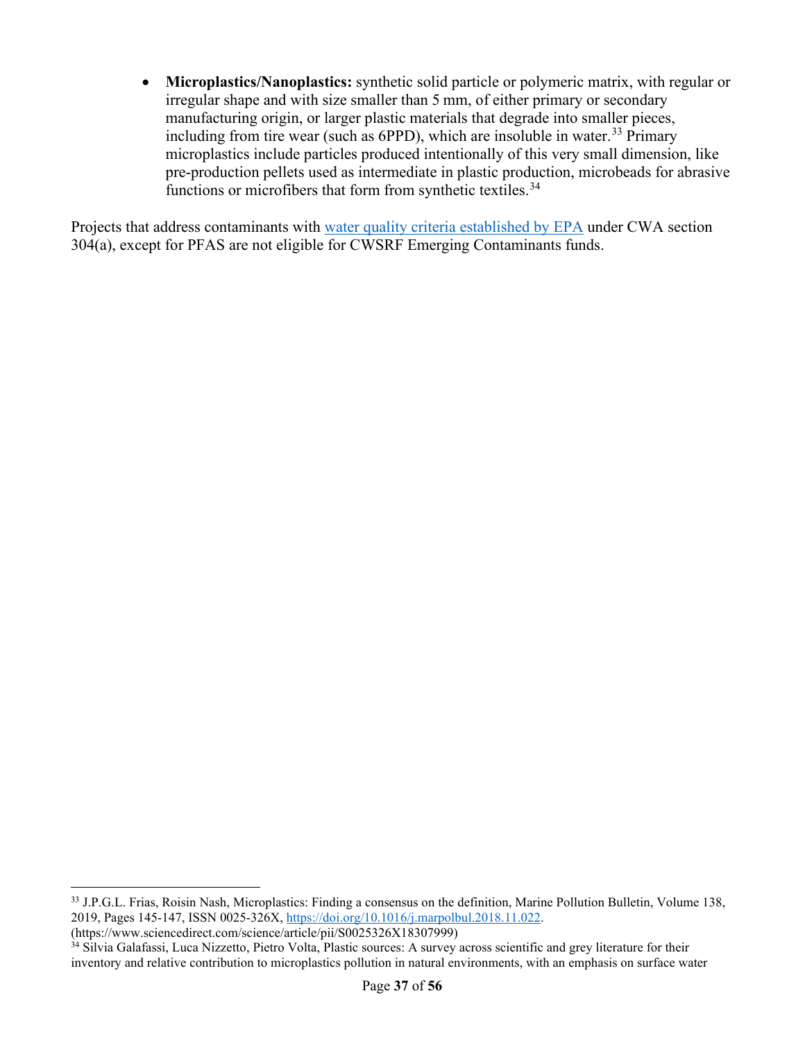- **Microplastics/Nanoplastics:** synthetic solid particle or polymeric matrix, with regular or irregular shape and with size smaller than 5 mm, of either primary or secondary manufacturing origin, or larger plastic materials that degrade into smaller pieces, including from tire wear (such as 6PPD), which are insoluble in water.[33] Primary microplastics include particles produced intentionally of this very small dimension, like pre-production pellets used as intermediate in plastic production, microbeads for abrasive functions or microfibers that form from synthetic textiles.[34]

Projects that address contaminants with [water quality criteria established by EPA](#) under CWA section 304(a), except for PFAS are not eligible for CWSRF Emerging Contaminants funds.

---

[33] J.P.G.L. Frias, Roisin Nash, Microplastics: Finding a consensus on the definition, Marine Pollution Bulletin, Volume 138, 2019, Pages 145-147, ISSN 0025-326X, https://doi.org/10.1016/j.marpolbul.2018.11.022. (https://www.sciencedirect.com/science/article/pii/S0025326X18307999)

[34] Silvia Galafassi, Luca Nizzetto, Pietro Volta, Plastic sources: A survey across scientific and grey literature for their inventory and relative contribution to microplastics pollution in natural environments, with an emphasis on surface water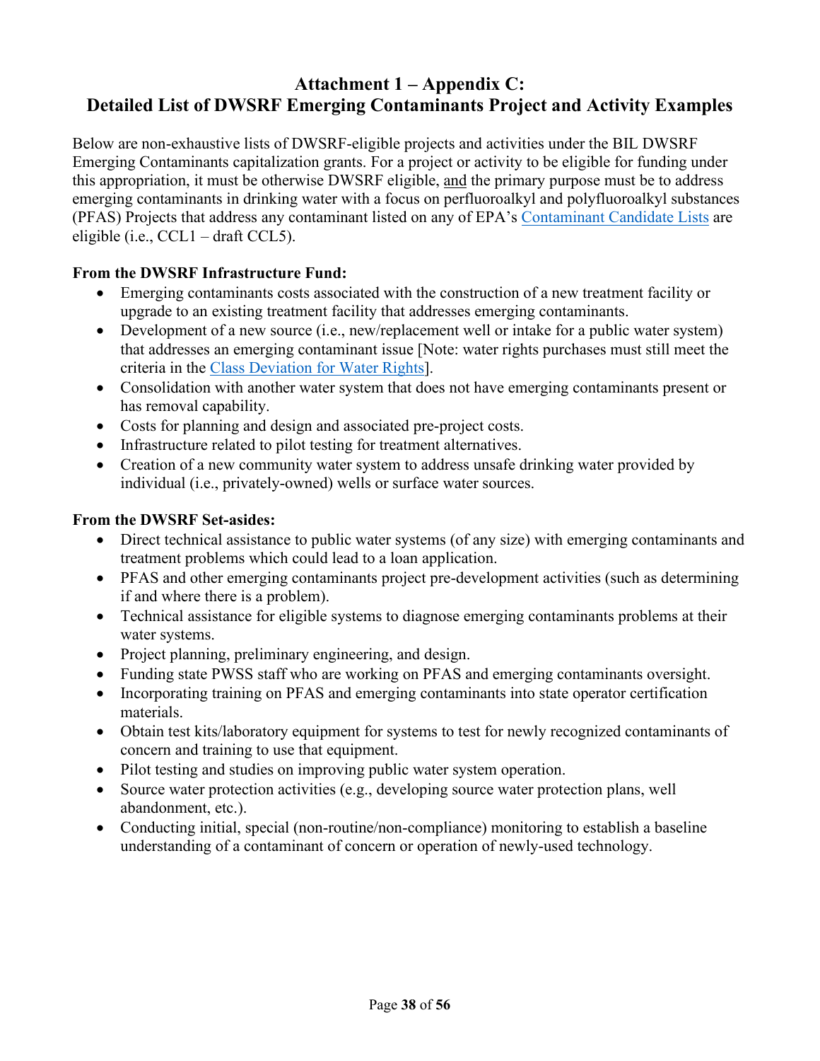# Attachment 1 – Appendix C: Detailed List of DWSRF Emerging Contaminants Project and Activity Examples

Below are non-exhaustive lists of DWSRF-eligible projects and activities under the BIL DWSRF Emerging Contaminants capitalization grants. For a project or activity to be eligible for funding under this appropriation, it must be otherwise DWSRF eligible, and the primary purpose must be to address emerging contaminants in drinking water with a focus on perfluoroalkyl and polyfluoroalkyl substances (PFAS) Projects that address any contaminant listed on any of EPA's Contaminant Candidate Lists are eligible (i.e., CCL1 – draft CCL5).

**From the DWSRF Infrastructure Fund:**

- Emerging contaminants costs associated with the construction of a new treatment facility or upgrade to an existing treatment facility that addresses emerging contaminants.
- Development of a new source (i.e., new/replacement well or intake for a public water system) that addresses an emerging contaminant issue [Note: water rights purchases must still meet the criteria in the Class Deviation for Water Rights].
- Consolidation with another water system that does not have emerging contaminants present or has removal capability.
- Costs for planning and design and associated pre-project costs.
- Infrastructure related to pilot testing for treatment alternatives.
- Creation of a new community water system to address unsafe drinking water provided by individual (i.e., privately-owned) wells or surface water sources.

**From the DWSRF Set-asides:**

- Direct technical assistance to public water systems (of any size) with emerging contaminants and treatment problems which could lead to a loan application.
- PFAS and other emerging contaminants project pre-development activities (such as determining if and where there is a problem).
- Technical assistance for eligible systems to diagnose emerging contaminants problems at their water systems.
- Project planning, preliminary engineering, and design.
- Funding state PWSS staff who are working on PFAS and emerging contaminants oversight.
- Incorporating training on PFAS and emerging contaminants into state operator certification materials.
- Obtain test kits/laboratory equipment for systems to test for newly recognized contaminants of concern and training to use that equipment.
- Pilot testing and studies on improving public water system operation.
- Source water protection activities (e.g., developing source water protection plans, well abandonment, etc.).
- Conducting initial, special (non-routine/non-compliance) monitoring to establish a baseline understanding of a contaminant of concern or operation of newly-used technology.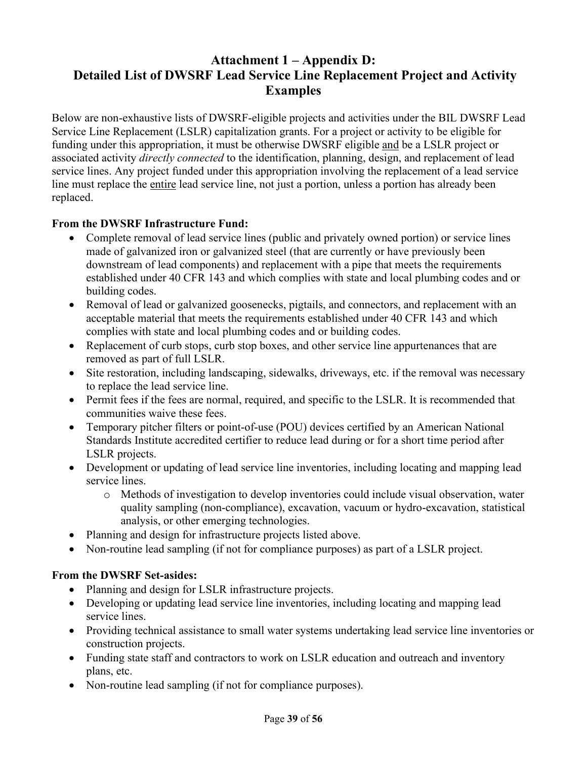# Attachment 1 – Appendix D:
# Detailed List of DWSRF Lead Service Line Replacement Project and Activity Examples

Below are non-exhaustive lists of DWSRF-eligible projects and activities under the BIL DWSRF Lead Service Line Replacement (LSLR) capitalization grants. For a project or activity to be eligible for funding under this appropriation, it must be otherwise DWSRF eligible <u>and</u> be a LSLR project or associated activity *directly connected* to the identification, planning, design, and replacement of lead service lines. Any project funded under this appropriation involving the replacement of a lead service line must replace the <u>entire</u> lead service line, not just a portion, unless a portion has already been replaced.

**From the DWSRF Infrastructure Fund:**

- Complete removal of lead service lines (public and privately owned portion) or service lines made of galvanized iron or galvanized steel (that are currently or have previously been downstream of lead components) and replacement with a pipe that meets the requirements established under 40 CFR 143 and which complies with state and local plumbing codes and or building codes.
- Removal of lead or galvanized goosenecks, pigtails, and connectors, and replacement with an acceptable material that meets the requirements established under 40 CFR 143 and which complies with state and local plumbing codes and or building codes.
- Replacement of curb stops, curb stop boxes, and other service line appurtenances that are removed as part of full LSLR.
- Site restoration, including landscaping, sidewalks, driveways, etc. if the removal was necessary to replace the lead service line.
- Permit fees if the fees are normal, required, and specific to the LSLR. It is recommended that communities waive these fees.
- Temporary pitcher filters or point-of-use (POU) devices certified by an American National Standards Institute accredited certifier to reduce lead during or for a short time period after LSLR projects.
- Development or updating of lead service line inventories, including locating and mapping lead service lines.
  - Methods of investigation to develop inventories could include visual observation, water quality sampling (non-compliance), excavation, vacuum or hydro-excavation, statistical analysis, or other emerging technologies.
- Planning and design for infrastructure projects listed above.
- Non-routine lead sampling (if not for compliance purposes) as part of a LSLR project.

**From the DWSRF Set-asides:**

- Planning and design for LSLR infrastructure projects.
- Developing or updating lead service line inventories, including locating and mapping lead service lines.
- Providing technical assistance to small water systems undertaking lead service line inventories or construction projects.
- Funding state staff and contractors to work on LSLR education and outreach and inventory plans, etc.
- Non-routine lead sampling (if not for compliance purposes).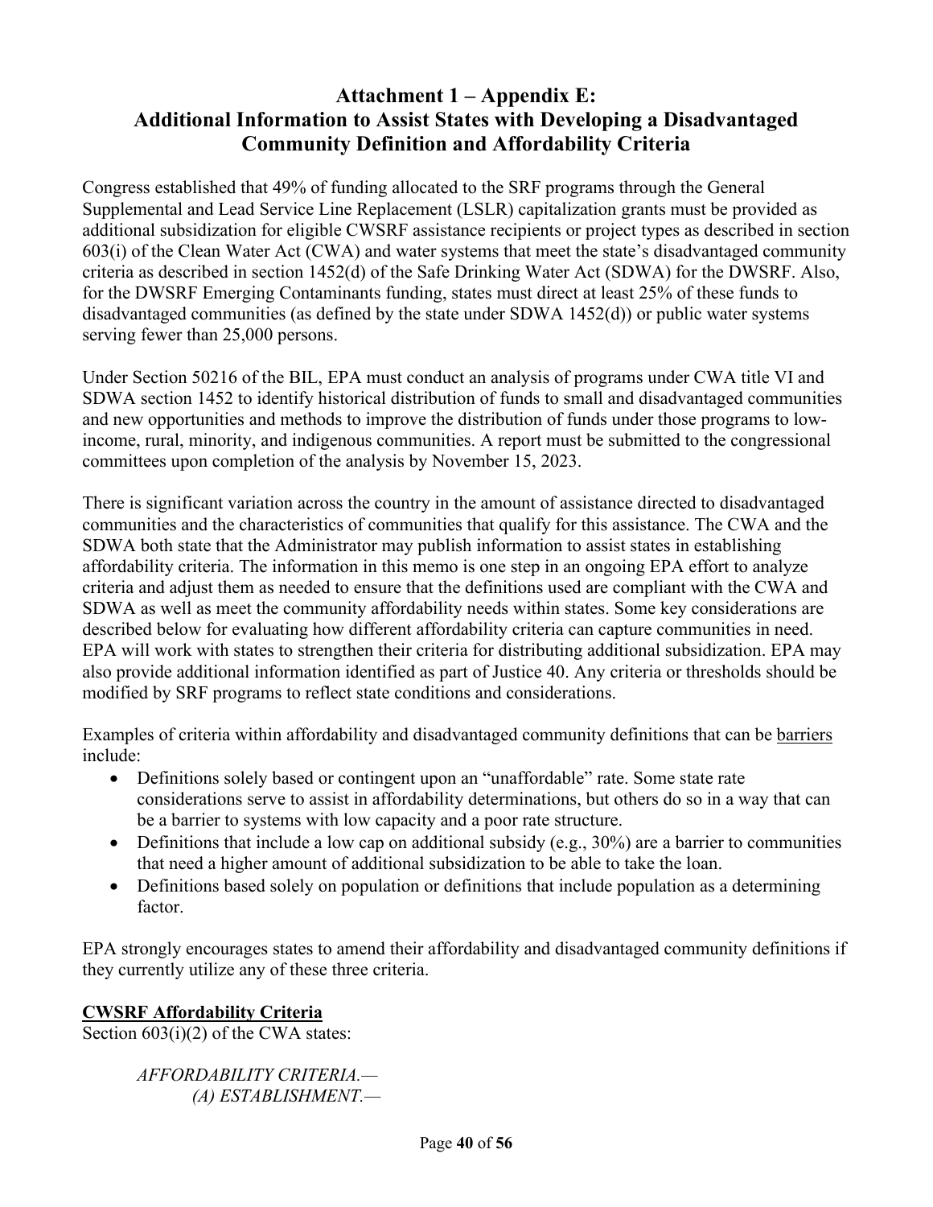# Attachment 1 – Appendix E: Additional Information to Assist States with Developing a Disadvantaged Community Definition and Affordability Criteria

Congress established that 49% of funding allocated to the SRF programs through the General Supplemental and Lead Service Line Replacement (LSLR) capitalization grants must be provided as additional subsidization for eligible CWSRF assistance recipients or project types as described in section 603(i) of the Clean Water Act (CWA) and water systems that meet the state's disadvantaged community criteria as described in section 1452(d) of the Safe Drinking Water Act (SDWA) for the DWSRF. Also, for the DWSRF Emerging Contaminants funding, states must direct at least 25% of these funds to disadvantaged communities (as defined by the state under SDWA 1452(d)) or public water systems serving fewer than 25,000 persons.

Under Section 50216 of the BIL, EPA must conduct an analysis of programs under CWA title VI and SDWA section 1452 to identify historical distribution of funds to small and disadvantaged communities and new opportunities and methods to improve the distribution of funds under those programs to low-income, rural, minority, and indigenous communities. A report must be submitted to the congressional committees upon completion of the analysis by November 15, 2023.

There is significant variation across the country in the amount of assistance directed to disadvantaged communities and the characteristics of communities that qualify for this assistance. The CWA and the SDWA both state that the Administrator may publish information to assist states in establishing affordability criteria. The information in this memo is one step in an ongoing EPA effort to analyze criteria and adjust them as needed to ensure that the definitions used are compliant with the CWA and SDWA as well as meet the community affordability needs within states. Some key considerations are described below for evaluating how different affordability criteria can capture communities in need. EPA will work with states to strengthen their criteria for distributing additional subsidization. EPA may also provide additional information identified as part of Justice 40. Any criteria or thresholds should be modified by SRF programs to reflect state conditions and considerations.

Examples of criteria within affordability and disadvantaged community definitions that can be barriers include:

- Definitions solely based or contingent upon an "unaffordable" rate. Some state rate considerations serve to assist in affordability determinations, but others do so in a way that can be a barrier to systems with low capacity and a poor rate structure.
- Definitions that include a low cap on additional subsidy (e.g., 30%) are a barrier to communities that need a higher amount of additional subsidization to be able to take the loan.
- Definitions based solely on population or definitions that include population as a determining factor.

EPA strongly encourages states to amend their affordability and disadvantaged community definitions if they currently utilize any of these three criteria.

**CWSRF Affordability Criteria**

Section 603(i)(2) of the CWA states:

> *AFFORDABILITY CRITERIA.—*
>
> *(A) ESTABLISHMENT.—*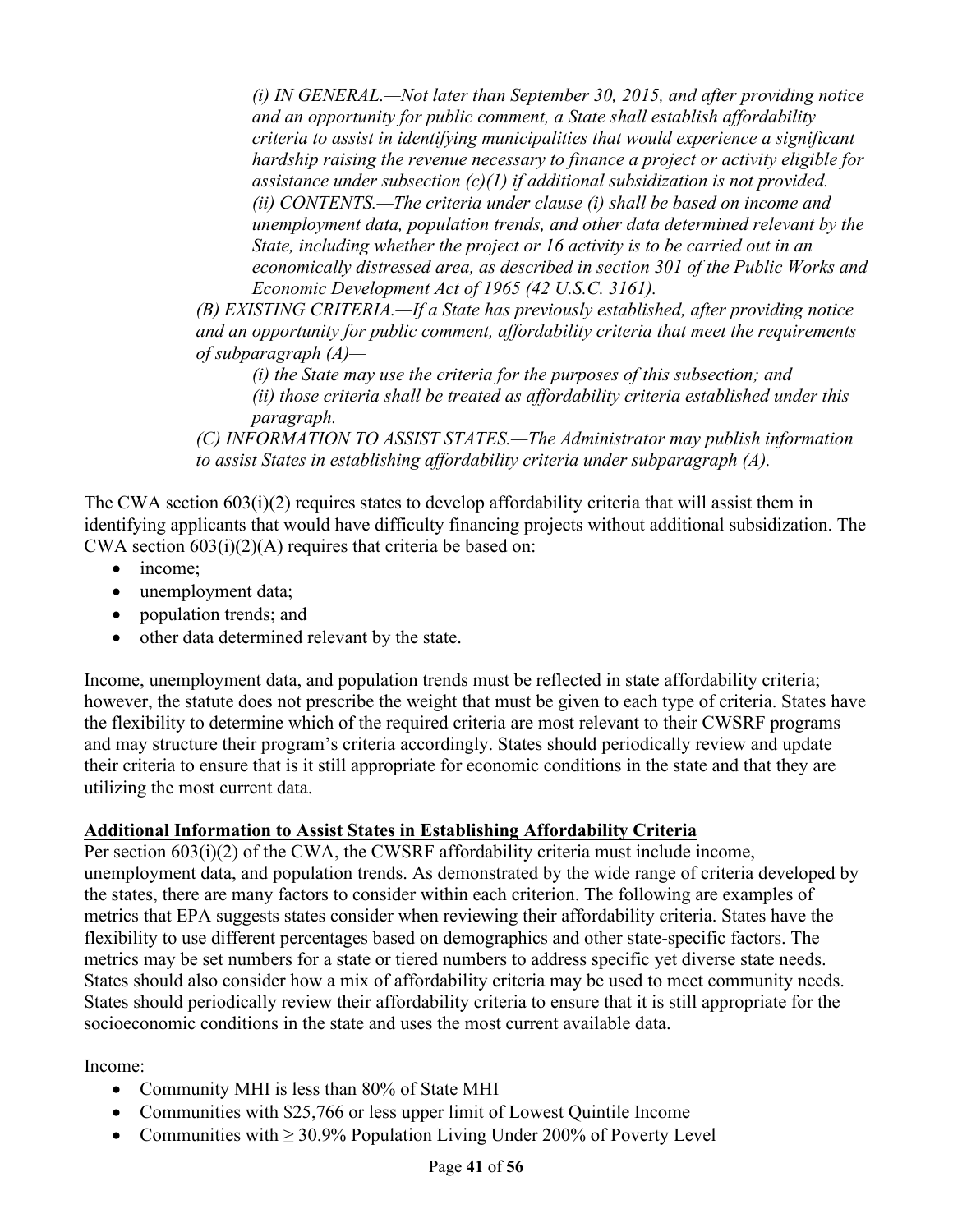*(i) IN GENERAL.—Not later than September 30, 2015, and after providing notice and an opportunity for public comment, a State shall establish affordability criteria to assist in identifying municipalities that would experience a significant hardship raising the revenue necessary to finance a project or activity eligible for assistance under subsection (c)(1) if additional subsidization is not provided.*
*(ii) CONTENTS.—The criteria under clause (i) shall be based on income and unemployment data, population trends, and other data determined relevant by the State, including whether the project or 16 activity is to be carried out in an economically distressed area, as described in section 301 of the Public Works and Economic Development Act of 1965 (42 U.S.C. 3161).*

*(B) EXISTING CRITERIA.—If a State has previously established, after providing notice and an opportunity for public comment, affordability criteria that meet the requirements of subparagraph (A)—*

*(i) the State may use the criteria for the purposes of this subsection; and*
*(ii) those criteria shall be treated as affordability criteria established under this paragraph.*

*(C) INFORMATION TO ASSIST STATES.—The Administrator may publish information to assist States in establishing affordability criteria under subparagraph (A).*

The CWA section 603(i)(2) requires states to develop affordability criteria that will assist them in identifying applicants that would have difficulty financing projects without additional subsidization. The CWA section 603(i)(2)(A) requires that criteria be based on:

- income;
- unemployment data;
- population trends; and
- other data determined relevant by the state.

Income, unemployment data, and population trends must be reflected in state affordability criteria; however, the statute does not prescribe the weight that must be given to each type of criteria. States have the flexibility to determine which of the required criteria are most relevant to their CWSRF programs and may structure their program's criteria accordingly. States should periodically review and update their criteria to ensure that is it still appropriate for economic conditions in the state and that they are utilizing the most current data.

**Additional Information to Assist States in Establishing Affordability Criteria**

Per section 603(i)(2) of the CWA, the CWSRF affordability criteria must include income, unemployment data, and population trends. As demonstrated by the wide range of criteria developed by the states, there are many factors to consider within each criterion. The following are examples of metrics that EPA suggests states consider when reviewing their affordability criteria. States have the flexibility to use different percentages based on demographics and other state-specific factors. The metrics may be set numbers for a state or tiered numbers to address specific yet diverse state needs. States should also consider how a mix of affordability criteria may be used to meet community needs. States should periodically review their affordability criteria to ensure that it is still appropriate for the socioeconomic conditions in the state and uses the most current available data.

Income:

- Community MHI is less than 80% of State MHI
- Communities with $25,766 or less upper limit of Lowest Quintile Income
- Communities with ≥ 30.9% Population Living Under 200% of Poverty Level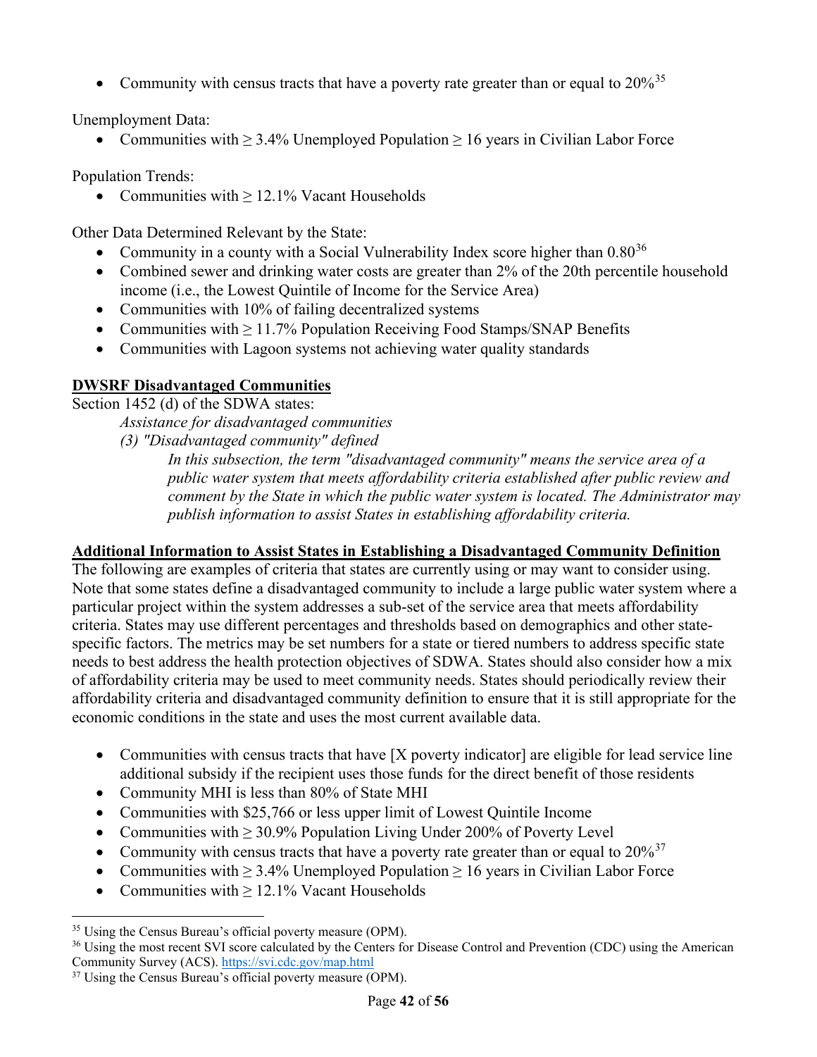- Community with census tracts that have a poverty rate greater than or equal to 20%[35]

Unemployment Data:

- Communities with ≥ 3.4% Unemployed Population ≥ 16 years in Civilian Labor Force

Population Trends:

- Communities with ≥ 12.1% Vacant Households

Other Data Determined Relevant by the State:

- Community in a county with a Social Vulnerability Index score higher than 0.80[36]
- Combined sewer and drinking water costs are greater than 2% of the 20th percentile household income (i.e., the Lowest Quintile of Income for the Service Area)
- Communities with 10% of failing decentralized systems
- Communities with ≥ 11.7% Population Receiving Food Stamps/SNAP Benefits
- Communities with Lagoon systems not achieving water quality standards

**DWSRF Disadvantaged Communities**

Section 1452 (d) of the SDWA states:

> *Assistance for disadvantaged communities*
>
> *(3) "Disadvantaged community" defined*
>
> > *In this subsection, the term "disadvantaged community" means the service area of a public water system that meets affordability criteria established after public review and comment by the State in which the public water system is located. The Administrator may publish information to assist States in establishing affordability criteria.*

**Additional Information to Assist States in Establishing a Disadvantaged Community Definition**

The following are examples of criteria that states are currently using or may want to consider using. Note that some states define a disadvantaged community to include a large public water system where a particular project within the system addresses a sub-set of the service area that meets affordability criteria. States may use different percentages and thresholds based on demographics and other state-specific factors. The metrics may be set numbers for a state or tiered numbers to address specific state needs to best address the health protection objectives of SDWA. States should also consider how a mix of affordability criteria may be used to meet community needs. States should periodically review their affordability criteria and disadvantaged community definition to ensure that it is still appropriate for the economic conditions in the state and uses the most current available data.

- Communities with census tracts that have [X poverty indicator] are eligible for lead service line additional subsidy if the recipient uses those funds for the direct benefit of those residents
- Community MHI is less than 80% of State MHI
- Communities with $25,766 or less upper limit of Lowest Quintile Income
- Communities with ≥ 30.9% Population Living Under 200% of Poverty Level
- Community with census tracts that have a poverty rate greater than or equal to 20%[37]
- Communities with ≥ 3.4% Unemployed Population ≥ 16 years in Civilian Labor Force
- Communities with ≥ 12.1% Vacant Households

---

[35] Using the Census Bureau's official poverty measure (OPM).

[36] Using the most recent SVI score calculated by the Centers for Disease Control and Prevention (CDC) using the American Community Survey (ACS). https://svi.cdc.gov/map.html

[37] Using the Census Bureau's official poverty measure (OPM).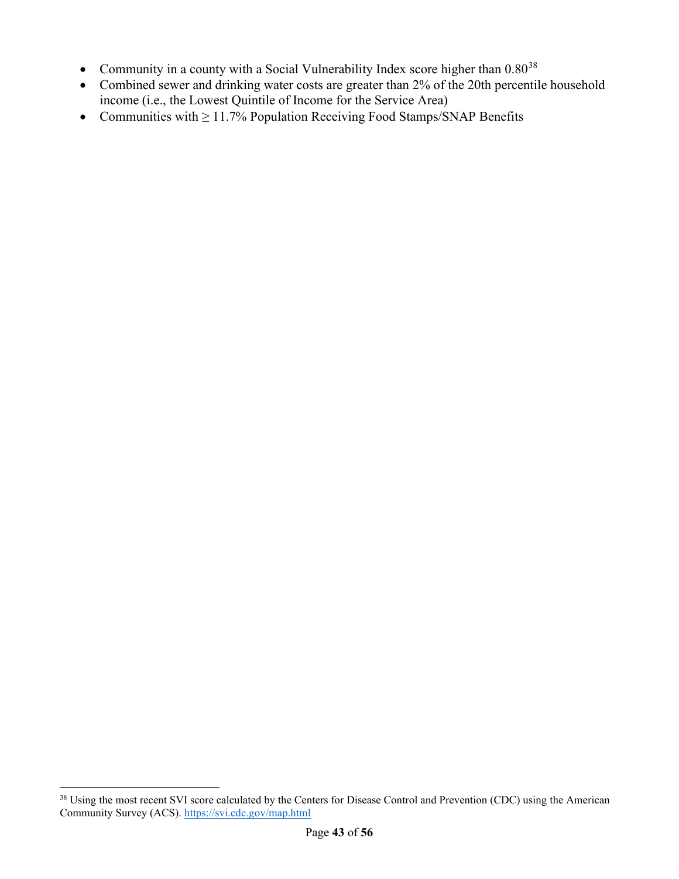- Community in a county with a Social Vulnerability Index score higher than 0.80[38]
- Combined sewer and drinking water costs are greater than 2% of the 20th percentile household income (i.e., the Lowest Quintile of Income for the Service Area)
- Communities with ≥ 11.7% Population Receiving Food Stamps/SNAP Benefits

[38] Using the most recent SVI score calculated by the Centers for Disease Control and Prevention (CDC) using the American Community Survey (ACS). https://svi.cdc.gov/map.html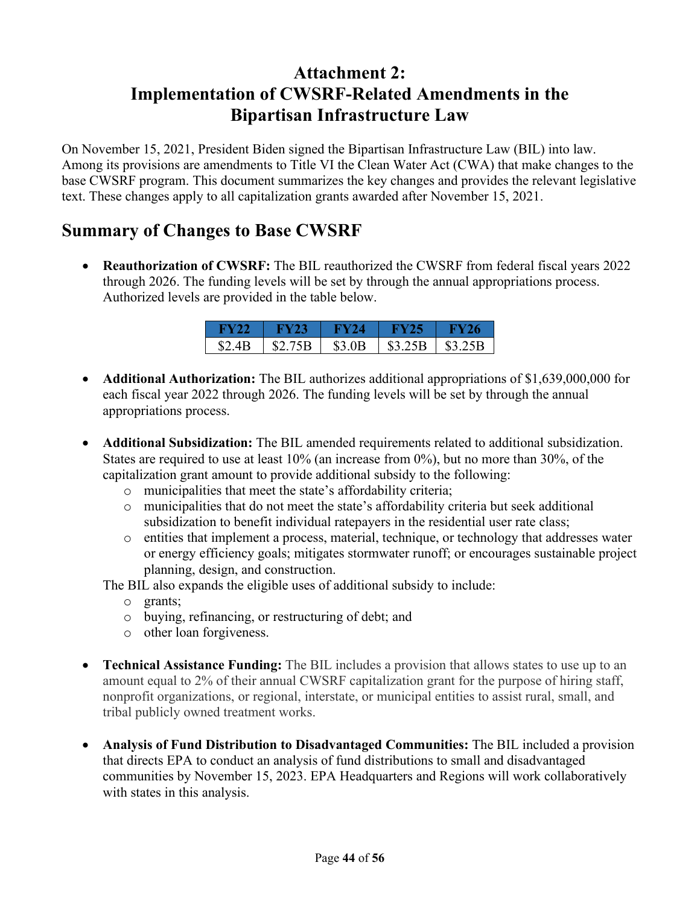# Attachment 2: Implementation of CWSRF-Related Amendments in the Bipartisan Infrastructure Law

On November 15, 2021, President Biden signed the Bipartisan Infrastructure Law (BIL) into law. Among its provisions are amendments to Title VI the Clean Water Act (CWA) that make changes to the base CWSRF program. This document summarizes the key changes and provides the relevant legislative text. These changes apply to all capitalization grants awarded after November 15, 2021.

## Summary of Changes to Base CWSRF

- **Reauthorization of CWSRF:** The BIL reauthorized the CWSRF from federal fiscal years 2022 through 2026. The funding levels will be set by through the annual appropriations process. Authorized levels are provided in the table below.

| FY22 | FY23 | FY24 | FY25 | FY26 |
|---|---|---|---|---|
| $2.4B | $2.75B | $3.0B | $3.25B | $3.25B |

- **Additional Authorization:** The BIL authorizes additional appropriations of $1,639,000,000 for each fiscal year 2022 through 2026. The funding levels will be set by through the annual appropriations process.

- **Additional Subsidization:** The BIL amended requirements related to additional subsidization. States are required to use at least 10% (an increase from 0%), but no more than 30%, of the capitalization grant amount to provide additional subsidy to the following:
  - municipalities that meet the state's affordability criteria;
  - municipalities that do not meet the state's affordability criteria but seek additional subsidization to benefit individual ratepayers in the residential user rate class;
  - entities that implement a process, material, technique, or technology that addresses water or energy efficiency goals; mitigates stormwater runoff; or encourages sustainable project planning, design, and construction.

  The BIL also expands the eligible uses of additional subsidy to include:
  - grants;
  - buying, refinancing, or restructuring of debt; and
  - other loan forgiveness.

- **Technical Assistance Funding:** The BIL includes a provision that allows states to use up to an amount equal to 2% of their annual CWSRF capitalization grant for the purpose of hiring staff, nonprofit organizations, or regional, interstate, or municipal entities to assist rural, small, and tribal publicly owned treatment works.

- **Analysis of Fund Distribution to Disadvantaged Communities:** The BIL included a provision that directs EPA to conduct an analysis of fund distributions to small and disadvantaged communities by November 15, 2023. EPA Headquarters and Regions will work collaboratively with states in this analysis.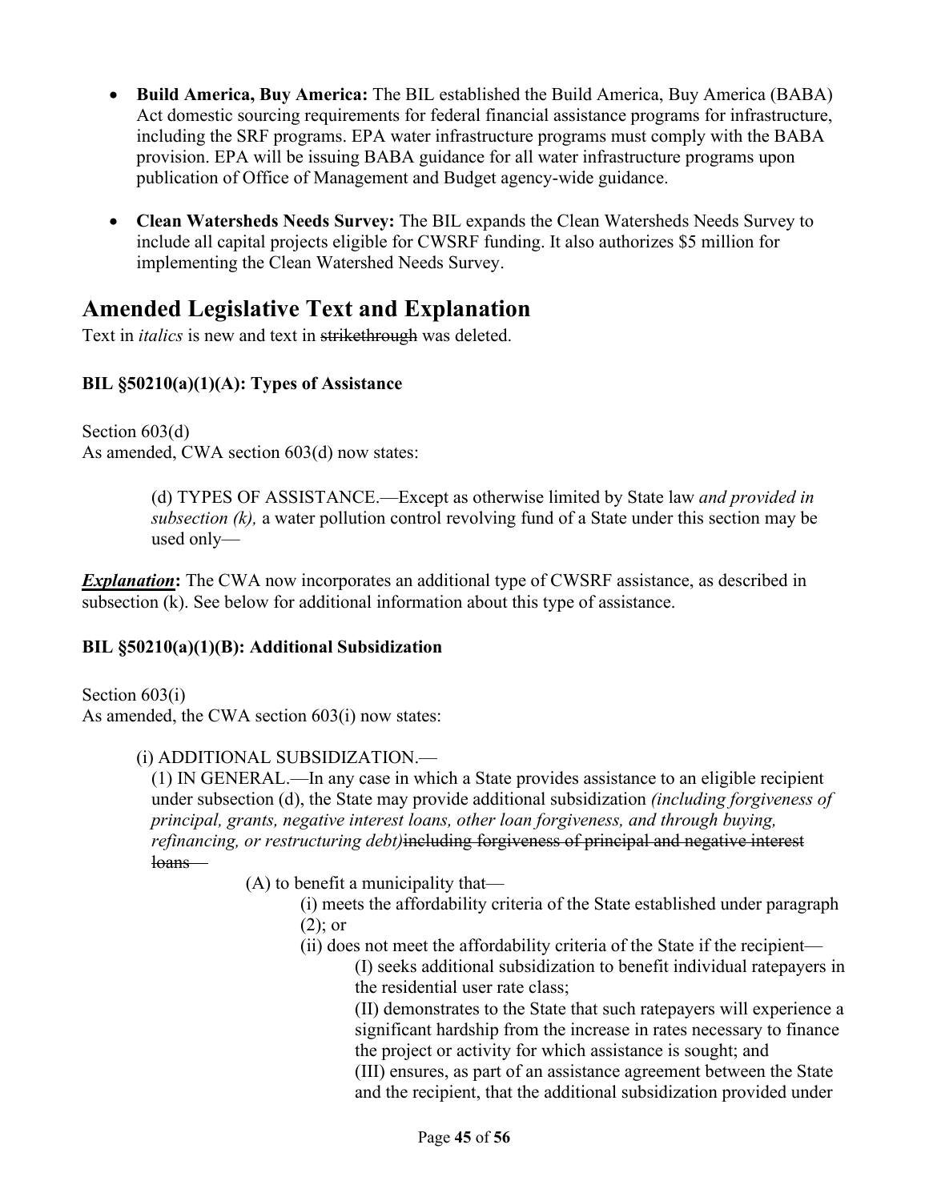- **Build America, Buy America:** The BIL established the Build America, Buy America (BABA) Act domestic sourcing requirements for federal financial assistance programs for infrastructure, including the SRF programs. EPA water infrastructure programs must comply with the BABA provision. EPA will be issuing BABA guidance for all water infrastructure programs upon publication of Office of Management and Budget agency-wide guidance.

- **Clean Watersheds Needs Survey:** The BIL expands the Clean Watersheds Needs Survey to include all capital projects eligible for CWSRF funding. It also authorizes $5 million for implementing the Clean Watershed Needs Survey.

## Amended Legislative Text and Explanation

Text in *italics* is new and text in ~~strikethrough~~ was deleted.

### BIL §50210(a)(1)(A): Types of Assistance

Section 603(d)
As amended, CWA section 603(d) now states:

> (d) TYPES OF ASSISTANCE.—Except as otherwise limited by State law *and provided in subsection (k),* a water pollution control revolving fund of a State under this section may be used only—

***Explanation*:** The CWA now incorporates an additional type of CWSRF assistance, as described in subsection (k). See below for additional information about this type of assistance.

### BIL §50210(a)(1)(B): Additional Subsidization

Section 603(i)
As amended, the CWA section 603(i) now states:

> (i) ADDITIONAL SUBSIDIZATION.—
> (1) IN GENERAL.—In any case in which a State provides assistance to an eligible recipient under subsection (d), the State may provide additional subsidization *(including forgiveness of principal, grants, negative interest loans, other loan forgiveness, and through buying, refinancing, or restructuring debt)*~~including forgiveness of principal and negative interest loans—~~
>
> (A) to benefit a municipality that—
>
> (i) meets the affordability criteria of the State established under paragraph (2); or
>
> (ii) does not meet the affordability criteria of the State if the recipient—
>
> (I) seeks additional subsidization to benefit individual ratepayers in the residential user rate class;
>
> (II) demonstrates to the State that such ratepayers will experience a significant hardship from the increase in rates necessary to finance the project or activity for which assistance is sought; and
>
> (III) ensures, as part of an assistance agreement between the State and the recipient, that the additional subsidization provided under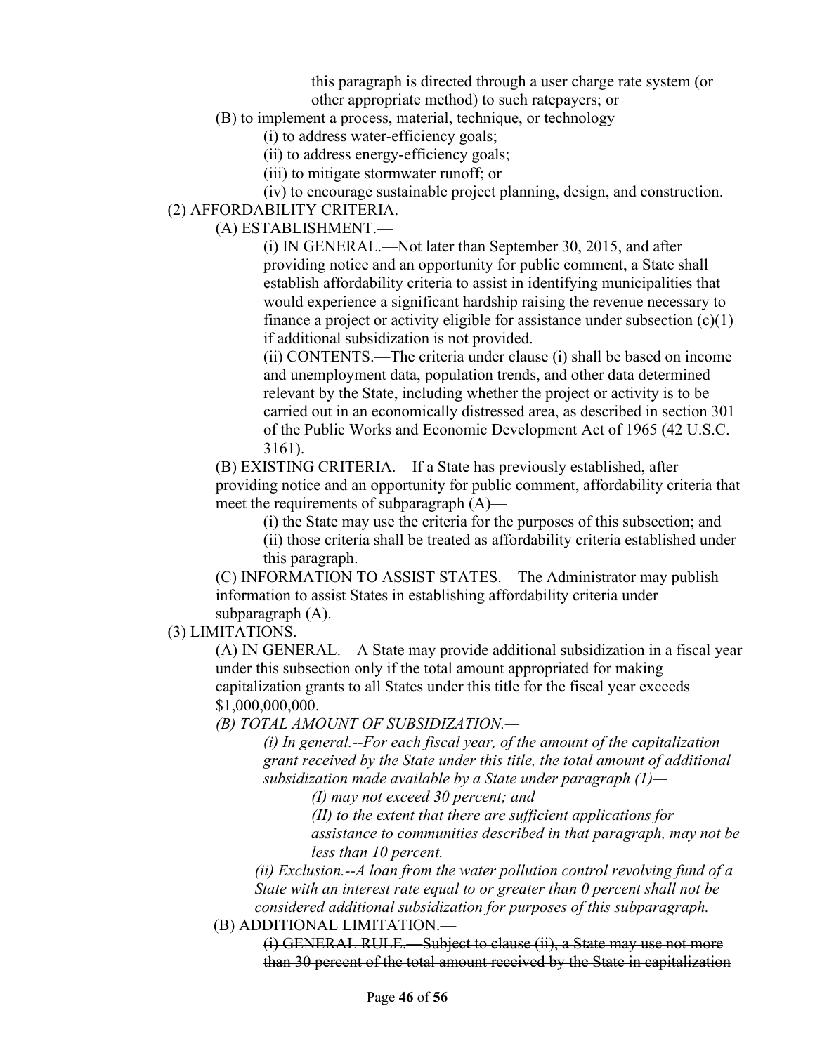this paragraph is directed through a user charge rate system (or other appropriate method) to such ratepayers; or

(B) to implement a process, material, technique, or technology—

(i) to address water-efficiency goals;

(ii) to address energy-efficiency goals;

(iii) to mitigate stormwater runoff; or

(iv) to encourage sustainable project planning, design, and construction.

(2) AFFORDABILITY CRITERIA.—

(A) ESTABLISHMENT.—

(i) IN GENERAL.—Not later than September 30, 2015, and after providing notice and an opportunity for public comment, a State shall establish affordability criteria to assist in identifying municipalities that would experience a significant hardship raising the revenue necessary to finance a project or activity eligible for assistance under subsection (c)(1) if additional subsidization is not provided.

(ii) CONTENTS.—The criteria under clause (i) shall be based on income and unemployment data, population trends, and other data determined relevant by the State, including whether the project or activity is to be carried out in an economically distressed area, as described in section 301 of the Public Works and Economic Development Act of 1965 (42 U.S.C. 3161).

(B) EXISTING CRITERIA.—If a State has previously established, after providing notice and an opportunity for public comment, affordability criteria that meet the requirements of subparagraph (A)—

(i) the State may use the criteria for the purposes of this subsection; and

(ii) those criteria shall be treated as affordability criteria established under this paragraph.

(C) INFORMATION TO ASSIST STATES.—The Administrator may publish information to assist States in establishing affordability criteria under subparagraph (A).

(3) LIMITATIONS.—

(A) IN GENERAL.—A State may provide additional subsidization in a fiscal year under this subsection only if the total amount appropriated for making capitalization grants to all States under this title for the fiscal year exceeds $1,000,000,000.

*(B) TOTAL AMOUNT OF SUBSIDIZATION.—*

*(i) In general.--For each fiscal year, of the amount of the capitalization grant received by the State under this title, the total amount of additional subsidization made available by a State under paragraph (1)—*

*(I) may not exceed 30 percent; and*

*(II) to the extent that there are sufficient applications for assistance to communities described in that paragraph, may not be less than 10 percent.*

*(ii) Exclusion.--A loan from the water pollution control revolving fund of a State with an interest rate equal to or greater than 0 percent shall not be considered additional subsidization for purposes of this subparagraph.*

~~(B) ADDITIONAL LIMITATION.—~~

~~(i) GENERAL RULE.—Subject to clause (ii), a State may use not more than 30 percent of the total amount received by the State in capitalization~~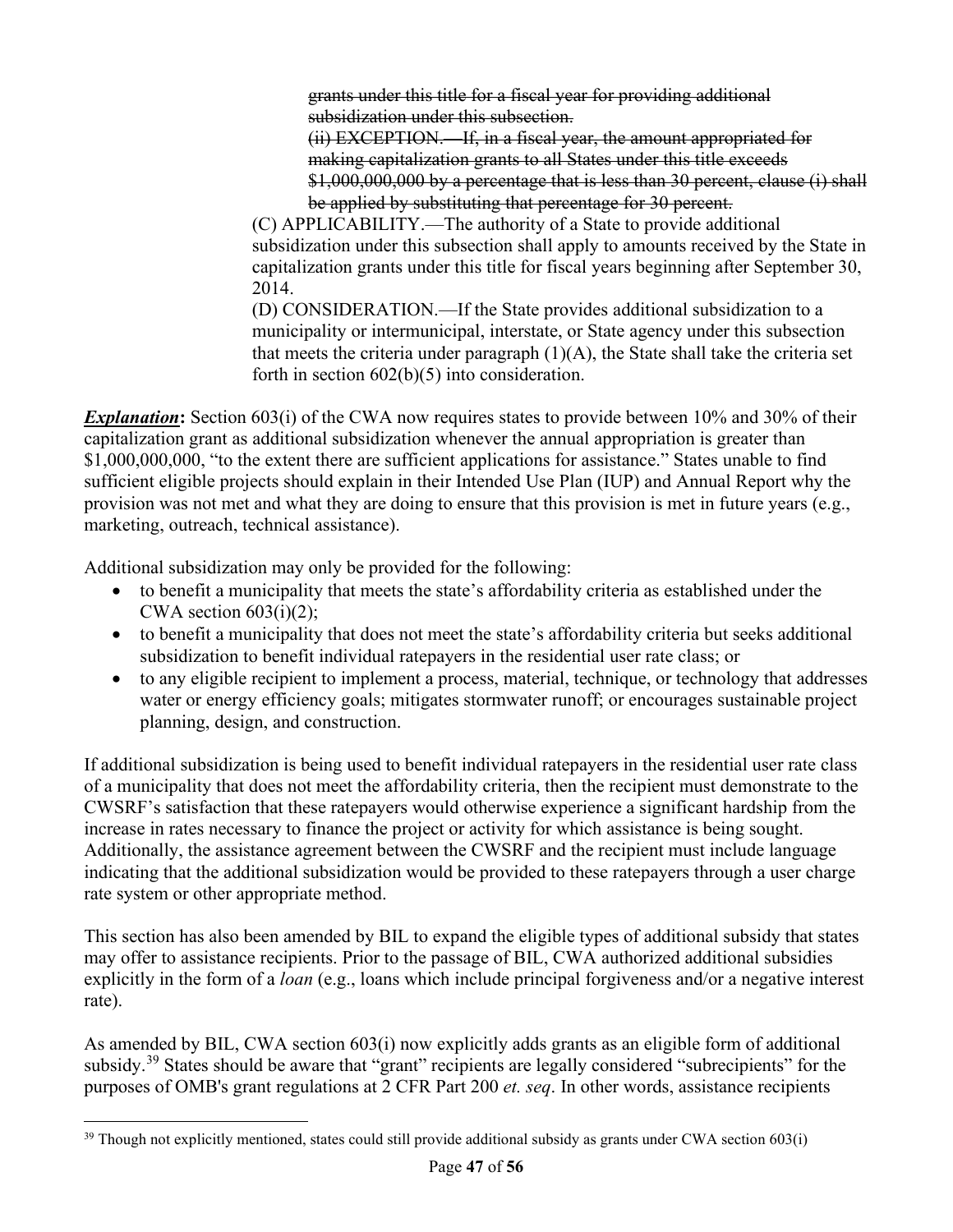~~grants under this title for a fiscal year for providing additional subsidization under this subsection.~~

~~(ii) EXCEPTION.—If, in a fiscal year, the amount appropriated for making capitalization grants to all States under this title exceeds $1,000,000,000 by a percentage that is less than 30 percent, clause (i) shall be applied by substituting that percentage for 30 percent.~~

(C) APPLICABILITY.—The authority of a State to provide additional subsidization under this subsection shall apply to amounts received by the State in capitalization grants under this title for fiscal years beginning after September 30, 2014.

(D) CONSIDERATION.—If the State provides additional subsidization to a municipality or intermunicipal, interstate, or State agency under this subsection that meets the criteria under paragraph (1)(A), the State shall take the criteria set forth in section 602(b)(5) into consideration.

***Explanation*:** Section 603(i) of the CWA now requires states to provide between 10% and 30% of their capitalization grant as additional subsidization whenever the annual appropriation is greater than $1,000,000,000, "to the extent there are sufficient applications for assistance." States unable to find sufficient eligible projects should explain in their Intended Use Plan (IUP) and Annual Report why the provision was not met and what they are doing to ensure that this provision is met in future years (e.g., marketing, outreach, technical assistance).

Additional subsidization may only be provided for the following:

- to benefit a municipality that meets the state's affordability criteria as established under the CWA section 603(i)(2);
- to benefit a municipality that does not meet the state's affordability criteria but seeks additional subsidization to benefit individual ratepayers in the residential user rate class; or
- to any eligible recipient to implement a process, material, technique, or technology that addresses water or energy efficiency goals; mitigates stormwater runoff; or encourages sustainable project planning, design, and construction.

If additional subsidization is being used to benefit individual ratepayers in the residential user rate class of a municipality that does not meet the affordability criteria, then the recipient must demonstrate to the CWSRF's satisfaction that these ratepayers would otherwise experience a significant hardship from the increase in rates necessary to finance the project or activity for which assistance is being sought. Additionally, the assistance agreement between the CWSRF and the recipient must include language indicating that the additional subsidization would be provided to these ratepayers through a user charge rate system or other appropriate method.

This section has also been amended by BIL to expand the eligible types of additional subsidy that states may offer to assistance recipients. Prior to the passage of BIL, CWA authorized additional subsidies explicitly in the form of a *loan* (e.g., loans which include principal forgiveness and/or a negative interest rate).

As amended by BIL, CWA section 603(i) now explicitly adds grants as an eligible form of additional subsidy.[39] States should be aware that "grant" recipients are legally considered "subrecipients" for the purposes of OMB's grant regulations at 2 CFR Part 200 *et. seq*. In other words, assistance recipients

[39] Though not explicitly mentioned, states could still provide additional subsidy as grants under CWA section 603(i)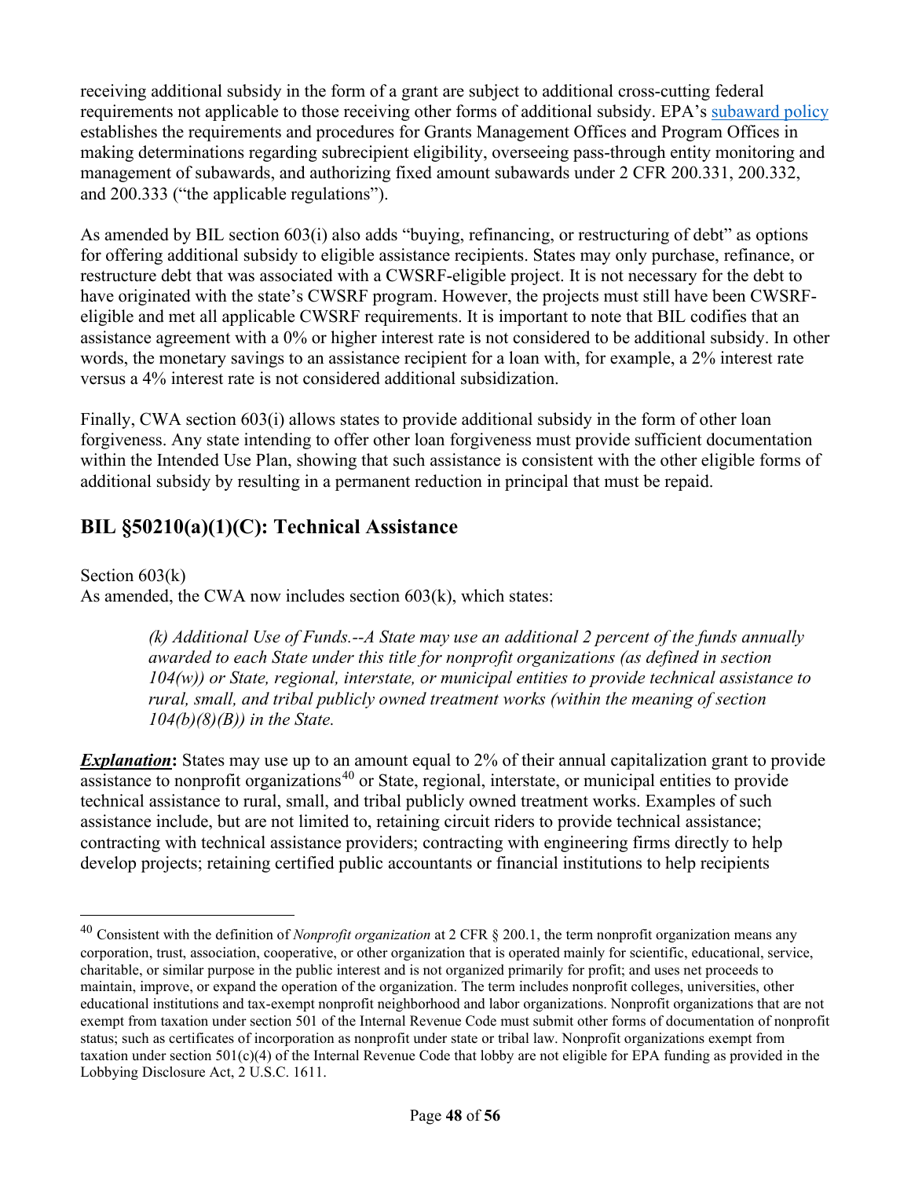receiving additional subsidy in the form of a grant are subject to additional cross-cutting federal requirements not applicable to those receiving other forms of additional subsidy. EPA's [subaward policy](subaward policy) establishes the requirements and procedures for Grants Management Offices and Program Offices in making determinations regarding subrecipient eligibility, overseeing pass-through entity monitoring and management of subawards, and authorizing fixed amount subawards under 2 CFR 200.331, 200.332, and 200.333 ("the applicable regulations").

As amended by BIL section 603(i) also adds "buying, refinancing, or restructuring of debt" as options for offering additional subsidy to eligible assistance recipients. States may only purchase, refinance, or restructure debt that was associated with a CWSRF-eligible project. It is not necessary for the debt to have originated with the state's CWSRF program. However, the projects must still have been CWSRF-eligible and met all applicable CWSRF requirements. It is important to note that BIL codifies that an assistance agreement with a 0% or higher interest rate is not considered to be additional subsidy. In other words, the monetary savings to an assistance recipient for a loan with, for example, a 2% interest rate versus a 4% interest rate is not considered additional subsidization.

Finally, CWA section 603(i) allows states to provide additional subsidy in the form of other loan forgiveness. Any state intending to offer other loan forgiveness must provide sufficient documentation within the Intended Use Plan, showing that such assistance is consistent with the other eligible forms of additional subsidy by resulting in a permanent reduction in principal that must be repaid.

## BIL §50210(a)(1)(C): Technical Assistance

Section 603(k)
As amended, the CWA now includes section 603(k), which states:

> *(k) Additional Use of Funds.--A State may use an additional 2 percent of the funds annually awarded to each State under this title for nonprofit organizations (as defined in section 104(w)) or State, regional, interstate, or municipal entities to provide technical assistance to rural, small, and tribal publicly owned treatment works (within the meaning of section 104(b)(8)(B)) in the State.*

***Explanation*:** States may use up to an amount equal to 2% of their annual capitalization grant to provide assistance to nonprofit organizations[40] or State, regional, interstate, or municipal entities to provide technical assistance to rural, small, and tribal publicly owned treatment works. Examples of such assistance include, but are not limited to, retaining circuit riders to provide technical assistance; contracting with technical assistance providers; contracting with engineering firms directly to help develop projects; retaining certified public accountants or financial institutions to help recipients

[40] Consistent with the definition of *Nonprofit organization* at 2 CFR § 200.1, the term nonprofit organization means any corporation, trust, association, cooperative, or other organization that is operated mainly for scientific, educational, service, charitable, or similar purpose in the public interest and is not organized primarily for profit; and uses net proceeds to maintain, improve, or expand the operation of the organization. The term includes nonprofit colleges, universities, other educational institutions and tax-exempt nonprofit neighborhood and labor organizations. Nonprofit organizations that are not exempt from taxation under section 501 of the Internal Revenue Code must submit other forms of documentation of nonprofit status; such as certificates of incorporation as nonprofit under state or tribal law. Nonprofit organizations exempt from taxation under section 501(c)(4) of the Internal Revenue Code that lobby are not eligible for EPA funding as provided in the Lobbying Disclosure Act, 2 U.S.C. 1611.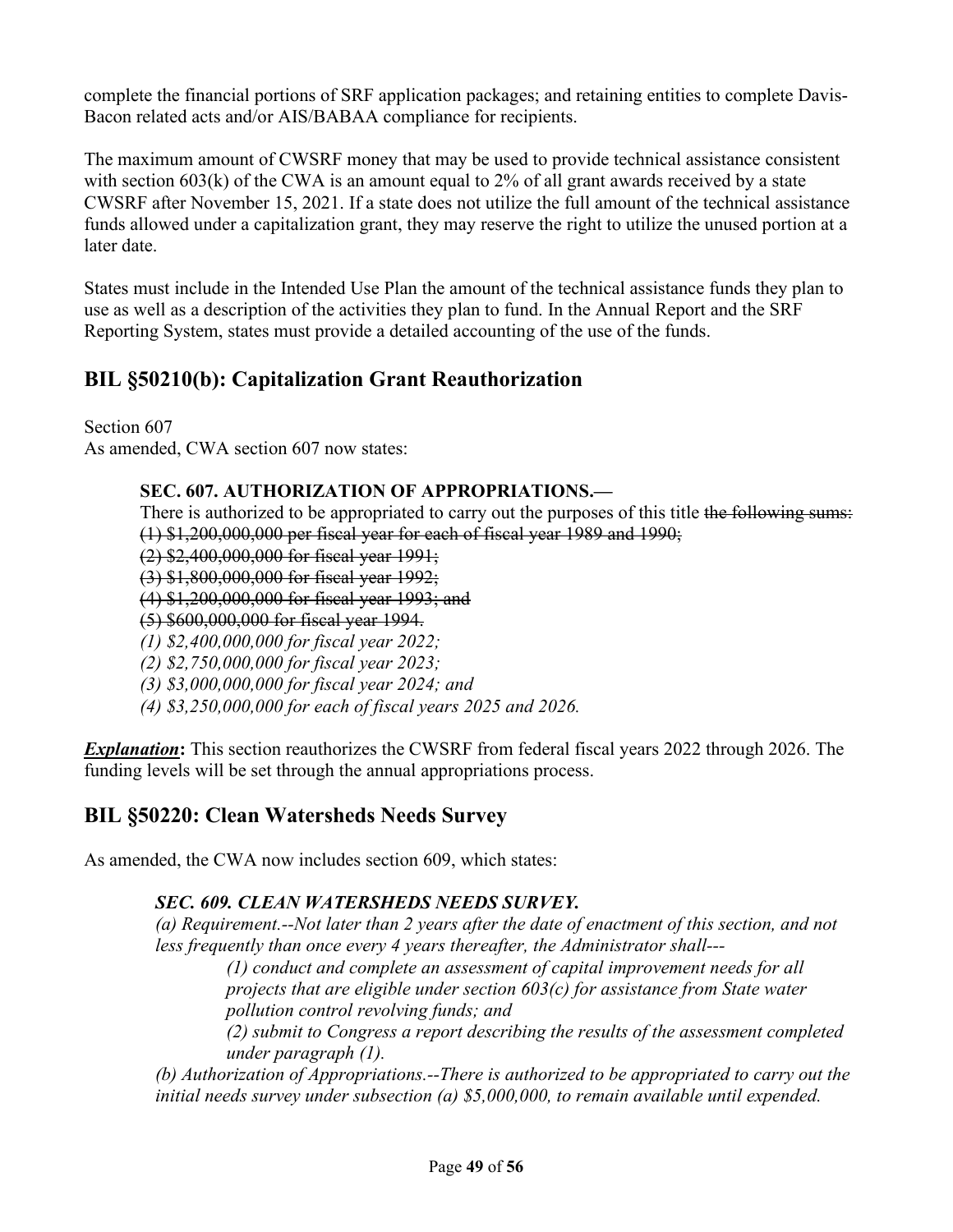complete the financial portions of SRF application packages; and retaining entities to complete Davis-Bacon related acts and/or AIS/BABAA compliance for recipients.

The maximum amount of CWSRF money that may be used to provide technical assistance consistent with section 603(k) of the CWA is an amount equal to 2% of all grant awards received by a state CWSRF after November 15, 2021. If a state does not utilize the full amount of the technical assistance funds allowed under a capitalization grant, they may reserve the right to utilize the unused portion at a later date.

States must include in the Intended Use Plan the amount of the technical assistance funds they plan to use as well as a description of the activities they plan to fund. In the Annual Report and the SRF Reporting System, states must provide a detailed accounting of the use of the funds.

## BIL §50210(b): Capitalization Grant Reauthorization

Section 607
As amended, CWA section 607 now states:

> **SEC. 607. AUTHORIZATION OF APPROPRIATIONS.—**
> There is authorized to be appropriated to carry out the purposes of this title ~~the following sums:~~
> ~~(1) $1,200,000,000 per fiscal year for each of fiscal year 1989 and 1990;~~
> ~~(2) $2,400,000,000 for fiscal year 1991;~~
> ~~(3) $1,800,000,000 for fiscal year 1992;~~
> ~~(4) $1,200,000,000 for fiscal year 1993; and~~
> ~~(5) $600,000,000 for fiscal year 1994.~~
> *(1) $2,400,000,000 for fiscal year 2022;*
> *(2) $2,750,000,000 for fiscal year 2023;*
> *(3) $3,000,000,000 for fiscal year 2024; and*
> *(4) $3,250,000,000 for each of fiscal years 2025 and 2026.*

***Explanation*:** This section reauthorizes the CWSRF from federal fiscal years 2022 through 2026. The funding levels will be set through the annual appropriations process.

## BIL §50220: Clean Watersheds Needs Survey

As amended, the CWA now includes section 609, which states:

> ***SEC. 609. CLEAN WATERSHEDS NEEDS SURVEY.***
> *(a) Requirement.--Not later than 2 years after the date of enactment of this section, and not less frequently than once every 4 years thereafter, the Administrator shall---*
>
> > *(1) conduct and complete an assessment of capital improvement needs for all projects that are eligible under section 603(c) for assistance from State water pollution control revolving funds; and*
> > *(2) submit to Congress a report describing the results of the assessment completed under paragraph (1).*
>
> *(b) Authorization of Appropriations.--There is authorized to be appropriated to carry out the initial needs survey under subsection (a) $5,000,000, to remain available until expended.*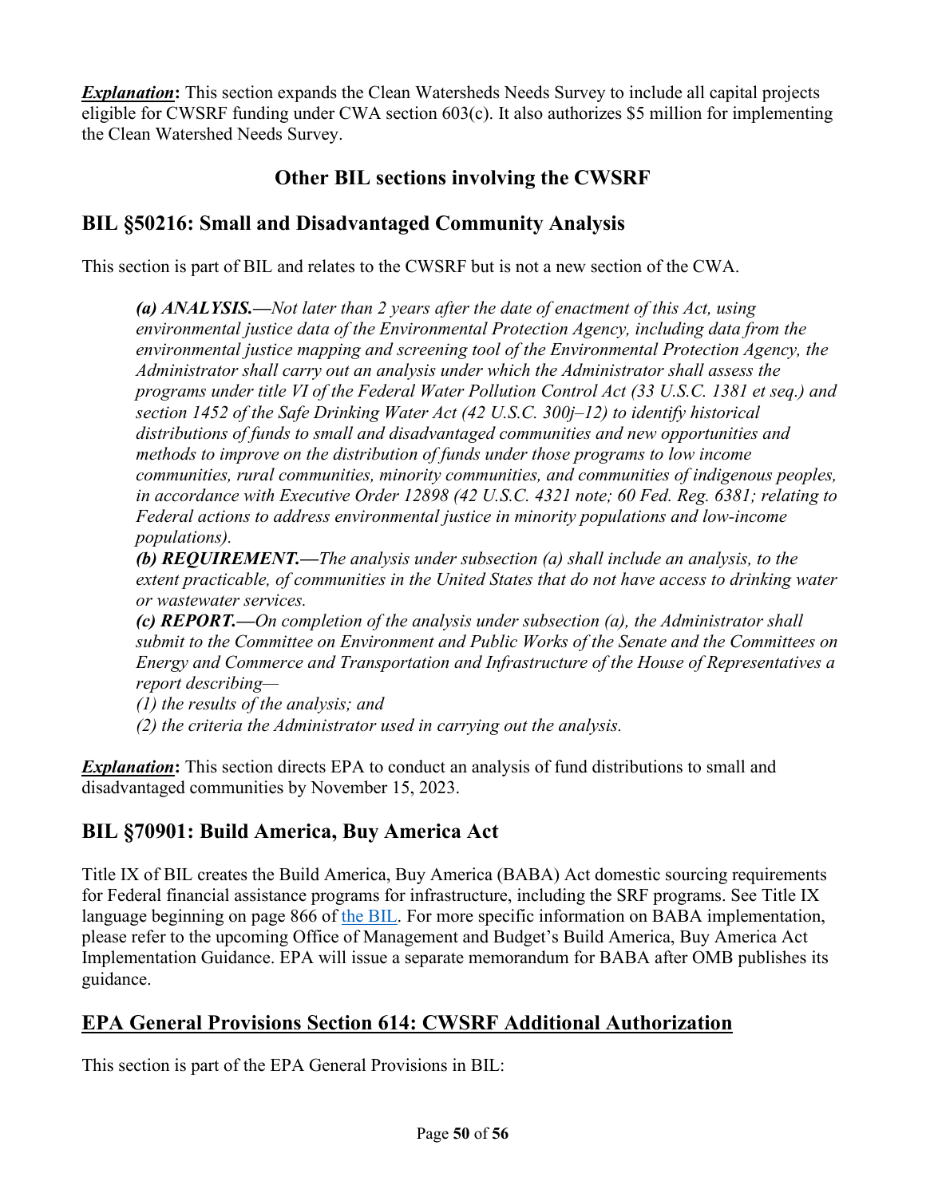***Explanation*:** This section expands the Clean Watersheds Needs Survey to include all capital projects eligible for CWSRF funding under CWA section 603(c). It also authorizes $5 million for implementing the Clean Watershed Needs Survey.

# Other BIL sections involving the CWSRF

## BIL §50216: Small and Disadvantaged Community Analysis

This section is part of BIL and relates to the CWSRF but is not a new section of the CWA.

> ***(a) ANALYSIS.—****Not later than 2 years after the date of enactment of this Act, using environmental justice data of the Environmental Protection Agency, including data from the environmental justice mapping and screening tool of the Environmental Protection Agency, the Administrator shall carry out an analysis under which the Administrator shall assess the programs under title VI of the Federal Water Pollution Control Act (33 U.S.C. 1381 et seq.) and section 1452 of the Safe Drinking Water Act (42 U.S.C. 300j–12) to identify historical distributions of funds to small and disadvantaged communities and new opportunities and methods to improve on the distribution of funds under those programs to low income communities, rural communities, minority communities, and communities of indigenous peoples, in accordance with Executive Order 12898 (42 U.S.C. 4321 note; 60 Fed. Reg. 6381; relating to Federal actions to address environmental justice in minority populations and low-income populations).*
>
> ***(b) REQUIREMENT.—****The analysis under subsection (a) shall include an analysis, to the extent practicable, of communities in the United States that do not have access to drinking water or wastewater services.*
>
> ***(c) REPORT.—****On completion of the analysis under subsection (a), the Administrator shall submit to the Committee on Environment and Public Works of the Senate and the Committees on Energy and Commerce and Transportation and Infrastructure of the House of Representatives a report describing—*
>
> *(1) the results of the analysis; and*
>
> *(2) the criteria the Administrator used in carrying out the analysis.*

***Explanation*:** This section directs EPA to conduct an analysis of fund distributions to small and disadvantaged communities by November 15, 2023.

## BIL §70901: Build America, Buy America Act

Title IX of BIL creates the Build America, Buy America (BABA) Act domestic sourcing requirements for Federal financial assistance programs for infrastructure, including the SRF programs. See Title IX language beginning on page 866 of the BIL. For more specific information on BABA implementation, please refer to the upcoming Office of Management and Budget's Build America, Buy America Act Implementation Guidance. EPA will issue a separate memorandum for BABA after OMB publishes its guidance.

# EPA General Provisions Section 614: CWSRF Additional Authorization

This section is part of the EPA General Provisions in BIL: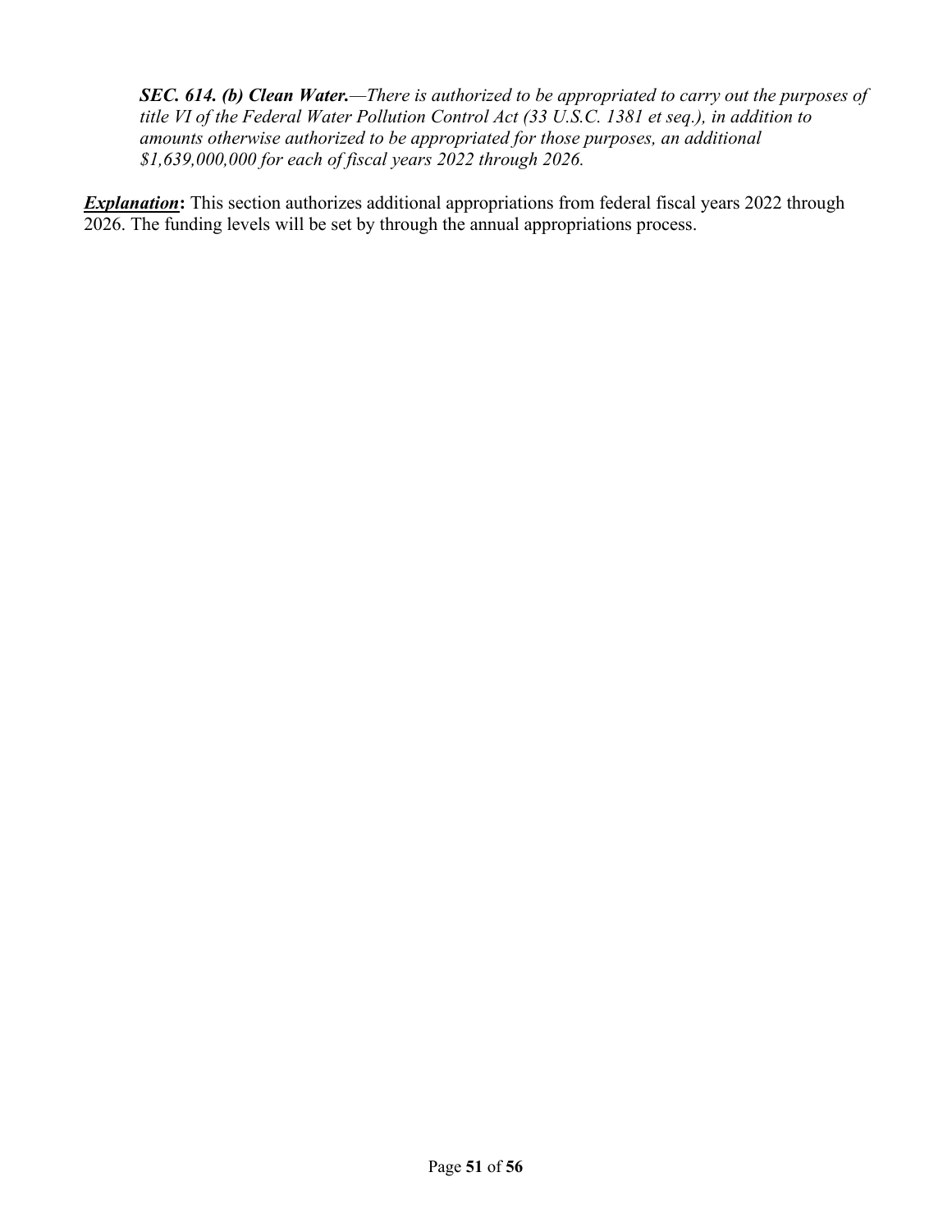***SEC. 614. (b) Clean Water.****—There is authorized to be appropriated to carry out the purposes of title VI of the Federal Water Pollution Control Act (33 U.S.C. 1381 et seq.), in addition to amounts otherwise authorized to be appropriated for those purposes, an additional $1,639,000,000 for each of fiscal years 2022 through 2026.*

***Explanation*:** This section authorizes additional appropriations from federal fiscal years 2022 through 2026. The funding levels will be set by through the annual appropriations process.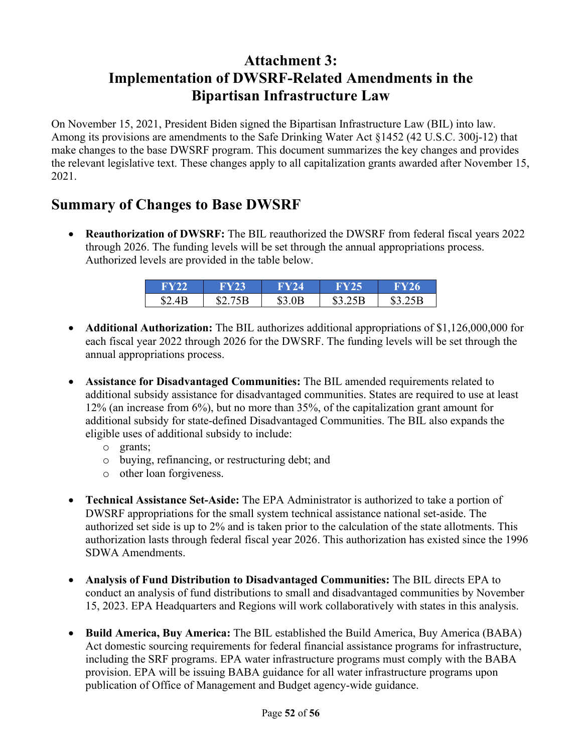# Attachment 3: Implementation of DWSRF-Related Amendments in the Bipartisan Infrastructure Law

On November 15, 2021, President Biden signed the Bipartisan Infrastructure Law (BIL) into law. Among its provisions are amendments to the Safe Drinking Water Act §1452 (42 U.S.C. 300j-12) that make changes to the base DWSRF program. This document summarizes the key changes and provides the relevant legislative text. These changes apply to all capitalization grants awarded after November 15, 2021.

## Summary of Changes to Base DWSRF

- **Reauthorization of DWSRF:** The BIL reauthorized the DWSRF from federal fiscal years 2022 through 2026. The funding levels will be set through the annual appropriations process. Authorized levels are provided in the table below.

| FY22 | FY23 | FY24 | FY25 | FY26 |
| --- | --- | --- | --- | --- |
| $2.4B | $2.75B | $3.0B | $3.25B | $3.25B |

- **Additional Authorization:** The BIL authorizes additional appropriations of $1,126,000,000 for each fiscal year 2022 through 2026 for the DWSRF. The funding levels will be set through the annual appropriations process.

- **Assistance for Disadvantaged Communities:** The BIL amended requirements related to additional subsidy assistance for disadvantaged communities. States are required to use at least 12% (an increase from 6%), but no more than 35%, of the capitalization grant amount for additional subsidy for state-defined Disadvantaged Communities. The BIL also expands the eligible uses of additional subsidy to include:
  - grants;
  - buying, refinancing, or restructuring debt; and
  - other loan forgiveness.

- **Technical Assistance Set-Aside:** The EPA Administrator is authorized to take a portion of DWSRF appropriations for the small system technical assistance national set-aside. The authorized set side is up to 2% and is taken prior to the calculation of the state allotments. This authorization lasts through federal fiscal year 2026. This authorization has existed since the 1996 SDWA Amendments.

- **Analysis of Fund Distribution to Disadvantaged Communities:** The BIL directs EPA to conduct an analysis of fund distributions to small and disadvantaged communities by November 15, 2023. EPA Headquarters and Regions will work collaboratively with states in this analysis.

- **Build America, Buy America:** The BIL established the Build America, Buy America (BABA) Act domestic sourcing requirements for federal financial assistance programs for infrastructure, including the SRF programs. EPA water infrastructure programs must comply with the BABA provision. EPA will be issuing BABA guidance for all water infrastructure programs upon publication of Office of Management and Budget agency-wide guidance.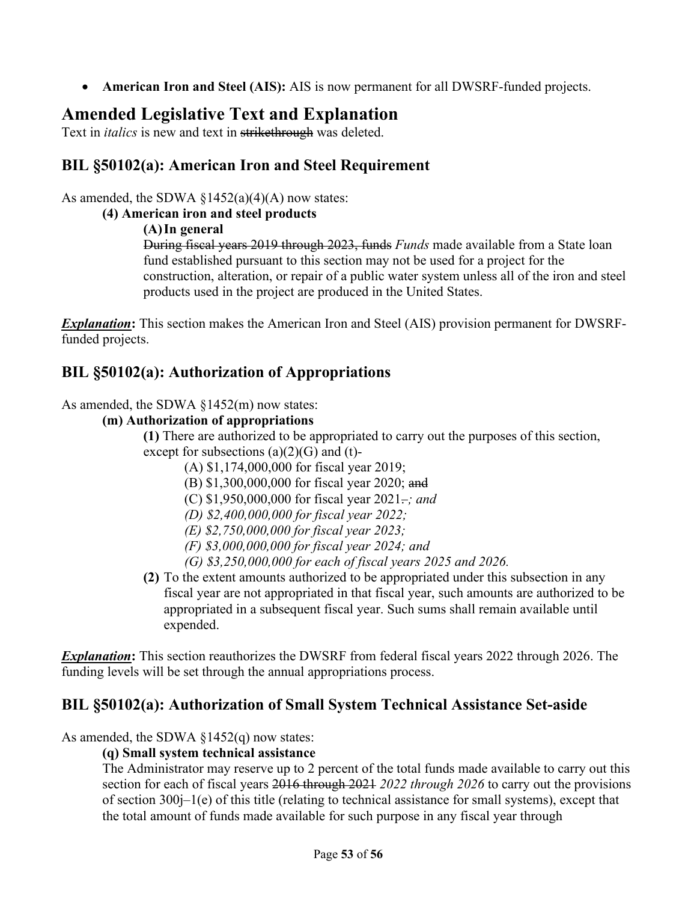- **American Iron and Steel (AIS):** AIS is now permanent for all DWSRF-funded projects.

# Amended Legislative Text and Explanation

Text in *italics* is new and text in ~~strikethrough~~ was deleted.

## BIL §50102(a): American Iron and Steel Requirement

As amended, the SDWA §1452(a)(4)(A) now states:

**(4) American iron and steel products**

**(A) In general**

~~During fiscal years 2019 through 2023, funds~~ *Funds* made available from a State loan fund established pursuant to this section may not be used for a project for the construction, alteration, or repair of a public water system unless all of the iron and steel products used in the project are produced in the United States.

***Explanation*:** This section makes the American Iron and Steel (AIS) provision permanent for DWSRF-funded projects.

## BIL §50102(a): Authorization of Appropriations

As amended, the SDWA §1452(m) now states:

**(m) Authorization of appropriations**

**(1)** There are authorized to be appropriated to carry out the purposes of this section, except for subsections (a)(2)(G) and (t)-

(A) $1,174,000,000 for fiscal year 2019;

(B) $1,300,000,000 for fiscal year 2020; ~~and~~

(C) $1,950,000,000 for fiscal year 2021~~.~~*; and*

*(D) $2,400,000,000 for fiscal year 2022;*

*(E) $2,750,000,000 for fiscal year 2023;*

*(F) $3,000,000,000 for fiscal year 2024; and*

*(G) $3,250,000,000 for each of fiscal years 2025 and 2026.*

**(2)** To the extent amounts authorized to be appropriated under this subsection in any fiscal year are not appropriated in that fiscal year, such amounts are authorized to be appropriated in a subsequent fiscal year. Such sums shall remain available until expended.

***Explanation*:** This section reauthorizes the DWSRF from federal fiscal years 2022 through 2026. The funding levels will be set through the annual appropriations process.

## BIL §50102(a): Authorization of Small System Technical Assistance Set-aside

As amended, the SDWA §1452(q) now states:

**(q) Small system technical assistance**

The Administrator may reserve up to 2 percent of the total funds made available to carry out this section for each of fiscal years ~~2016 through 2021~~ *2022 through 2026* to carry out the provisions of section 300j–1(e) of this title (relating to technical assistance for small systems), except that the total amount of funds made available for such purpose in any fiscal year through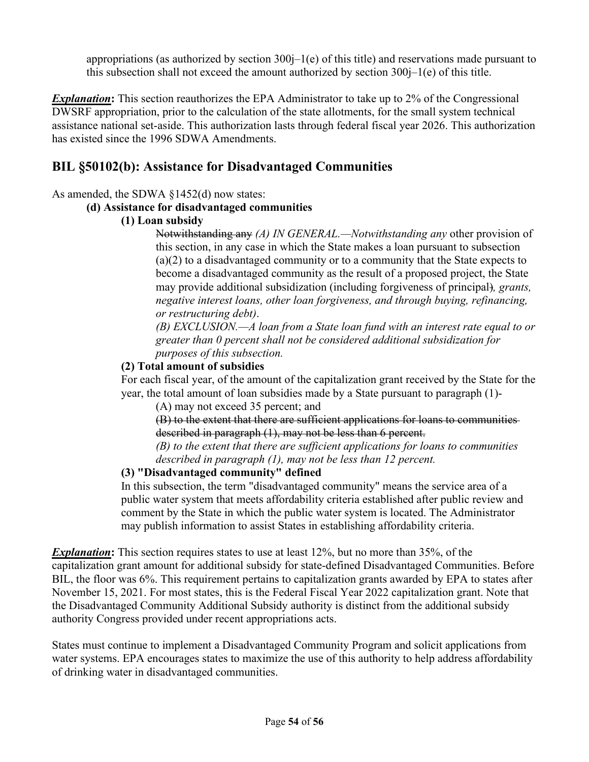appropriations (as authorized by section 300j–1(e) of this title) and reservations made pursuant to this subsection shall not exceed the amount authorized by section 300j–1(e) of this title.

***Explanation*:** This section reauthorizes the EPA Administrator to take up to 2% of the Congressional DWSRF appropriation, prior to the calculation of the state allotments, for the small system technical assistance national set-aside. This authorization lasts through federal fiscal year 2026. This authorization has existed since the 1996 SDWA Amendments.

## BIL §50102(b): Assistance for Disadvantaged Communities

As amended, the SDWA §1452(d) now states:

**(d) Assistance for disadvantaged communities**

**(1) Loan subsidy**

~~Notwithstanding any~~ *(A) IN GENERAL.—Notwithstanding any* other provision of this section, in any case in which the State makes a loan pursuant to subsection (a)(2) to a disadvantaged community or to a community that the State expects to become a disadvantaged community as the result of a proposed project, the State may provide additional subsidization (including forgiveness of principal~~)~~*, grants, negative interest loans, other loan forgiveness, and through buying, refinancing, or restructuring debt)*.

*(B) EXCLUSION.—A loan from a State loan fund with an interest rate equal to or greater than 0 percent shall not be considered additional subsidization for purposes of this subsection.*

**(2) Total amount of subsidies**

For each fiscal year, of the amount of the capitalization grant received by the State for the year, the total amount of loan subsidies made by a State pursuant to paragraph (1)-

(A) may not exceed 35 percent; and

~~(B) to the extent that there are sufficient applications for loans to communities described in paragraph (1), may not be less than 6 percent.~~

*(B) to the extent that there are sufficient applications for loans to communities described in paragraph (1), may not be less than 12 percent.*

**(3) "Disadvantaged community" defined**

In this subsection, the term "disadvantaged community" means the service area of a public water system that meets affordability criteria established after public review and comment by the State in which the public water system is located. The Administrator may publish information to assist States in establishing affordability criteria.

***Explanation*:** This section requires states to use at least 12%, but no more than 35%, of the capitalization grant amount for additional subsidy for state-defined Disadvantaged Communities. Before BIL, the floor was 6%. This requirement pertains to capitalization grants awarded by EPA to states after November 15, 2021. For most states, this is the Federal Fiscal Year 2022 capitalization grant. Note that the Disadvantaged Community Additional Subsidy authority is distinct from the additional subsidy authority Congress provided under recent appropriations acts.

States must continue to implement a Disadvantaged Community Program and solicit applications from water systems. EPA encourages states to maximize the use of this authority to help address affordability of drinking water in disadvantaged communities.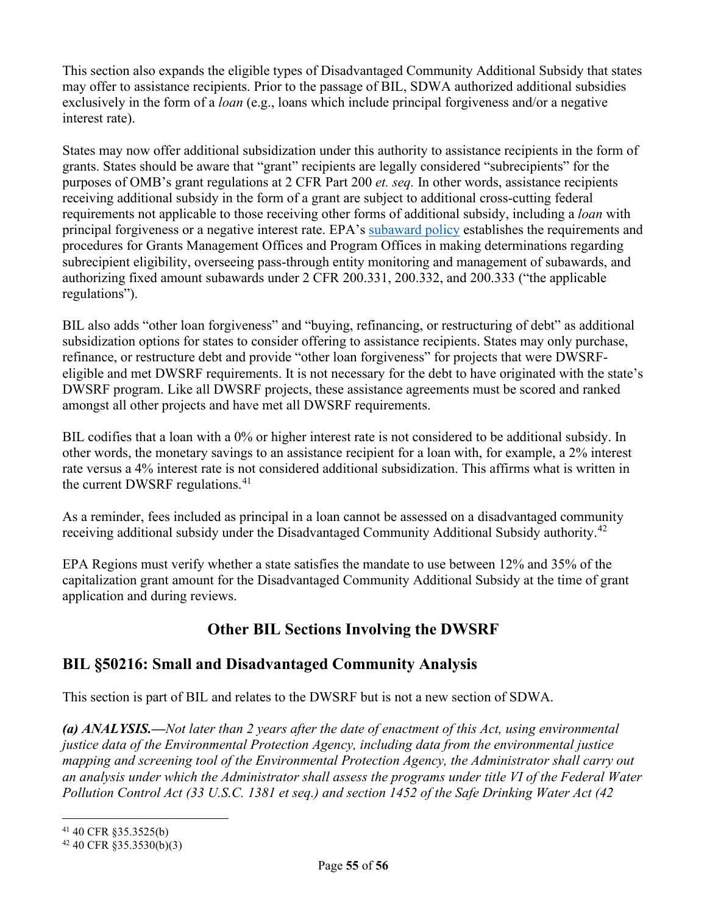This section also expands the eligible types of Disadvantaged Community Additional Subsidy that states may offer to assistance recipients. Prior to the passage of BIL, SDWA authorized additional subsidies exclusively in the form of a *loan* (e.g., loans which include principal forgiveness and/or a negative interest rate).

States may now offer additional subsidization under this authority to assistance recipients in the form of grants. States should be aware that "grant" recipients are legally considered "subrecipients" for the purposes of OMB's grant regulations at 2 CFR Part 200 *et. seq.* In other words, assistance recipients receiving additional subsidy in the form of a grant are subject to additional cross-cutting federal requirements not applicable to those receiving other forms of additional subsidy, including a *loan* with principal forgiveness or a negative interest rate. EPA's subaward policy establishes the requirements and procedures for Grants Management Offices and Program Offices in making determinations regarding subrecipient eligibility, overseeing pass-through entity monitoring and management of subawards, and authorizing fixed amount subawards under 2 CFR 200.331, 200.332, and 200.333 ("the applicable regulations").

BIL also adds "other loan forgiveness" and "buying, refinancing, or restructuring of debt" as additional subsidization options for states to consider offering to assistance recipients. States may only purchase, refinance, or restructure debt and provide "other loan forgiveness" for projects that were DWSRF-eligible and met DWSRF requirements. It is not necessary for the debt to have originated with the state's DWSRF program. Like all DWSRF projects, these assistance agreements must be scored and ranked amongst all other projects and have met all DWSRF requirements.

BIL codifies that a loan with a 0% or higher interest rate is not considered to be additional subsidy. In other words, the monetary savings to an assistance recipient for a loan with, for example, a 2% interest rate versus a 4% interest rate is not considered additional subsidization. This affirms what is written in the current DWSRF regulations.[41]

As a reminder, fees included as principal in a loan cannot be assessed on a disadvantaged community receiving additional subsidy under the Disadvantaged Community Additional Subsidy authority.[42]

EPA Regions must verify whether a state satisfies the mandate to use between 12% and 35% of the capitalization grant amount for the Disadvantaged Community Additional Subsidy at the time of grant application and during reviews.

# Other BIL Sections Involving the DWSRF

## BIL §50216: Small and Disadvantaged Community Analysis

This section is part of BIL and relates to the DWSRF but is not a new section of SDWA.

***(a) ANALYSIS.—****Not later than 2 years after the date of enactment of this Act, using environmental justice data of the Environmental Protection Agency, including data from the environmental justice mapping and screening tool of the Environmental Protection Agency, the Administrator shall carry out an analysis under which the Administrator shall assess the programs under title VI of the Federal Water Pollution Control Act (33 U.S.C. 1381 et seq.) and section 1452 of the Safe Drinking Water Act (42*

---

[41] 40 CFR §35.3525(b)

[42] 40 CFR §35.3530(b)(3)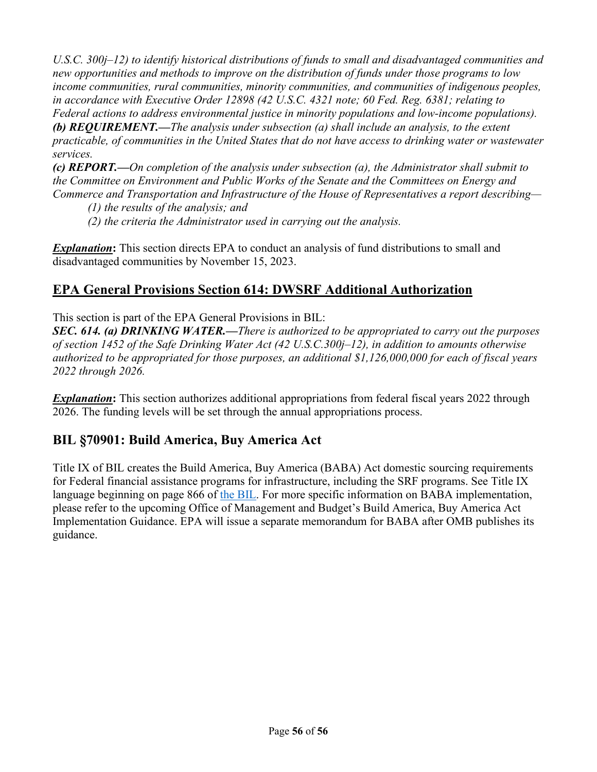*U.S.C. 300j–12) to identify historical distributions of funds to small and disadvantaged communities and new opportunities and methods to improve on the distribution of funds under those programs to low income communities, rural communities, minority communities, and communities of indigenous peoples, in accordance with Executive Order 12898 (42 U.S.C. 4321 note; 60 Fed. Reg. 6381; relating to Federal actions to address environmental justice in minority populations and low-income populations).*

***(b) REQUIREMENT.—****The analysis under subsection (a) shall include an analysis, to the extent practicable, of communities in the United States that do not have access to drinking water or wastewater services.*

***(c) REPORT.—****On completion of the analysis under subsection (a), the Administrator shall submit to the Committee on Environment and Public Works of the Senate and the Committees on Energy and Commerce and Transportation and Infrastructure of the House of Representatives a report describing—*

*(1) the results of the analysis; and*

*(2) the criteria the Administrator used in carrying out the analysis.*

***Explanation*****:** This section directs EPA to conduct an analysis of fund distributions to small and disadvantaged communities by November 15, 2023.

## EPA General Provisions Section 614: DWSRF Additional Authorization

This section is part of the EPA General Provisions in BIL:

***SEC. 614. (a) DRINKING WATER.—****There is authorized to be appropriated to carry out the purposes of section 1452 of the Safe Drinking Water Act (42 U.S.C.300j–12), in addition to amounts otherwise authorized to be appropriated for those purposes, an additional $1,126,000,000 for each of fiscal years 2022 through 2026.*

***Explanation*****:** This section authorizes additional appropriations from federal fiscal years 2022 through 2026. The funding levels will be set through the annual appropriations process.

## BIL §70901: Build America, Buy America Act

Title IX of BIL creates the Build America, Buy America (BABA) Act domestic sourcing requirements for Federal financial assistance programs for infrastructure, including the SRF programs. See Title IX language beginning on page 866 of the BIL. For more specific information on BABA implementation, please refer to the upcoming Office of Management and Budget's Build America, Buy America Act Implementation Guidance. EPA will issue a separate memorandum for BABA after OMB publishes its guidance.